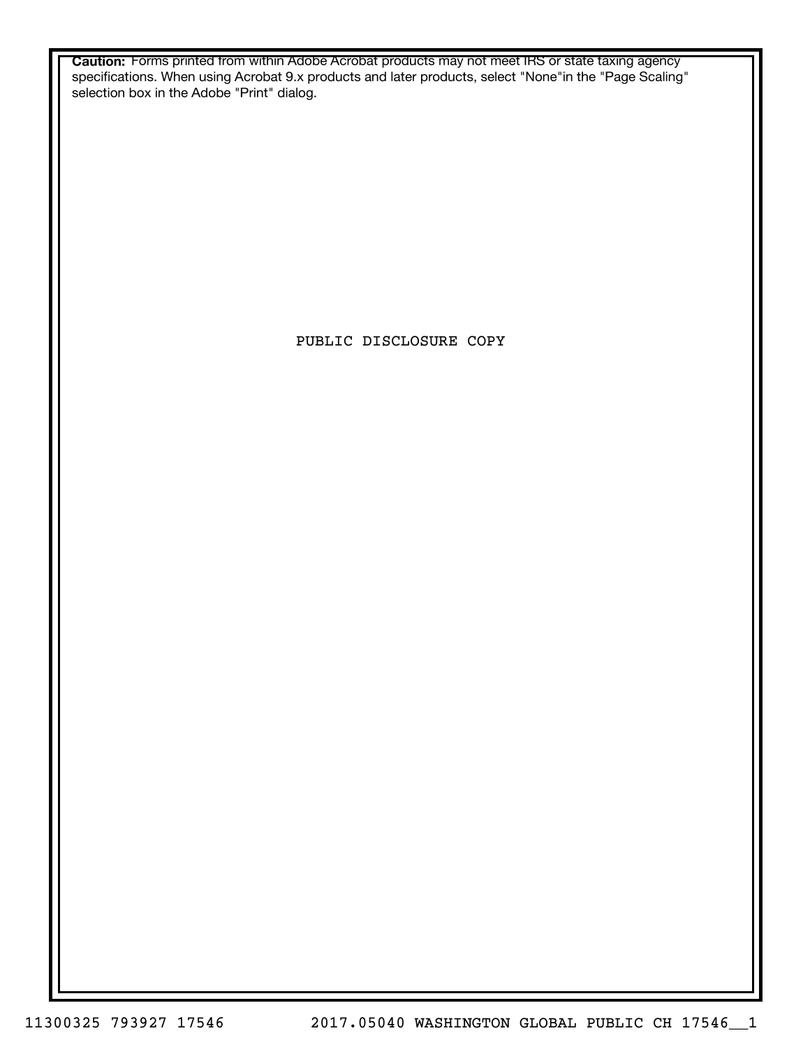**Caution:** Forms printed from within Adobe Acrobat products may not meet IRS or state taxing agency specifications. When using Acrobat 9.x products and later products, select "None"in the "Page Scaling" selection box in the Adobe "Print" dialog.

PUBLIC DISCLOSURE COPY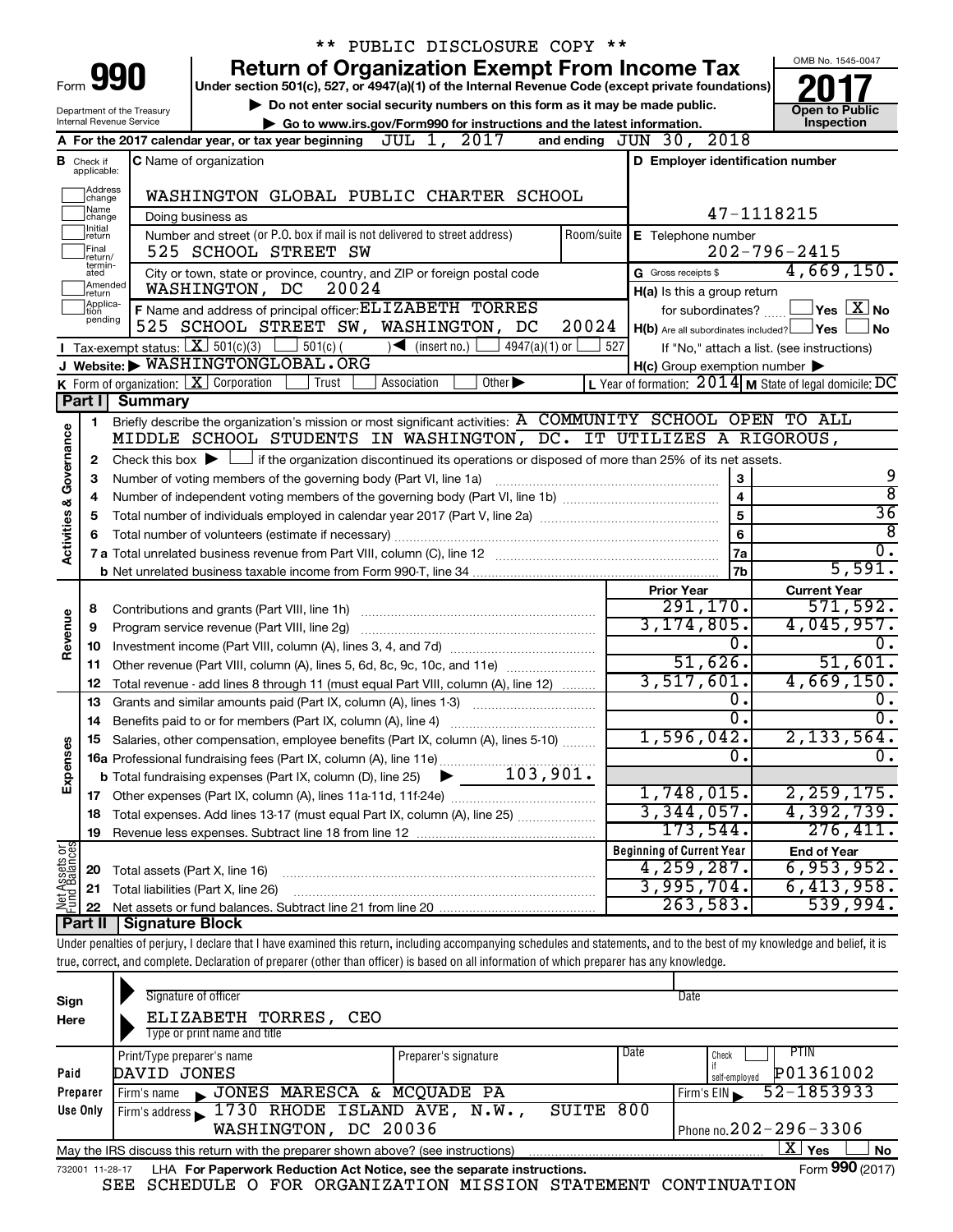\*\* PUBLIC DISCLOSURE COPY \*\*

# Form 990 — Return of Organization Exempt From Income Tax

Under section 501(c), 527, or 4947(a)(1) of the Internal Revenue Code (except private foundations)

▶ Do not enter social security numbers on this form as it may be made public.

▶ Go to www.irs.gov/Form990 for instructions and the latest information.

Department of the Treasury
Internal Revenue Service

OMB No. 1545-0047

**2017**

**Open to Public Inspection**

**A** For the 2017 calendar year, or tax year beginning JUL 1, 2017 and ending JUN 30, 2018

**B** Check if applicable: Address change, Name change, Initial return, Final return/terminated, Amended return, Application pending

**C** Name of organization: WASHINGTON GLOBAL PUBLIC CHARTER SCHOOL

Doing business as

Number and street (or P.O. box if mail is not delivered to street address): 525 SCHOOL STREET SW — Room/suite

City or town, state or province, country, and ZIP or foreign postal code: WASHINGTON, DC 20024

**D** Employer identification number: 47-1118215

**E** Telephone number: 202-796-2415

**G** Gross receipts $ 4,669,150.

**F** Name and address of principal officer: ELIZABETH TORRES, 525 SCHOOL STREET SW, WASHINGTON, DC 20024

**H(a)** Is this a group return for subordinates? ☐ Yes ☒ No

**H(b)** Are all subordinates included? ☐ Yes ☐ No — If "No," attach a list. (see instructions)

**H(c)** Group exemption number ▶

**I** Tax-exempt status: ☒ 501(c)(3) ☐ 501(c) ( ) ◀ (insert no.) ☐ 4947(a)(1) or ☐ 527

**J** Website: ▶ WASHINGTONGLOBAL.ORG

**K** Form of organization: ☒ Corporation ☐ Trust ☐ Association ☐ Other ▶

**L** Year of formation: 2014 **M** State of legal domicile: DC

## Part I Summary

**Activities & Governance**

1. Briefly describe the organization's mission or most significant activities: A COMMUNITY SCHOOL OPEN TO ALL MIDDLE SCHOOL STUDENTS IN WASHINGTON, DC. IT UTILIZES A RIGOROUS,
2. Check this box ▶ ☐ if the organization discontinued its operations or disposed of more than 25% of its net assets.

| Line | Description | No. | Value |
|---|---|---|---|
| 3 | Number of voting members of the governing body (Part VI, line 1a) | 3 | 9 |
| 4 | Number of independent voting members of the governing body (Part VI, line 1b) | 4 | 8 |
| 5 | Total number of individuals employed in calendar year 2017 (Part V, line 2a) | 5 | 36 |
| 6 | Total number of volunteers (estimate if necessary) | 6 | 8 |
| 7a | Total unrelated business revenue from Part VIII, column (C), line 12 | 7a | 0. |
| 7b | Net unrelated business taxable income from Form 990-T, line 34 | 7b | 5,591. |

| Line | Description | Prior Year | Current Year |
|---|---|---|---|
| **Revenue** | | | |
| 8 | Contributions and grants (Part VIII, line 1h) | 291,170. | 571,592. |
| 9 | Program service revenue (Part VIII, line 2g) | 3,174,805. | 4,045,957. |
| 10 | Investment income (Part VIII, column (A), lines 3, 4, and 7d) | 0. | 0. |
| 11 | Other revenue (Part VIII, column (A), lines 5, 6d, 8c, 9c, 10c, and 11e) | 51,626. | 51,601. |
| 12 | Total revenue - add lines 8 through 11 (must equal Part VIII, column (A), line 12) | 3,517,601. | 4,669,150. |
| **Expenses** | | | |
| 13 | Grants and similar amounts paid (Part IX, column (A), lines 1-3) | 0. | 0. |
| 14 | Benefits paid to or for members (Part IX, column (A), line 4) | 0. | 0. |
| 15 | Salaries, other compensation, employee benefits (Part IX, column (A), lines 5-10) | 1,596,042. | 2,133,564. |
| 16a | Professional fundraising fees (Part IX, column (A), line 11e) | 0. | 0. |
| b | Total fundraising expenses (Part IX, column (D), line 25) ▶ 103,901. | | |
| 17 | Other expenses (Part IX, column (A), lines 11a-11d, 11f-24e) | 1,748,015. | 2,259,175. |
| 18 | Total expenses. Add lines 13-17 (must equal Part IX, column (A), line 25) | 3,344,057. | 4,392,739. |
| 19 | Revenue less expenses. Subtract line 18 from line 12 | 173,544. | 276,411. |
| **Net Assets or Fund Balances** | | **Beginning of Current Year** | **End of Year** |
| 20 | Total assets (Part X, line 16) | 4,259,287. | 6,953,952. |
| 21 | Total liabilities (Part X, line 26) | 3,995,704. | 6,413,958. |
| 22 | Net assets or fund balances. Subtract line 21 from line 20 | 263,583. | 539,994. |

## Part II Signature Block

Under penalties of perjury, I declare that I have examined this return, including accompanying schedules and statements, and to the best of my knowledge and belief, it is true, correct, and complete. Declaration of preparer (other than officer) is based on all information of which preparer has any knowledge.

**Sign Here**

Signature of officer — Date

ELIZABETH TORRES, CEO
Type or print name and title

**Paid Preparer Use Only**

| Print/Type preparer's name | Preparer's signature | Date | Check if self-employed | PTIN |
|---|---|---|---|---|
| DAVID JONES | | | ☐ | P01361002 |

Firm's name ▶ JONES MARESCA & MCQUADE PA — Firm's EIN ▶ 52-1853933

Firm's address ▶ 1730 RHODE ISLAND AVE, N.W., SUITE 800, WASHINGTON, DC 20036 — Phone no. 202-296-3306

May the IRS discuss this return with the preparer shown above? (see instructions) ☒ Yes ☐ No

732001 11-28-17 LHA For Paperwork Reduction Act Notice, see the separate instructions. Form **990** (2017)

SEE SCHEDULE O FOR ORGANIZATION MISSION STATEMENT CONTINUATION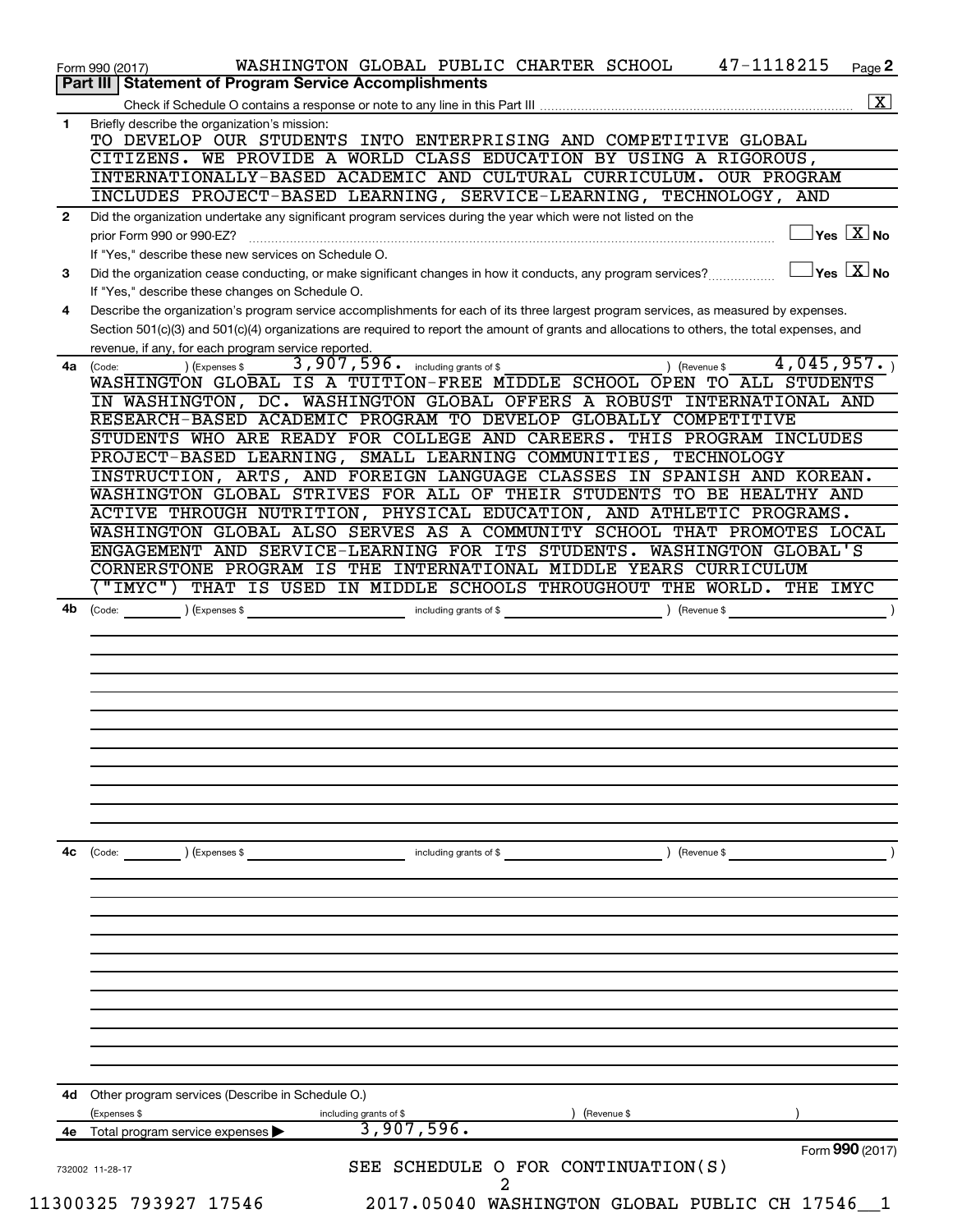Form 990 (2017) WASHINGTON GLOBAL PUBLIC CHARTER SCHOOL 47-1118215 Page **2**

## Part III | Statement of Program Service Accomplishments

Check if Schedule O contains a response or note to any line in this Part III .......... [X]

**1** Briefly describe the organization's mission:

TO DEVELOP OUR STUDENTS INTO ENTERPRISING AND COMPETITIVE GLOBAL CITIZENS. WE PROVIDE A WORLD CLASS EDUCATION BY USING A RIGOROUS, INTERNATIONALLY-BASED ACADEMIC AND CULTURAL CURRICULUM. OUR PROGRAM INCLUDES PROJECT-BASED LEARNING, SERVICE-LEARNING, TECHNOLOGY, AND

**2** Did the organization undertake any significant program services during the year which were not listed on the prior Form 990 or 990-EZ? .......... [ ] Yes [X] No

If "Yes," describe these new services on Schedule O.

**3** Did the organization cease conducting, or make significant changes in how it conducts, any program services? .......... [ ] Yes [X] No

If "Yes," describe these changes on Schedule O.

**4** Describe the organization's program service accomplishments for each of its three largest program services, as measured by expenses. Section 501(c)(3) and 501(c)(4) organizations are required to report the amount of grants and allocations to others, the total expenses, and revenue, if any, for each program service reported.

**4a** (Code: ) (Expenses $ 3,907,596. including grants of $ ) (Revenue $ 4,045,957. )

WASHINGTON GLOBAL IS A TUITION-FREE MIDDLE SCHOOL OPEN TO ALL STUDENTS IN WASHINGTON, DC. WASHINGTON GLOBAL OFFERS A ROBUST INTERNATIONAL AND RESEARCH-BASED ACADEMIC PROGRAM TO DEVELOP GLOBALLY COMPETITIVE STUDENTS WHO ARE READY FOR COLLEGE AND CAREERS. THIS PROGRAM INCLUDES PROJECT-BASED LEARNING, SMALL LEARNING COMMUNITIES, TECHNOLOGY INSTRUCTION, ARTS, AND FOREIGN LANGUAGE CLASSES IN SPANISH AND KOREAN. WASHINGTON GLOBAL STRIVES FOR ALL OF THEIR STUDENTS TO BE HEALTHY AND ACTIVE THROUGH NUTRITION, PHYSICAL EDUCATION, AND ATHLETIC PROGRAMS. WASHINGTON GLOBAL ALSO SERVES AS A COMMUNITY SCHOOL THAT PROMOTES LOCAL ENGAGEMENT AND SERVICE-LEARNING FOR ITS STUDENTS. WASHINGTON GLOBAL'S CORNERSTONE PROGRAM IS THE INTERNATIONAL MIDDLE YEARS CURRICULUM ("IMYC") THAT IS USED IN MIDDLE SCHOOLS THROUGHOUT THE WORLD. THE IMYC

**4b** (Code: ) (Expenses $ including grants of $ ) (Revenue $ )

**4c** (Code: ) (Expenses $ including grants of $ ) (Revenue $ )

**4d** Other program services (Describe in Schedule O.)

(Expenses $ including grants of $ ) (Revenue $ )

**4e** Total program service expenses ▶ 3,907,596.

Form **990** (2017)

732002 11-28-17

SEE SCHEDULE O FOR CONTINUATION(S)

11300325 793927 17546 2017.05040 WASHINGTON GLOBAL PUBLIC CH 17546__1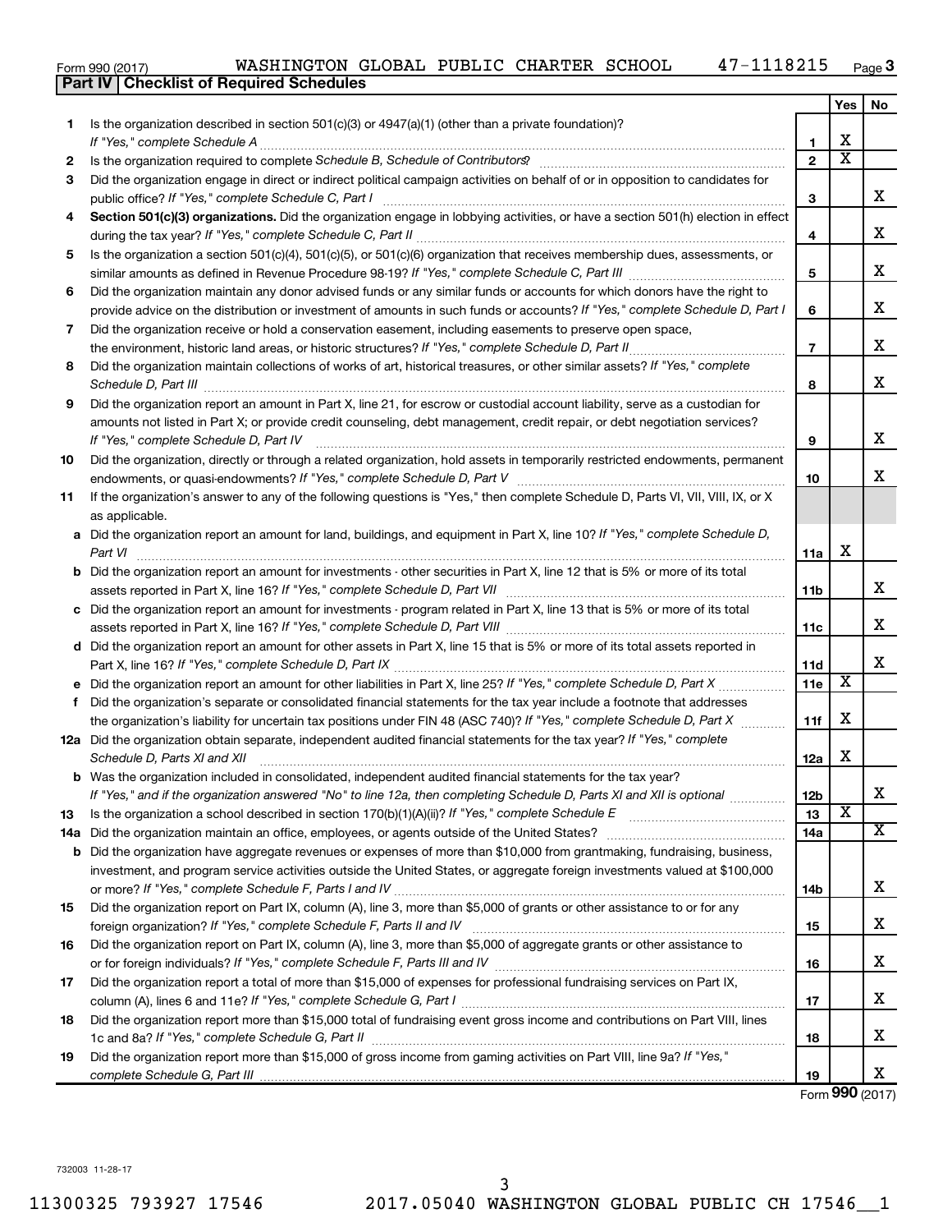Form 990 (2017) WASHINGTON GLOBAL PUBLIC CHARTER SCHOOL 47-1118215 Page 3

**Part IV Checklist of Required Schedules**

| | | | Yes | No |
|---|---|---|---|---|
| 1 | Is the organization described in section 501(c)(3) or 4947(a)(1) (other than a private foundation)? *If "Yes," complete Schedule A* | 1 | X | |
| 2 | Is the organization required to complete *Schedule B, Schedule of Contributors*? | 2 | X | |
| 3 | Did the organization engage in direct or indirect political campaign activities on behalf of or in opposition to candidates for public office? *If "Yes," complete Schedule C, Part I* | 3 | | X |
| 4 | **Section 501(c)(3) organizations.** Did the organization engage in lobbying activities, or have a section 501(h) election in effect during the tax year? *If "Yes," complete Schedule C, Part II* | 4 | | X |
| 5 | Is the organization a section 501(c)(4), 501(c)(5), or 501(c)(6) organization that receives membership dues, assessments, or similar amounts as defined in Revenue Procedure 98-19? *If "Yes," complete Schedule C, Part III* | 5 | | X |
| 6 | Did the organization maintain any donor advised funds or any similar funds or accounts for which donors have the right to provide advice on the distribution or investment of amounts in such funds or accounts? *If "Yes," complete Schedule D, Part I* | 6 | | X |
| 7 | Did the organization receive or hold a conservation easement, including easements to preserve open space, the environment, historic land areas, or historic structures? *If "Yes," complete Schedule D, Part II* | 7 | | X |
| 8 | Did the organization maintain collections of works of art, historical treasures, or other similar assets? *If "Yes," complete Schedule D, Part III* | 8 | | X |
| 9 | Did the organization report an amount in Part X, line 21, for escrow or custodial account liability, serve as a custodian for amounts not listed in Part X; or provide credit counseling, debt management, credit repair, or debt negotiation services? *If "Yes," complete Schedule D, Part IV* | 9 | | X |
| 10 | Did the organization, directly or through a related organization, hold assets in temporarily restricted endowments, permanent endowments, or quasi-endowments? *If "Yes," complete Schedule D, Part V* | 10 | | X |
| 11 | If the organization's answer to any of the following questions is "Yes," then complete Schedule D, Parts VI, VII, VIII, IX, or X as applicable. | | | |
| a | Did the organization report an amount for land, buildings, and equipment in Part X, line 10? *If "Yes," complete Schedule D, Part VI* | 11a | X | |
| b | Did the organization report an amount for investments - other securities in Part X, line 12 that is 5% or more of its total assets reported in Part X, line 16? *If "Yes," complete Schedule D, Part VII* | 11b | | X |
| c | Did the organization report an amount for investments - program related in Part X, line 13 that is 5% or more of its total assets reported in Part X, line 16? *If "Yes," complete Schedule D, Part VIII* | 11c | | X |
| d | Did the organization report an amount for other assets in Part X, line 15 that is 5% or more of its total assets reported in Part X, line 16? *If "Yes," complete Schedule D, Part IX* | 11d | | X |
| e | Did the organization report an amount for other liabilities in Part X, line 25? *If "Yes," complete Schedule D, Part X* | 11e | X | |
| f | Did the organization's separate or consolidated financial statements for the tax year include a footnote that addresses the organization's liability for uncertain tax positions under FIN 48 (ASC 740)? *If "Yes," complete Schedule D, Part X* | 11f | X | |
| 12a | Did the organization obtain separate, independent audited financial statements for the tax year? *If "Yes," complete Schedule D, Parts XI and XII* | 12a | X | |
| b | Was the organization included in consolidated, independent audited financial statements for the tax year? *If "Yes," and if the organization answered "No" to line 12a, then completing Schedule D, Parts XI and XII is optional* | 12b | | X |
| 13 | Is the organization a school described in section 170(b)(1)(A)(ii)? *If "Yes," complete Schedule E* | 13 | X | |
| 14a | Did the organization maintain an office, employees, or agents outside of the United States? | 14a | | X |
| b | Did the organization have aggregate revenues or expenses of more than $10,000 from grantmaking, fundraising, business, investment, and program service activities outside the United States, or aggregate foreign investments valued at $100,000 or more? *If "Yes," complete Schedule F, Parts I and IV* | 14b | | X |
| 15 | Did the organization report on Part IX, column (A), line 3, more than $5,000 of grants or other assistance to or for any foreign organization? *If "Yes," complete Schedule F, Parts II and IV* | 15 | | X |
| 16 | Did the organization report on Part IX, column (A), line 3, more than $5,000 of aggregate grants or other assistance to or for foreign individuals? *If "Yes," complete Schedule F, Parts III and IV* | 16 | | X |
| 17 | Did the organization report a total of more than $15,000 of expenses for professional fundraising services on Part IX, column (A), lines 6 and 11e? *If "Yes," complete Schedule G, Part I* | 17 | | X |
| 18 | Did the organization report more than $15,000 total of fundraising event gross income and contributions on Part VIII, lines 1c and 8a? *If "Yes," complete Schedule G, Part II* | 18 | | X |
| 19 | Did the organization report more than $15,000 of gross income from gaming activities on Part VIII, line 9a? *If "Yes," complete Schedule G, Part III* | 19 | | X |

Form **990** (2017)

732003 11-28-17

11300325 793927 17546 2017.05040 WASHINGTON GLOBAL PUBLIC CH 17546__1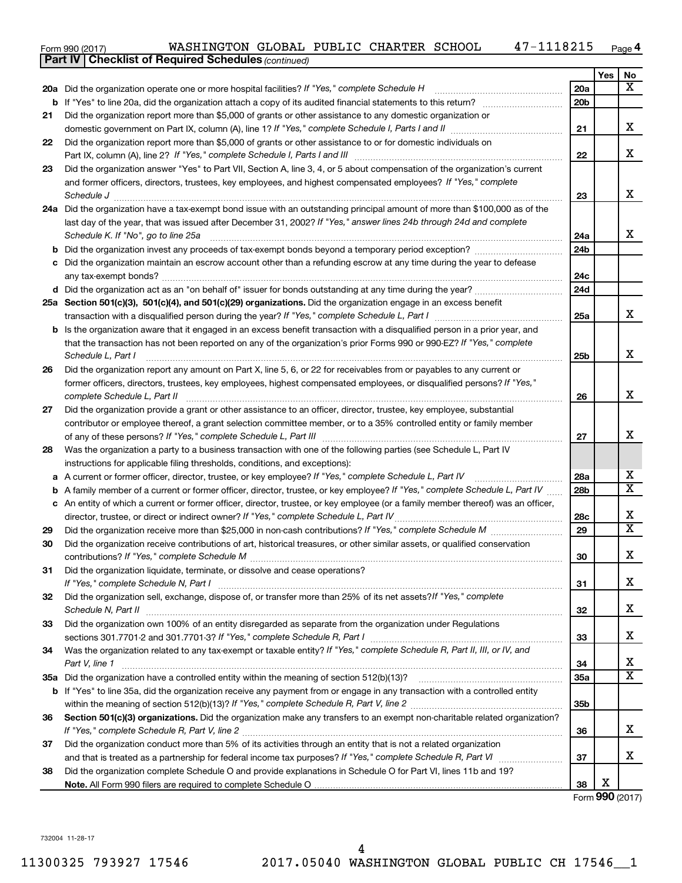Form 990 (2017) WASHINGTON GLOBAL PUBLIC CHARTER SCHOOL 47-1118215 Page 4

**Part IV | Checklist of Required Schedules** *(continued)*

| | | | Yes | No |
|---|---|---|---|---|
| **20a** | Did the organization operate one or more hospital facilities? *If "Yes," complete Schedule H* | **20a** | | X |
| **b** | If "Yes" to line 20a, did the organization attach a copy of its audited financial statements to this return? | **20b** | | |
| **21** | Did the organization report more than $5,000 of grants or other assistance to any domestic organization or domestic government on Part IX, column (A), line 1? *If "Yes," complete Schedule I, Parts I and II* | **21** | | X |
| **22** | Did the organization report more than $5,000 of grants or other assistance to or for domestic individuals on Part IX, column (A), line 2? *If "Yes," complete Schedule I, Parts I and III* | **22** | | X |
| **23** | Did the organization answer "Yes" to Part VII, Section A, line 3, 4, or 5 about compensation of the organization's current and former officers, directors, trustees, key employees, and highest compensated employees? *If "Yes," complete Schedule J* | **23** | | X |
| **24a** | Did the organization have a tax-exempt bond issue with an outstanding principal amount of more than $100,000 as of the last day of the year, that was issued after December 31, 2002? *If "Yes," answer lines 24b through 24d and complete Schedule K. If "No", go to line 25a* | **24a** | | X |
| **b** | Did the organization invest any proceeds of tax-exempt bonds beyond a temporary period exception? | **24b** | | |
| **c** | Did the organization maintain an escrow account other than a refunding escrow at any time during the year to defease any tax-exempt bonds? | **24c** | | |
| **d** | Did the organization act as an "on behalf of" issuer for bonds outstanding at any time during the year? | **24d** | | |
| **25a** | **Section 501(c)(3), 501(c)(4), and 501(c)(29) organizations.** Did the organization engage in an excess benefit transaction with a disqualified person during the year? *If "Yes," complete Schedule L, Part I* | **25a** | | X |
| **b** | Is the organization aware that it engaged in an excess benefit transaction with a disqualified person in a prior year, and that the transaction has not been reported on any of the organization's prior Forms 990 or 990-EZ? *If "Yes," complete Schedule L, Part I* | **25b** | | X |
| **26** | Did the organization report any amount on Part X, line 5, 6, or 22 for receivables from or payables to any current or former officers, directors, trustees, key employees, highest compensated employees, or disqualified persons? *If "Yes," complete Schedule L, Part II* | **26** | | X |
| **27** | Did the organization provide a grant or other assistance to an officer, director, trustee, key employee, substantial contributor or employee thereof, a grant selection committee member, or to a 35% controlled entity or family member of any of these persons? *If "Yes," complete Schedule L, Part III* | **27** | | X |
| **28** | Was the organization a party to a business transaction with one of the following parties (see Schedule L, Part IV instructions for applicable filing thresholds, conditions, and exceptions): | | | |
| **a** | A current or former officer, director, trustee, or key employee? *If "Yes," complete Schedule L, Part IV* | **28a** | | X |
| **b** | A family member of a current or former officer, director, trustee, or key employee? *If "Yes," complete Schedule L, Part IV* | **28b** | | X |
| **c** | An entity of which a current or former officer, director, trustee, or key employee (or a family member thereof) was an officer, director, trustee, or direct or indirect owner? *If "Yes," complete Schedule L, Part IV* | **28c** | | X |
| **29** | Did the organization receive more than $25,000 in non-cash contributions? *If "Yes," complete Schedule M* | **29** | | X |
| **30** | Did the organization receive contributions of art, historical treasures, or other similar assets, or qualified conservation contributions? *If "Yes," complete Schedule M* | **30** | | X |
| **31** | Did the organization liquidate, terminate, or dissolve and cease operations? *If "Yes," complete Schedule N, Part I* | **31** | | X |
| **32** | Did the organization sell, exchange, dispose of, or transfer more than 25% of its net assets? *If "Yes," complete Schedule N, Part II* | **32** | | X |
| **33** | Did the organization own 100% of an entity disregarded as separate from the organization under Regulations sections 301.7701-2 and 301.7701-3? *If "Yes," complete Schedule R, Part I* | **33** | | X |
| **34** | Was the organization related to any tax-exempt or taxable entity? *If "Yes," complete Schedule R, Part II, III, or IV, and Part V, line 1* | **34** | | X |
| **35a** | Did the organization have a controlled entity within the meaning of section 512(b)(13)? | **35a** | | X |
| **b** | If "Yes" to line 35a, did the organization receive any payment from or engage in any transaction with a controlled entity within the meaning of section 512(b)(13)? *If "Yes," complete Schedule R, Part V, line 2* | **35b** | | |
| **36** | **Section 501(c)(3) organizations.** Did the organization make any transfers to an exempt non-charitable related organization? *If "Yes," complete Schedule R, Part V, line 2* | **36** | | X |
| **37** | Did the organization conduct more than 5% of its activities through an entity that is not a related organization and that is treated as a partnership for federal income tax purposes? *If "Yes," complete Schedule R, Part VI* | **37** | | X |
| **38** | Did the organization complete Schedule O and provide explanations in Schedule O for Part VI, lines 11b and 19? **Note.** All Form 990 filers are required to complete Schedule O | **38** | X | |

Form **990** (2017)

732004 11-28-17

11300325 793927 17546 2017.05040 WASHINGTON GLOBAL PUBLIC CH 17546__1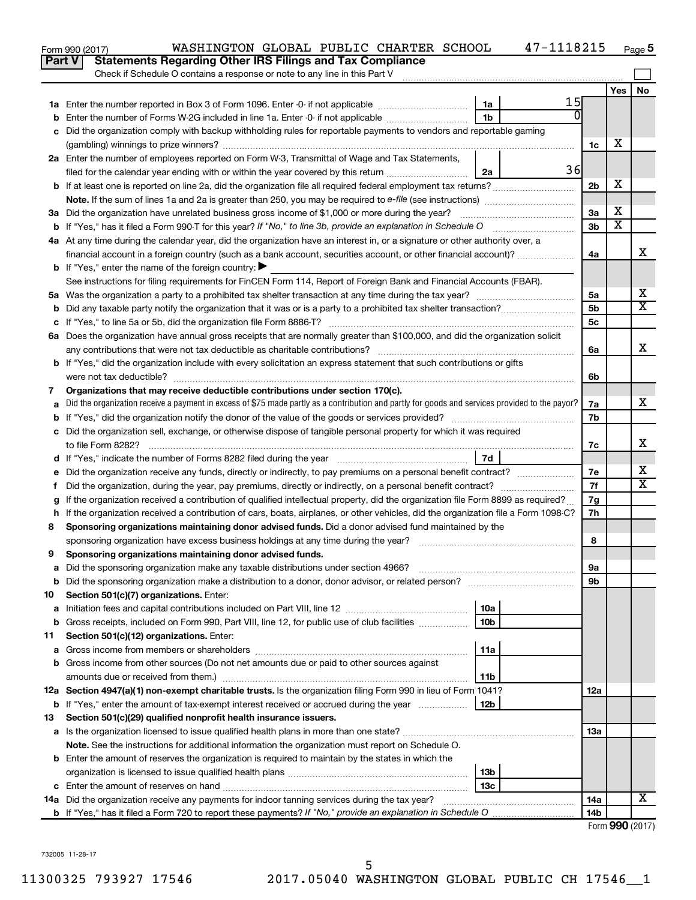Form 990 (2017) WASHINGTON GLOBAL PUBLIC CHARTER SCHOOL 47-1118215 Page 5

## Part V Statements Regarding Other IRS Filings and Tax Compliance

Check if Schedule O contains a response or note to any line in this Part V

| | | | | | Yes | No |
|---|---|---|---|---|---|---|
| **1a** | Enter the number reported in Box 3 of Form 1096. Enter -0- if not applicable | 1a | 15 | | | |
| **b** | Enter the number of Forms W-2G included in line 1a. Enter -0- if not applicable | 1b | 0 | | | |
| **c** | Did the organization comply with backup withholding rules for reportable payments to vendors and reportable gaming (gambling) winnings to prize winners? | | | 1c | X | |
| **2a** | Enter the number of employees reported on Form W-3, Transmittal of Wage and Tax Statements, filed for the calendar year ending with or within the year covered by this return | 2a | 36 | | | |
| **b** | If at least one is reported on line 2a, did the organization file all required federal employment tax returns? | | | 2b | X | |
| | **Note.** If the sum of lines 1a and 2a is greater than 250, you may be required to *e-file* (see instructions) | | | | | |
| **3a** | Did the organization have unrelated business gross income of $1,000 or more during the year? | | | 3a | X | |
| **b** | If "Yes," has it filed a Form 990-T for this year? *If "No," to line 3b, provide an explanation in Schedule O* | | | 3b | X | |
| **4a** | At any time during the calendar year, did the organization have an interest in, or a signature or other authority over, a financial account in a foreign country (such as a bank account, securities account, or other financial account)? | | | 4a | | X |
| **b** | If "Yes," enter the name of the foreign country: ▶ | | | | | |
| | See instructions for filing requirements for FinCEN Form 114, Report of Foreign Bank and Financial Accounts (FBAR). | | | | | |
| **5a** | Was the organization a party to a prohibited tax shelter transaction at any time during the tax year? | | | 5a | | X |
| **b** | Did any taxable party notify the organization that it was or is a party to a prohibited tax shelter transaction? | | | 5b | | X |
| **c** | If "Yes," to line 5a or 5b, did the organization file Form 8886-T? | | | 5c | | |
| **6a** | Does the organization have annual gross receipts that are normally greater than $100,000, and did the organization solicit any contributions that were not tax deductible as charitable contributions? | | | 6a | | X |
| **b** | If "Yes," did the organization include with every solicitation an express statement that such contributions or gifts were not tax deductible? | | | 6b | | |
| **7** | **Organizations that may receive deductible contributions under section 170(c).** | | | | | |
| **a** | Did the organization receive a payment in excess of $75 made partly as a contribution and partly for goods and services provided to the payor? | | | 7a | | X |
| **b** | If "Yes," did the organization notify the donor of the value of the goods or services provided? | | | 7b | | |
| **c** | Did the organization sell, exchange, or otherwise dispose of tangible personal property for which it was required to file Form 8282? | | | 7c | | X |
| **d** | If "Yes," indicate the number of Forms 8282 filed during the year | 7d | | | | |
| **e** | Did the organization receive any funds, directly or indirectly, to pay premiums on a personal benefit contract? | | | 7e | | X |
| **f** | Did the organization, during the year, pay premiums, directly or indirectly, on a personal benefit contract? | | | 7f | | X |
| **g** | If the organization received a contribution of qualified intellectual property, did the organization file Form 8899 as required? | | | 7g | | |
| **h** | If the organization received a contribution of cars, boats, airplanes, or other vehicles, did the organization file a Form 1098-C? | | | 7h | | |
| **8** | **Sponsoring organizations maintaining donor advised funds.** Did a donor advised fund maintained by the sponsoring organization have excess business holdings at any time during the year? | | | 8 | | |
| **9** | **Sponsoring organizations maintaining donor advised funds.** | | | | | |
| **a** | Did the sponsoring organization make any taxable distributions under section 4966? | | | 9a | | |
| **b** | Did the sponsoring organization make a distribution to a donor, donor advisor, or related person? | | | 9b | | |
| **10** | **Section 501(c)(7) organizations.** Enter: | | | | | |
| **a** | Initiation fees and capital contributions included on Part VIII, line 12 | 10a | | | | |
| **b** | Gross receipts, included on Form 990, Part VIII, line 12, for public use of club facilities | 10b | | | | |
| **11** | **Section 501(c)(12) organizations.** Enter: | | | | | |
| **a** | Gross income from members or shareholders | 11a | | | | |
| **b** | Gross income from other sources (Do not net amounts due or paid to other sources against amounts due or received from them.) | 11b | | | | |
| **12a** | **Section 4947(a)(1) non-exempt charitable trusts.** Is the organization filing Form 990 in lieu of Form 1041? | | | 12a | | |
| **b** | If "Yes," enter the amount of tax-exempt interest received or accrued during the year | 12b | | | | |
| **13** | **Section 501(c)(29) qualified nonprofit health insurance issuers.** | | | | | |
| **a** | Is the organization licensed to issue qualified health plans in more than one state? | | | 13a | | |
| | **Note.** See the instructions for additional information the organization must report on Schedule O. | | | | | |
| **b** | Enter the amount of reserves the organization is required to maintain by the states in which the organization is licensed to issue qualified health plans | 13b | | | | |
| **c** | Enter the amount of reserves on hand | 13c | | | | |
| **14a** | Did the organization receive any payments for indoor tanning services during the tax year? | | | 14a | | X |
| **b** | If "Yes," has it filed a Form 720 to report these payments? *If "No," provide an explanation in Schedule O* | | | 14b | | |

Form **990** (2017)

732005 11-28-17

11300325 793927 17546 2017.05040 WASHINGTON GLOBAL PUBLIC CH 17546__1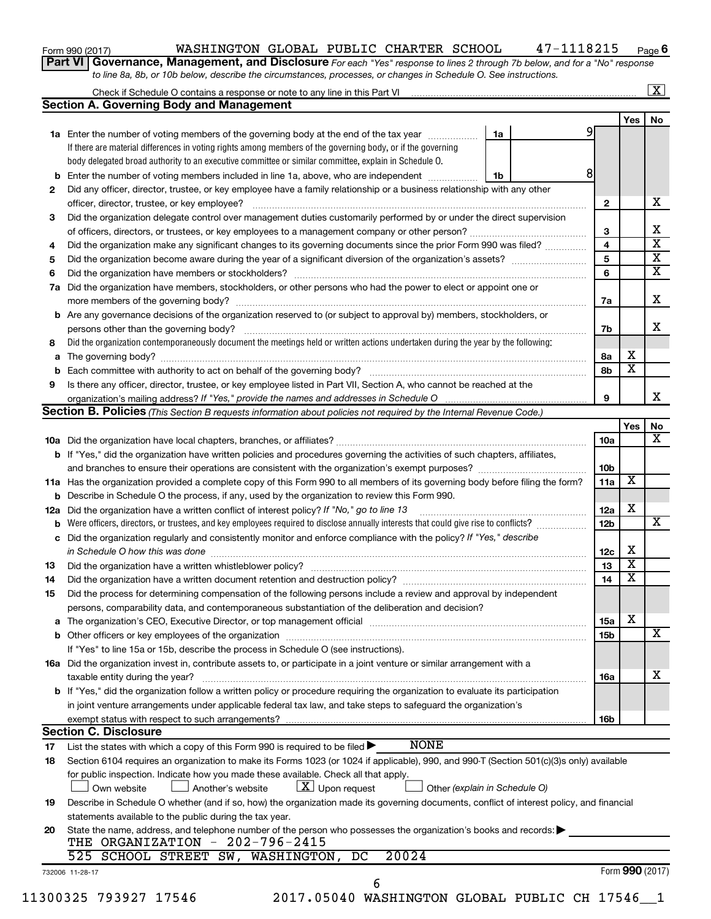Form 990 (2017) WASHINGTON GLOBAL PUBLIC CHARTER SCHOOL 47-1118215 Page 6

**Part VI Governance, Management, and Disclosure** *For each "Yes" response to lines 2 through 7b below, and for a "No" response to line 8a, 8b, or 10b below, describe the circumstances, processes, or changes in Schedule O. See instructions.*

Check if Schedule O contains a response or note to any line in this Part VI .......... [X]

## Section A. Governing Body and Management

| | | | Yes | No |
|---|---|---|---|---|
| **1a** | Enter the number of voting members of the governing body at the end of the tax year ... **1a** 9. If there are material differences in voting rights among members of the governing body, or if the governing body delegated broad authority to an executive committee or similar committee, explain in Schedule O. | | | |
| **b** | Enter the number of voting members included in line 1a, above, who are independent ... **1b** 8 | | | |
| **2** | Did any officer, director, trustee, or key employee have a family relationship or a business relationship with any other officer, director, trustee, or key employee? | 2 | | X |
| **3** | Did the organization delegate control over management duties customarily performed by or under the direct supervision of officers, directors, or trustees, or key employees to a management company or other person? | 3 | | X |
| **4** | Did the organization make any significant changes to its governing documents since the prior Form 990 was filed? | 4 | | X |
| **5** | Did the organization become aware during the year of a significant diversion of the organization's assets? | 5 | | X |
| **6** | Did the organization have members or stockholders? | 6 | | X |
| **7a** | Did the organization have members, stockholders, or other persons who had the power to elect or appoint one or more members of the governing body? | 7a | | X |
| **b** | Are any governance decisions of the organization reserved to (or subject to approval by) members, stockholders, or persons other than the governing body? | 7b | | X |
| **8** | Did the organization contemporaneously document the meetings held or written actions undertaken during the year by the following: | | | |
| **a** | The governing body? | 8a | X | |
| **b** | Each committee with authority to act on behalf of the governing body? | 8b | X | |
| **9** | Is there any officer, director, trustee, or key employee listed in Part VII, Section A, who cannot be reached at the organization's mailing address? *If "Yes," provide the names and addresses in Schedule O* | 9 | | X |

## Section B. Policies *(This Section B requests information about policies not required by the Internal Revenue Code.)*

| | | | Yes | No |
|---|---|---|---|---|
| **10a** | Did the organization have local chapters, branches, or affiliates? | 10a | | X |
| **b** | If "Yes," did the organization have written policies and procedures governing the activities of such chapters, affiliates, and branches to ensure their operations are consistent with the organization's exempt purposes? | 10b | | |
| **11a** | Has the organization provided a complete copy of this Form 990 to all members of its governing body before filing the form? | 11a | X | |
| **b** | Describe in Schedule O the process, if any, used by the organization to review this Form 990. | | | |
| **12a** | Did the organization have a written conflict of interest policy? *If "No," go to line 13* | 12a | X | |
| **b** | Were officers, directors, or trustees, and key employees required to disclose annually interests that could give rise to conflicts? | 12b | | X |
| **c** | Did the organization regularly and consistently monitor and enforce compliance with the policy? *If "Yes," describe in Schedule O how this was done* | 12c | X | |
| **13** | Did the organization have a written whistleblower policy? | 13 | X | |
| **14** | Did the organization have a written document retention and destruction policy? | 14 | X | |
| **15** | Did the process for determining compensation of the following persons include a review and approval by independent persons, comparability data, and contemporaneous substantiation of the deliberation and decision? | | | |
| **a** | The organization's CEO, Executive Director, or top management official | 15a | X | |
| **b** | Other officers or key employees of the organization | 15b | | X |
| | If "Yes" to line 15a or 15b, describe the process in Schedule O (see instructions). | | | |
| **16a** | Did the organization invest in, contribute assets to, or participate in a joint venture or similar arrangement with a taxable entity during the year? | 16a | | X |
| **b** | If "Yes," did the organization follow a written policy or procedure requiring the organization to evaluate its participation in joint venture arrangements under applicable federal tax law, and take steps to safeguard the organization's exempt status with respect to such arrangements? | 16b | | |

## Section C. Disclosure

**17** List the states with which a copy of this Form 990 is required to be filed ▶ NONE

**18** Section 6104 requires an organization to make its Forms 1023 (or 1024 if applicable), 990, and 990-T (Section 501(c)(3)s only) available for public inspection. Indicate how you made these available. Check all that apply.

[ ] Own website [ ] Another's website [X] Upon request [ ] Other *(explain in Schedule O)*

**19** Describe in Schedule O whether (and if so, how) the organization made its governing documents, conflict of interest policy, and financial statements available to the public during the tax year.

**20** State the name, address, and telephone number of the person who possesses the organization's books and records: ▶

THE ORGANIZATION - 202-796-2415
525 SCHOOL STREET SW, WASHINGTON, DC 20024

732006 11-28-17 Form **990** (2017)

11300325 793927 17546 2017.05040 WASHINGTON GLOBAL PUBLIC CH 17546__1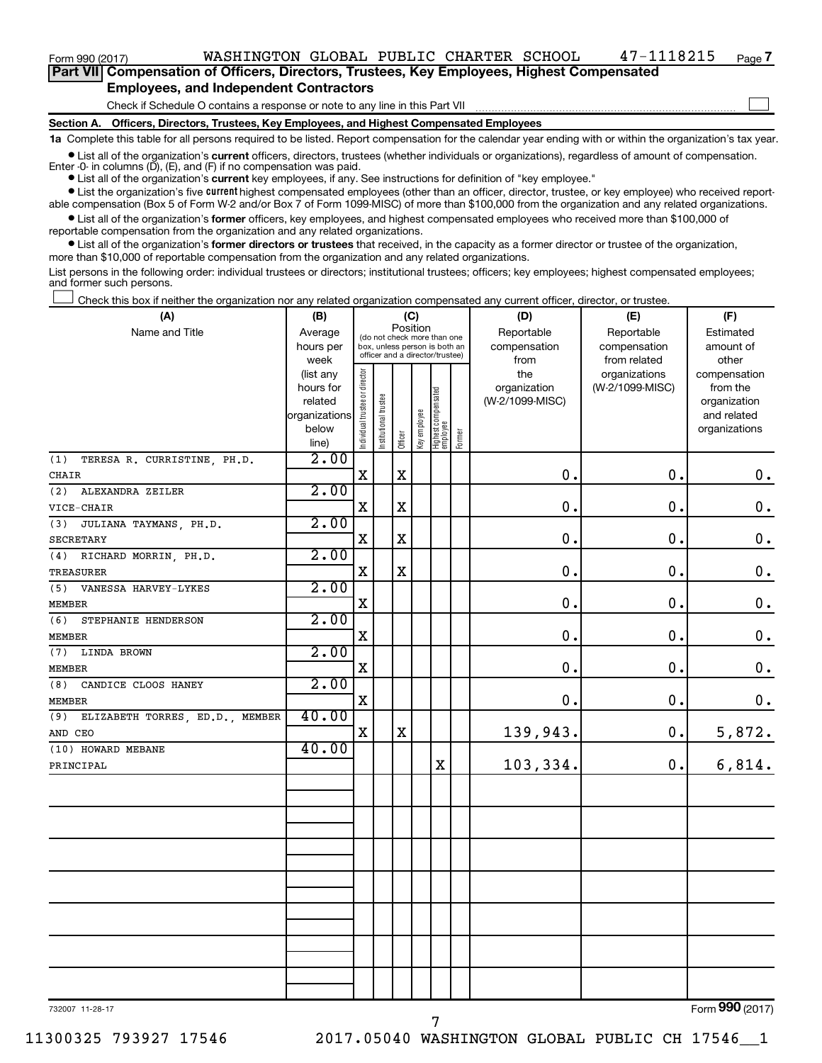Form 990 (2017) WASHINGTON GLOBAL PUBLIC CHARTER SCHOOL 47-1118215 Page 7

**Part VII Compensation of Officers, Directors, Trustees, Key Employees, Highest Compensated Employees, and Independent Contractors**

Check if Schedule O contains a response or note to any line in this Part VII

**Section A. Officers, Directors, Trustees, Key Employees, and Highest Compensated Employees**

**1a** Complete this table for all persons required to be listed. Report compensation for the calendar year ending with or within the organization's tax year.

- List all of the organization's **current** officers, directors, trustees (whether individuals or organizations), regardless of amount of compensation. Enter -0- in columns (D), (E), and (F) if no compensation was paid.
- List all of the organization's **current** key employees, if any. See instructions for definition of "key employee."
- List the organization's five **current** highest compensated employees (other than an officer, director, trustee, or key employee) who received reportable compensation (Box 5 of Form W-2 and/or Box 7 of Form 1099-MISC) of more than $100,000 from the organization and any related organizations.
- List all of the organization's **former** officers, key employees, and highest compensated employees who received more than $100,000 of reportable compensation from the organization and any related organizations.
- List all of the organization's **former directors or trustees** that received, in the capacity as a former director or trustee of the organization, more than $10,000 of reportable compensation from the organization and any related organizations.

List persons in the following order: individual trustees or directors; institutional trustees; officers; key employees; highest compensated employees; and former such persons.

Check this box if neither the organization nor any related organization compensated any current officer, director, or trustee.

| (A) Name and Title | (B) Average hours per week (list any hours for related organizations below line) | (C) Position: Individual trustee or director | Institutional trustee | Officer | Key employee | Highest compensated employee | Former | (D) Reportable compensation from the organization (W-2/1099-MISC) | (E) Reportable compensation from related organizations (W-2/1099-MISC) | (F) Estimated amount of other compensation from the organization and related organizations |
|---|---|---|---|---|---|---|---|---|---|---|
| (1) TERESA R. CURRISTINE, PH.D. CHAIR | 2.00 | X | | X | | | | 0. | 0. | 0. |
| (2) ALEXANDRA ZEILER VICE-CHAIR | 2.00 | X | | X | | | | 0. | 0. | 0. |
| (3) JULIANA TAYMANS, PH.D. SECRETARY | 2.00 | X | | X | | | | 0. | 0. | 0. |
| (4) RICHARD MORRIN, PH.D. TREASURER | 2.00 | X | | X | | | | 0. | 0. | 0. |
| (5) VANESSA HARVEY-LYKES MEMBER | 2.00 | X | | | | | | 0. | 0. | 0. |
| (6) STEPHANIE HENDERSON MEMBER | 2.00 | X | | | | | | 0. | 0. | 0. |
| (7) LINDA BROWN MEMBER | 2.00 | X | | | | | | 0. | 0. | 0. |
| (8) CANDICE CLOOS HANEY MEMBER | 2.00 | X | | | | | | 0. | 0. | 0. |
| (9) ELIZABETH TORRES, ED.D., MEMBER AND CEO | 40.00 | X | | X | | | | 139,943. | 0. | 5,872. |
| (10) HOWARD MEBANE PRINCIPAL | 40.00 | | | | | X | | 103,334. | 0. | 6,814. |

732007 11-28-17

Form **990** (2017)

11300325 793927 17546 2017.05040 WASHINGTON GLOBAL PUBLIC CH 17546__1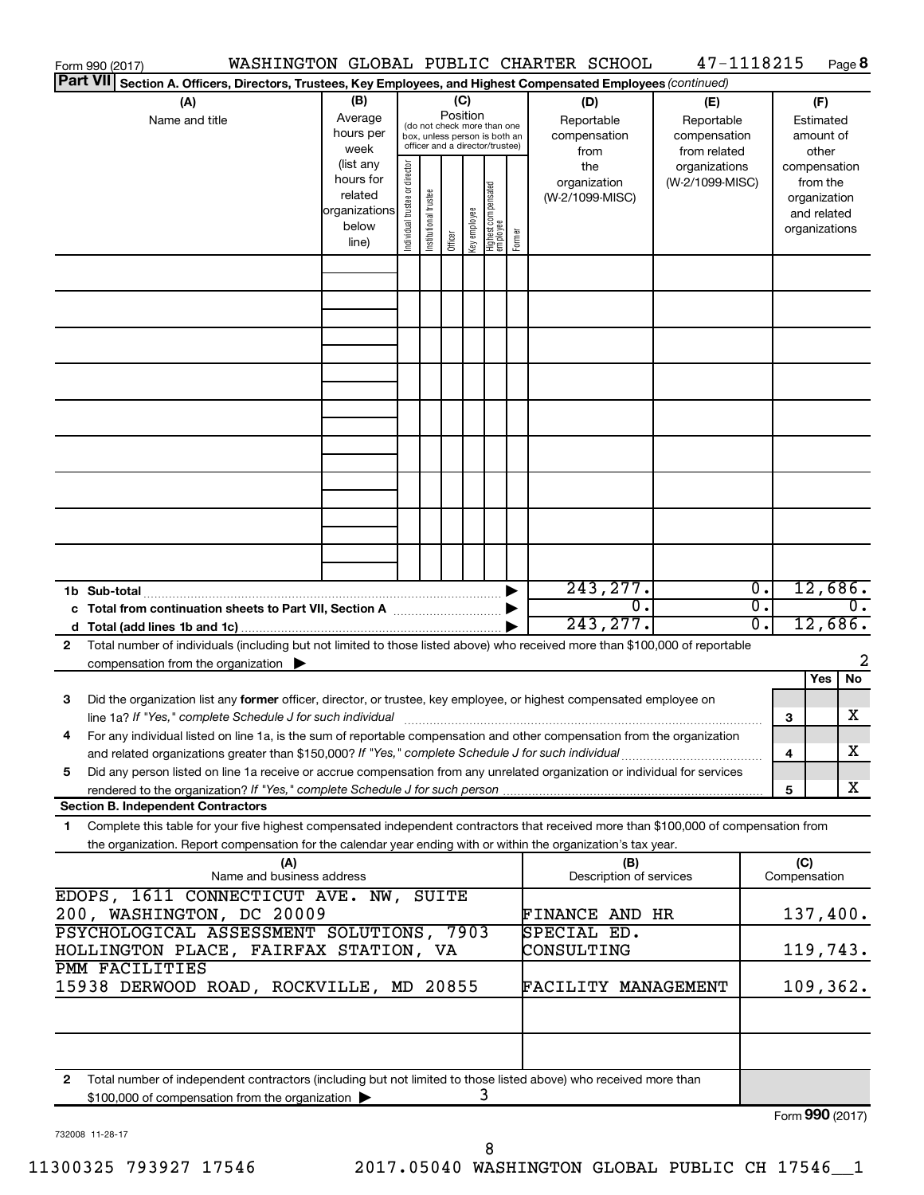Form 990 (2017) WASHINGTON GLOBAL PUBLIC CHARTER SCHOOL 47-1118215 Page **8**

## Part VII Section A. Officers, Directors, Trustees, Key Employees, and Highest Compensated Employees *(continued)*

| (A) Name and title | (B) Average hours per week (list any hours for related organizations below line) | (C) Position (do not check more than one box, unless person is both an officer and a director/trustee): Individual trustee or director | Institutional trustee | Officer | Key employee | Highest compensated employee | Former | (D) Reportable compensation from the organization (W-2/1099-MISC) | (E) Reportable compensation from related organizations (W-2/1099-MISC) | (F) Estimated amount of other compensation from the organization and related organizations |
|---|---|---|---|---|---|---|---|---|---|---|
| | | | | | | | | | | |
| | | | | | | | | | | |
| | | | | | | | | | | |
| | | | | | | | | | | |
| | | | | | | | | | | |
| | | | | | | | | | | |
| | | | | | | | | | | |
| | | | | | | | | | | |
| | | | | | | | | | | |
| **1b Sub-total** | | | | | | | | 243,277. | 0. | 12,686. |
| **c Total from continuation sheets to Part VII, Section A** | | | | | | | | 0. | 0. | 0. |
| **d Total (add lines 1b and 1c)** | | | | | | | | 243,277. | 0. | 12,686. |

**2** Total number of individuals (including but not limited to those listed above) who received more than $100,000 of reportable compensation from the organization ▶ 2

| | | Yes | No |
|---|---|---|---|
| **3** Did the organization list any **former** officer, director, or trustee, key employee, or highest compensated employee on line 1a? *If "Yes," complete Schedule J for such individual* | 3 | | X |
| **4** For any individual listed on line 1a, is the sum of reportable compensation and other compensation from the organization and related organizations greater than $150,000? *If "Yes," complete Schedule J for such individual* | 4 | | X |
| **5** Did any person listed on line 1a receive or accrue compensation from any unrelated organization or individual for services rendered to the organization? *If "Yes," complete Schedule J for such person* | 5 | | X |

### Section B. Independent Contractors

**1** Complete this table for your five highest compensated independent contractors that received more than $100,000 of compensation from the organization. Report compensation for the calendar year ending with or within the organization's tax year.

| (A) Name and business address | (B) Description of services | (C) Compensation |
|---|---|---|
| EDOPS, 1611 CONNECTICUT AVE. NW, SUITE 200, WASHINGTON, DC 20009 | FINANCE AND HR | 137,400. |
| PSYCHOLOGICAL ASSESSMENT SOLUTIONS, 7903 HOLLINGTON PLACE, FAIRFAX STATION, VA | SPECIAL ED. CONSULTING | 119,743. |
| PMM FACILITIES 15938 DERWOOD ROAD, ROCKVILLE, MD 20855 | FACILITY MANAGEMENT | 109,362. |
| | | |
| | | |

**2** Total number of independent contractors (including but not limited to those listed above) who received more than $100,000 of compensation from the organization ▶ 3

Form **990** (2017)

732008 11-28-17

11300325 793927 17546 2017.05040 WASHINGTON GLOBAL PUBLIC CH 17546__1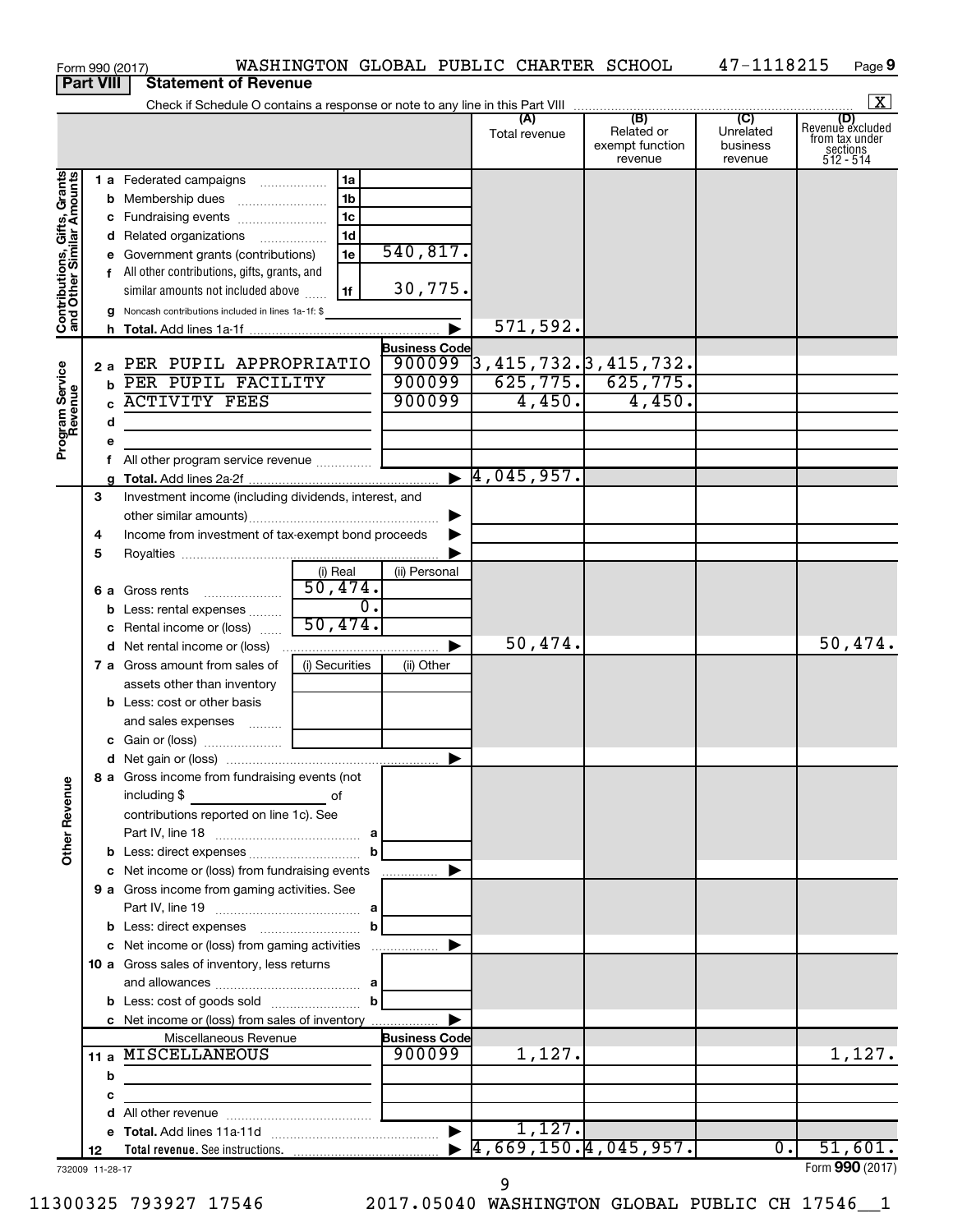Form 990 (2017) WASHINGTON GLOBAL PUBLIC CHARTER SCHOOL 47-1118215 Page 9

**Part VIII Statement of Revenue**

Check if Schedule O contains a response or note to any line in this Part VIII [X]

| | | | (A) Total revenue | (B) Related or exempt function revenue | (C) Unrelated business revenue | (D) Revenue excluded from tax under sections 512 - 514 |
|---|---|---|---|---|---|---|
| **Contributions, Gifts, Grants and Other Similar Amounts** | | | | | | |
| 1 a Federated campaigns | 1a | | | | | |
| b Membership dues | 1b | | | | | |
| c Fundraising events | 1c | | | | | |
| d Related organizations | 1d | | | | | |
| e Government grants (contributions) | 1e | 540,817. | | | | |
| f All other contributions, gifts, grants, and similar amounts not included above | 1f | 30,775. | | | | |
| g Noncash contributions included in lines 1a-1f: $ | | | | | | |
| h Total. Add lines 1a-1f | | ▶ | 571,592. | | | |
| **Program Service Revenue** | | Business Code | | | | |
| 2 a PER PUPIL APPROPRIATIO | | 900099 | 3,415,732. | 3,415,732. | | |
| b PER PUPIL FACILITY | | 900099 | 625,775. | 625,775. | | |
| c ACTIVITY FEES | | 900099 | 4,450. | 4,450. | | |
| d | | | | | | |
| e | | | | | | |
| f All other program service revenue | | | | | | |
| g Total. Add lines 2a-2f | | ▶ | 4,045,957. | | | |
| 3 Investment income (including dividends, interest, and other similar amounts) | | ▶ | | | | |
| 4 Income from investment of tax-exempt bond proceeds | | ▶ | | | | |
| 5 Royalties | | ▶ | | | | |
| | (i) Real | (ii) Personal | | | | |
| 6 a Gross rents | 50,474. | | | | | |
| b Less: rental expenses | 0. | | | | | |
| c Rental income or (loss) | 50,474. | | | | | |
| d Net rental income or (loss) | | ▶ | 50,474. | | | 50,474. |
| | (i) Securities | (ii) Other | | | | |
| 7 a Gross amount from sales of assets other than inventory | | | | | | |
| b Less: cost or other basis and sales expenses | | | | | | |
| c Gain or (loss) | | | | | | |
| d Net gain or (loss) | | ▶ | | | | |
| **Other Revenue** | | | | | | |
| 8 a Gross income from fundraising events (not including $ of contributions reported on line 1c). See Part IV, line 18 | a | | | | | |
| b Less: direct expenses | b | | | | | |
| c Net income or (loss) from fundraising events | | ▶ | | | | |
| 9 a Gross income from gaming activities. See Part IV, line 19 | a | | | | | |
| b Less: direct expenses | b | | | | | |
| c Net income or (loss) from gaming activities | | ▶ | | | | |
| 10 a Gross sales of inventory, less returns and allowances | a | | | | | |
| b Less: cost of goods sold | b | | | | | |
| c Net income or (loss) from sales of inventory | | ▶ | | | | |
| Miscellaneous Revenue | | Business Code | | | | |
| 11 a MISCELLANEOUS | | 900099 | 1,127. | | | 1,127. |
| b | | | | | | |
| c | | | | | | |
| d All other revenue | | | | | | |
| e Total. Add lines 11a-11d | | ▶ | 1,127. | | | |
| 12 Total revenue. See instructions. | | ▶ | 4,669,150. | 4,045,957. | 0. | 51,601. |

732009 11-28-17 Form **990** (2017)

11300325 793927 17546 2017.05040 WASHINGTON GLOBAL PUBLIC CH 17546__1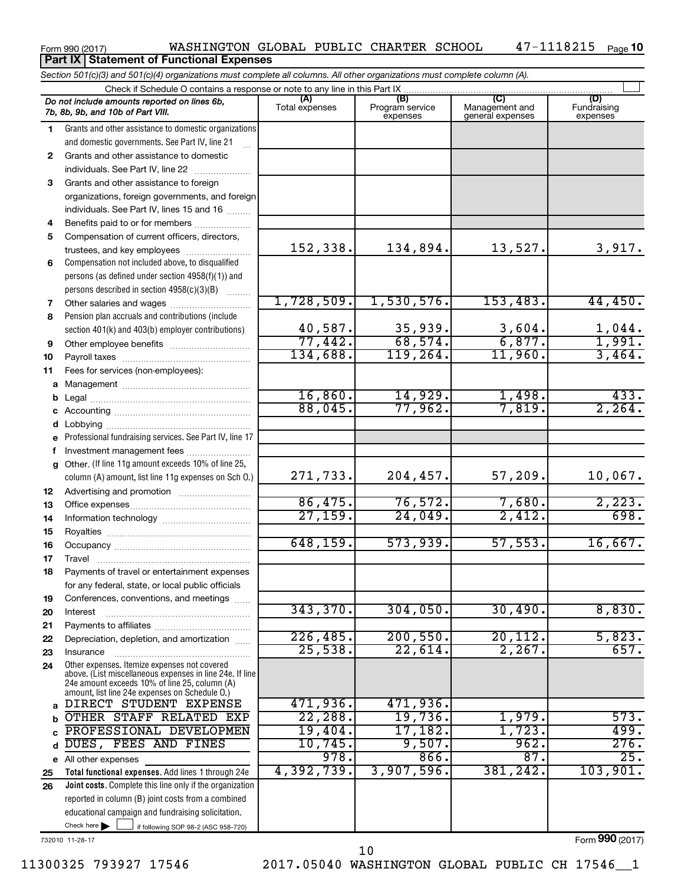Form 990 (2017) WASHINGTON GLOBAL PUBLIC CHARTER SCHOOL 47-1118215 Page **10**

## Part IX Statement of Functional Expenses

*Section 501(c)(3) and 501(c)(4) organizations must complete all columns. All other organizations must complete column (A).*

Check if Schedule O contains a response or note to any line in this Part IX

| | *Do not include amounts reported on lines 6b, 7b, 8b, 9b, and 10b of Part VIII.* | (A) Total expenses | (B) Program service expenses | (C) Management and general expenses | (D) Fundraising expenses |
|---|---|---|---|---|---|
| 1 | Grants and other assistance to domestic organizations and domestic governments. See Part IV, line 21 | | | | |
| 2 | Grants and other assistance to domestic individuals. See Part IV, line 22 | | | | |
| 3 | Grants and other assistance to foreign organizations, foreign governments, and foreign individuals. See Part IV, lines 15 and 16 | | | | |
| 4 | Benefits paid to or for members | | | | |
| 5 | Compensation of current officers, directors, trustees, and key employees | 152,338. | 134,894. | 13,527. | 3,917. |
| 6 | Compensation not included above, to disqualified persons (as defined under section 4958(f)(1)) and persons described in section 4958(c)(3)(B) | | | | |
| 7 | Other salaries and wages | 1,728,509. | 1,530,576. | 153,483. | 44,450. |
| 8 | Pension plan accruals and contributions (include section 401(k) and 403(b) employer contributions) | 40,587. | 35,939. | 3,604. | 1,044. |
| 9 | Other employee benefits | 77,442. | 68,574. | 6,877. | 1,991. |
| 10 | Payroll taxes | 134,688. | 119,264. | 11,960. | 3,464. |
| 11 | Fees for services (non-employees): | | | | |
| a | Management | | | | |
| b | Legal | 16,860. | 14,929. | 1,498. | 433. |
| c | Accounting | 88,045. | 77,962. | 7,819. | 2,264. |
| d | Lobbying | | | | |
| e | Professional fundraising services. See Part IV, line 17 | | | | |
| f | Investment management fees | | | | |
| g | Other. (If line 11g amount exceeds 10% of line 25, column (A) amount, list line 11g expenses on Sch O.) | 271,733. | 204,457. | 57,209. | 10,067. |
| 12 | Advertising and promotion | | | | |
| 13 | Office expenses | 86,475. | 76,572. | 7,680. | 2,223. |
| 14 | Information technology | 27,159. | 24,049. | 2,412. | 698. |
| 15 | Royalties | | | | |
| 16 | Occupancy | 648,159. | 573,939. | 57,553. | 16,667. |
| 17 | Travel | | | | |
| 18 | Payments of travel or entertainment expenses for any federal, state, or local public officials | | | | |
| 19 | Conferences, conventions, and meetings | | | | |
| 20 | Interest | 343,370. | 304,050. | 30,490. | 8,830. |
| 21 | Payments to affiliates | | | | |
| 22 | Depreciation, depletion, and amortization | 226,485. | 200,550. | 20,112. | 5,823. |
| 23 | Insurance | 25,538. | 22,614. | 2,267. | 657. |
| 24 | Other expenses. Itemize expenses not covered above. (List miscellaneous expenses in line 24e. If line 24e amount exceeds 10% of line 25, column (A) amount, list line 24e expenses on Schedule O.) | | | | |
| a | DIRECT STUDENT EXPENSE | 471,936. | 471,936. | | |
| b | OTHER STAFF RELATED EXP | 22,288. | 19,736. | 1,979. | 573. |
| c | PROFESSIONAL DEVELOPMEN | 19,404. | 17,182. | 1,723. | 499. |
| d | DUES, FEES AND FINES | 10,745. | 9,507. | 962. | 276. |
| e | All other expenses | 978. | 866. | 87. | 25. |
| 25 | **Total functional expenses.** Add lines 1 through 24e | 4,392,739. | 3,907,596. | 381,242. | 103,901. |
| 26 | **Joint costs.** Complete this line only if the organization reported in column (B) joint costs from a combined educational campaign and fundraising solicitation. Check here ☐ if following SOP 98-2 (ASC 958-720) | | | | |

732010 11-28-17 Form **990** (2017)

11300325 793927 17546 2017.05040 WASHINGTON GLOBAL PUBLIC CH 17546__1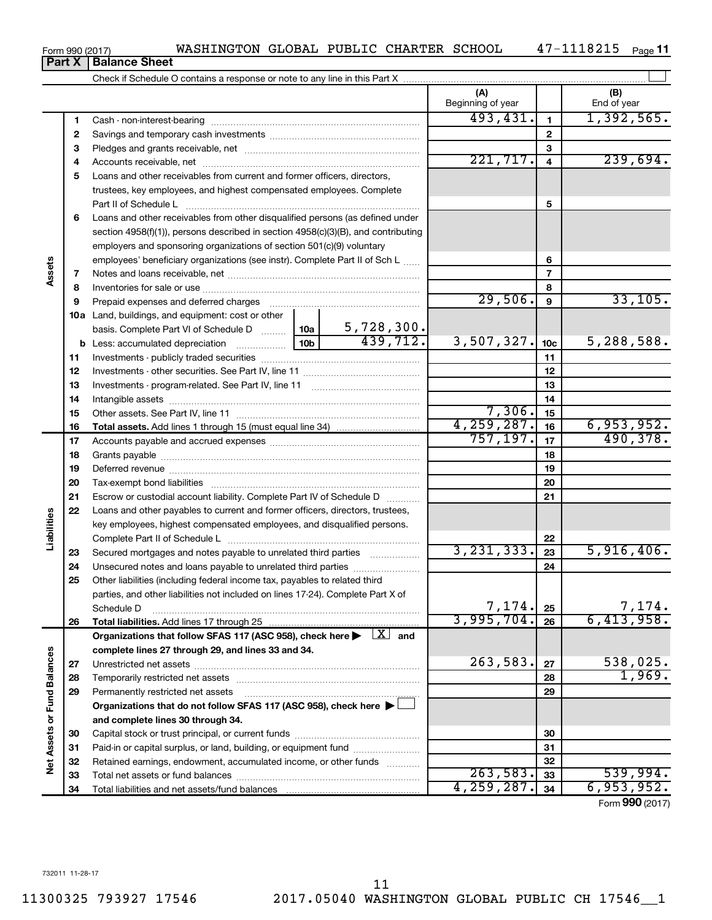Form 990 (2017) WASHINGTON GLOBAL PUBLIC CHARTER SCHOOL 47-1118215

## Part X | Balance Sheet

Check if Schedule O contains a response or note to any line in this Part X ☐

| | | | | (A) Beginning of year | | (B) End of year |
|---|---|---|---|---|---|---|
| Assets | 1 | Cash - non-interest-bearing | | 493,431. | 1 | 1,392,565. |
| | 2 | Savings and temporary cash investments | | | 2 | |
| | 3 | Pledges and grants receivable, net | | | 3 | |
| | 4 | Accounts receivable, net | | 221,717. | 4 | 239,694. |
| | 5 | Loans and other receivables from current and former officers, directors, trustees, key employees, and highest compensated employees. Complete Part II of Schedule L | | | 5 | |
| | 6 | Loans and other receivables from other disqualified persons (as defined under section 4958(f)(1)), persons described in section 4958(c)(3)(B), and contributing employers and sponsoring organizations of section 501(c)(9) voluntary employees' beneficiary organizations (see instr). Complete Part II of Sch L | | | 6 | |
| | 7 | Notes and loans receivable, net | | | 7 | |
| | 8 | Inventories for sale or use | | | 8 | |
| | 9 | Prepaid expenses and deferred charges | | 29,506. | 9 | 33,105. |
| | 10a | Land, buildings, and equipment: cost or other basis. Complete Part VI of Schedule D | 10a: 5,728,300. | | | |
| | b | Less: accumulated depreciation | 10b: 439,712. | 3,507,327. | 10c | 5,288,588. |
| | 11 | Investments - publicly traded securities | | | 11 | |
| | 12 | Investments - other securities. See Part IV, line 11 | | | 12 | |
| | 13 | Investments - program-related. See Part IV, line 11 | | | 13 | |
| | 14 | Intangible assets | | | 14 | |
| | 15 | Other assets. See Part IV, line 11 | | 7,306. | 15 | |
| | 16 | **Total assets.** Add lines 1 through 15 (must equal line 34) | | 4,259,287. | 16 | 6,953,952. |
| Liabilities | 17 | Accounts payable and accrued expenses | | 757,197. | 17 | 490,378. |
| | 18 | Grants payable | | | 18 | |
| | 19 | Deferred revenue | | | 19 | |
| | 20 | Tax-exempt bond liabilities | | | 20 | |
| | 21 | Escrow or custodial account liability. Complete Part IV of Schedule D | | | 21 | |
| | 22 | Loans and other payables to current and former officers, directors, trustees, key employees, highest compensated employees, and disqualified persons. Complete Part II of Schedule L | | | 22 | |
| | 23 | Secured mortgages and notes payable to unrelated third parties | | 3,231,333. | 23 | 5,916,406. |
| | 24 | Unsecured notes and loans payable to unrelated third parties | | | 24 | |
| | 25 | Other liabilities (including federal income tax, payables to related third parties, and other liabilities not included on lines 17-24). Complete Part X of Schedule D | | 7,174. | 25 | 7,174. |
| | 26 | **Total liabilities.** Add lines 17 through 25 | | 3,995,704. | 26 | 6,413,958. |
| Net Assets or Fund Balances | | **Organizations that follow SFAS 117 (ASC 958), check here ▶ ☒ and complete lines 27 through 29, and lines 33 and 34.** | | | | |
| | 27 | Unrestricted net assets | | 263,583. | 27 | 538,025. |
| | 28 | Temporarily restricted net assets | | | 28 | 1,969. |
| | 29 | Permanently restricted net assets | | | 29 | |
| | | **Organizations that do not follow SFAS 117 (ASC 958), check here ▶ ☐ and complete lines 30 through 34.** | | | | |
| | 30 | Capital stock or trust principal, or current funds | | | 30 | |
| | 31 | Paid-in or capital surplus, or land, building, or equipment fund | | | 31 | |
| | 32 | Retained earnings, endowment, accumulated income, or other funds | | | 32 | |
| | 33 | Total net assets or fund balances | | 263,583. | 33 | 539,994. |
| | 34 | Total liabilities and net assets/fund balances | | 4,259,287. | 34 | 6,953,952. |

Form **990** (2017)

732011 11-28-17

11300325 793927 17546 2017.05040 WASHINGTON GLOBAL PUBLIC CH 17546__1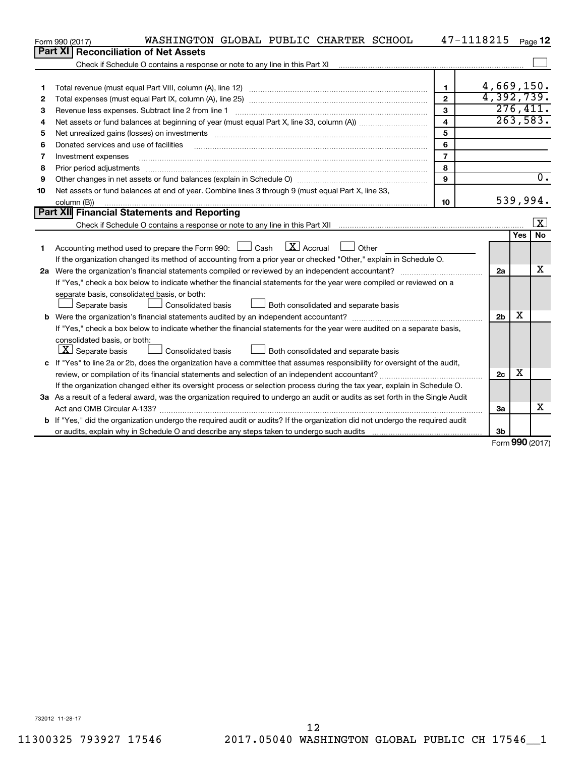Form 990 (2017) WASHINGTON GLOBAL PUBLIC CHARTER SCHOOL 47-1118215 Page 12

## Part XI Reconciliation of Net Assets

Check if Schedule O contains a response or note to any line in this Part XI ☐

| | | | |
|---|---|---|---|
| 1 | Total revenue (must equal Part VIII, column (A), line 12) | 1 | 4,669,150. |
| 2 | Total expenses (must equal Part IX, column (A), line 25) | 2 | 4,392,739. |
| 3 | Revenue less expenses. Subtract line 2 from line 1 | 3 | 276,411. |
| 4 | Net assets or fund balances at beginning of year (must equal Part X, line 33, column (A)) | 4 | 263,583. |
| 5 | Net unrealized gains (losses) on investments | 5 | |
| 6 | Donated services and use of facilities | 6 | |
| 7 | Investment expenses | 7 | |
| 8 | Prior period adjustments | 8 | |
| 9 | Other changes in net assets or fund balances (explain in Schedule O) | 9 | 0. |
| 10 | Net assets or fund balances at end of year. Combine lines 3 through 9 (must equal Part X, line 33, column (B)) | 10 | 539,994. |

## Part XII Financial Statements and Reporting

Check if Schedule O contains a response or note to any line in this Part XII ☒

| | | | Yes | No |
|---|---|---|---|---|
| 1 | Accounting method used to prepare the Form 990: ☐ Cash ☒ Accrual ☐ Other<br>If the organization changed its method of accounting from a prior year or checked "Other," explain in Schedule O. | | | |
| 2a | Were the organization's financial statements compiled or reviewed by an independent accountant?<br>If "Yes," check a box below to indicate whether the financial statements for the year were compiled or reviewed on a separate basis, consolidated basis, or both:<br>☐ Separate basis ☐ Consolidated basis ☐ Both consolidated and separate basis | 2a | | X |
| b | Were the organization's financial statements audited by an independent accountant?<br>If "Yes," check a box below to indicate whether the financial statements for the year were audited on a separate basis, consolidated basis, or both:<br>☒ Separate basis ☐ Consolidated basis ☐ Both consolidated and separate basis | 2b | X | |
| c | If "Yes" to line 2a or 2b, does the organization have a committee that assumes responsibility for oversight of the audit, review, or compilation of its financial statements and selection of an independent accountant?<br>If the organization changed either its oversight process or selection process during the tax year, explain in Schedule O. | 2c | X | |
| 3a | As a result of a federal award, was the organization required to undergo an audit or audits as set forth in the Single Audit Act and OMB Circular A-133? | 3a | | X |
| b | If "Yes," did the organization undergo the required audit or audits? If the organization did not undergo the required audit or audits, explain why in Schedule O and describe any steps taken to undergo such audits | 3b | | |

Form 990 (2017)

732012 11-28-17

11300325 793927 17546 2017.05040 WASHINGTON GLOBAL PUBLIC CH 17546__1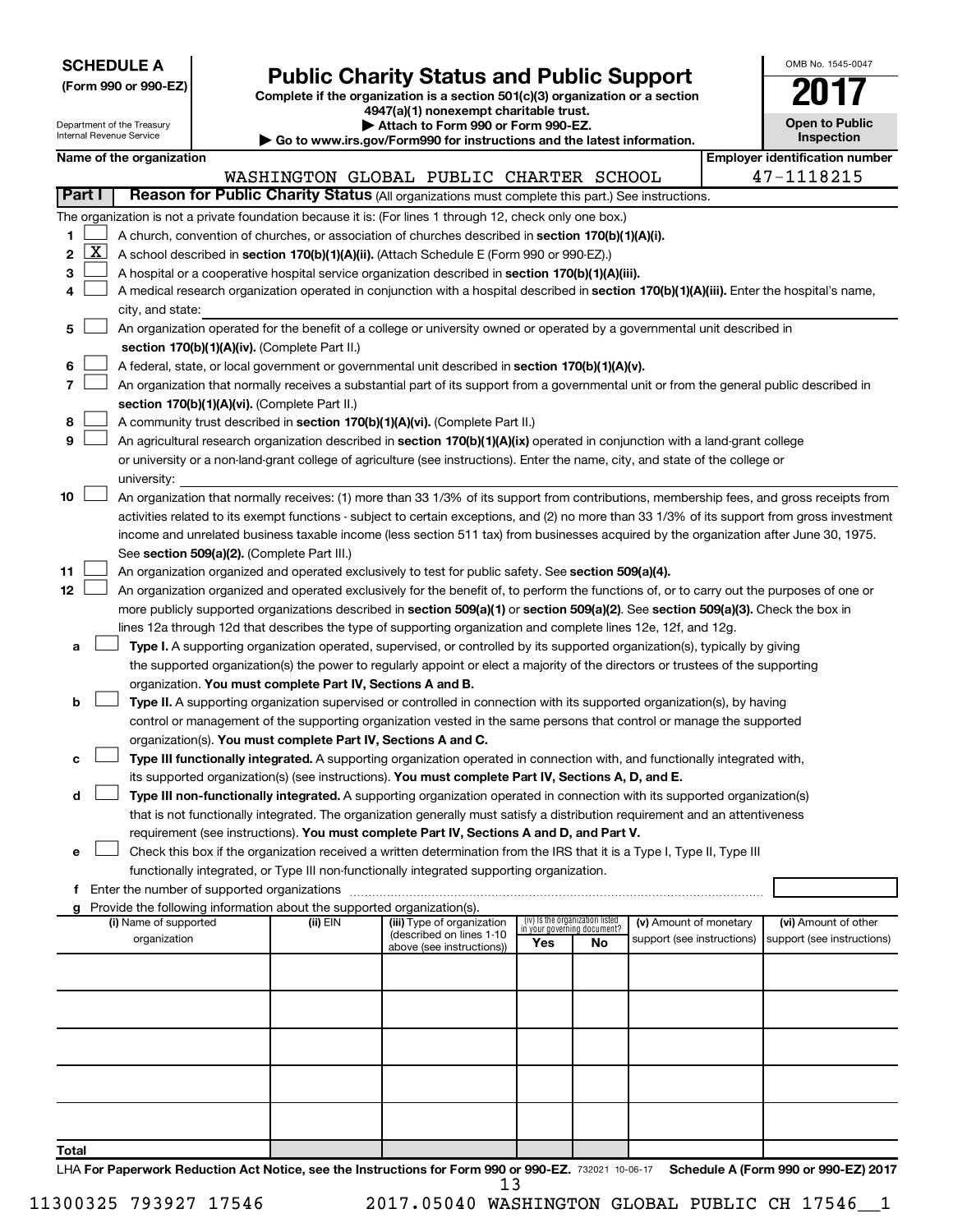**SCHEDULE A**
**(Form 990 or 990-EZ)**

Department of the Treasury
Internal Revenue Service

# Public Charity Status and Public Support

**Complete if the organization is a section 501(c)(3) organization or a section 4947(a)(1) nonexempt charitable trust.**
**▶ Attach to Form 990 or Form 990-EZ.**
**▶ Go to www.irs.gov/Form990 for instructions and the latest information.**

OMB No. 1545-0047

**2017**

**Open to Public Inspection**

**Name of the organization:** WASHINGTON GLOBAL PUBLIC CHARTER SCHOOL

**Employer identification number:** 47-1118215

## Part I Reason for Public Charity Status (All organizations must complete this part.) See instructions.

The organization is not a private foundation because it is: (For lines 1 through 12, check only one box.)

1. ☐ A church, convention of churches, or association of churches described in **section 170(b)(1)(A)(i).**
2. ☒ A school described in **section 170(b)(1)(A)(ii).** (Attach Schedule E (Form 990 or 990-EZ).)
3. ☐ A hospital or a cooperative hospital service organization described in **section 170(b)(1)(A)(iii).**
4. ☐ A medical research organization operated in conjunction with a hospital described in **section 170(b)(1)(A)(iii).** Enter the hospital's name, city, and state:
5. ☐ An organization operated for the benefit of a college or university owned or operated by a governmental unit described in **section 170(b)(1)(A)(iv).** (Complete Part II.)
6. ☐ A federal, state, or local government or governmental unit described in **section 170(b)(1)(A)(v).**
7. ☐ An organization that normally receives a substantial part of its support from a governmental unit or from the general public described in **section 170(b)(1)(A)(vi).** (Complete Part II.)
8. ☐ A community trust described in **section 170(b)(1)(A)(vi).** (Complete Part II.)
9. ☐ An agricultural research organization described in **section 170(b)(1)(A)(ix)** operated in conjunction with a land-grant college or university or a non-land-grant college of agriculture (see instructions). Enter the name, city, and state of the college or university:
10. ☐ An organization that normally receives: (1) more than 33 1/3% of its support from contributions, membership fees, and gross receipts from activities related to its exempt functions - subject to certain exceptions, and (2) no more than 33 1/3% of its support from gross investment income and unrelated business taxable income (less section 511 tax) from businesses acquired by the organization after June 30, 1975. See **section 509(a)(2).** (Complete Part III.)
11. ☐ An organization organized and operated exclusively to test for public safety. See **section 509(a)(4).**
12. ☐ An organization organized and operated exclusively for the benefit of, to perform the functions of, or to carry out the purposes of one or more publicly supported organizations described in **section 509(a)(1)** or **section 509(a)(2).** See **section 509(a)(3).** Check the box in lines 12a through 12d that describes the type of supporting organization and complete lines 12e, 12f, and 12g.
   - **a** ☐ **Type I.** A supporting organization operated, supervised, or controlled by its supported organization(s), typically by giving the supported organization(s) the power to regularly appoint or elect a majority of the directors or trustees of the supporting organization. **You must complete Part IV, Sections A and B.**
   - **b** ☐ **Type II.** A supporting organization supervised or controlled in connection with its supported organization(s), by having control or management of the supporting organization vested in the same persons that control or manage the supported organization(s). **You must complete Part IV, Sections A and C.**
   - **c** ☐ **Type III functionally integrated.** A supporting organization operated in connection with, and functionally integrated with, its supported organization(s) (see instructions). **You must complete Part IV, Sections A, D, and E.**
   - **d** ☐ **Type III non-functionally integrated.** A supporting organization operated in connection with its supported organization(s) that is not functionally integrated. The organization generally must satisfy a distribution requirement and an attentiveness requirement (see instructions). **You must complete Part IV, Sections A and D, and Part V.**
   - **e** ☐ Check this box if the organization received a written determination from the IRS that it is a Type I, Type II, Type III functionally integrated, or Type III non-functionally integrated supporting organization.
   - **f** Enter the number of supported organizations
   - **g** Provide the following information about the supported organization(s).

| (i) Name of supported organization | (ii) EIN | (iii) Type of organization (described on lines 1-10 above (see instructions)) | (iv) Is the organization listed in your governing document? Yes | No | (v) Amount of monetary support (see instructions) | (vi) Amount of other support (see instructions) |
|---|---|---|---|---|---|---|
| | | | | | | |
| | | | | | | |
| | | | | | | |
| | | | | | | |
| | | | | | | |
| **Total** | | | | | | |

LHA **For Paperwork Reduction Act Notice, see the Instructions for Form 990 or 990-EZ.** 732021 10-06-17 **Schedule A (Form 990 or 990-EZ) 2017**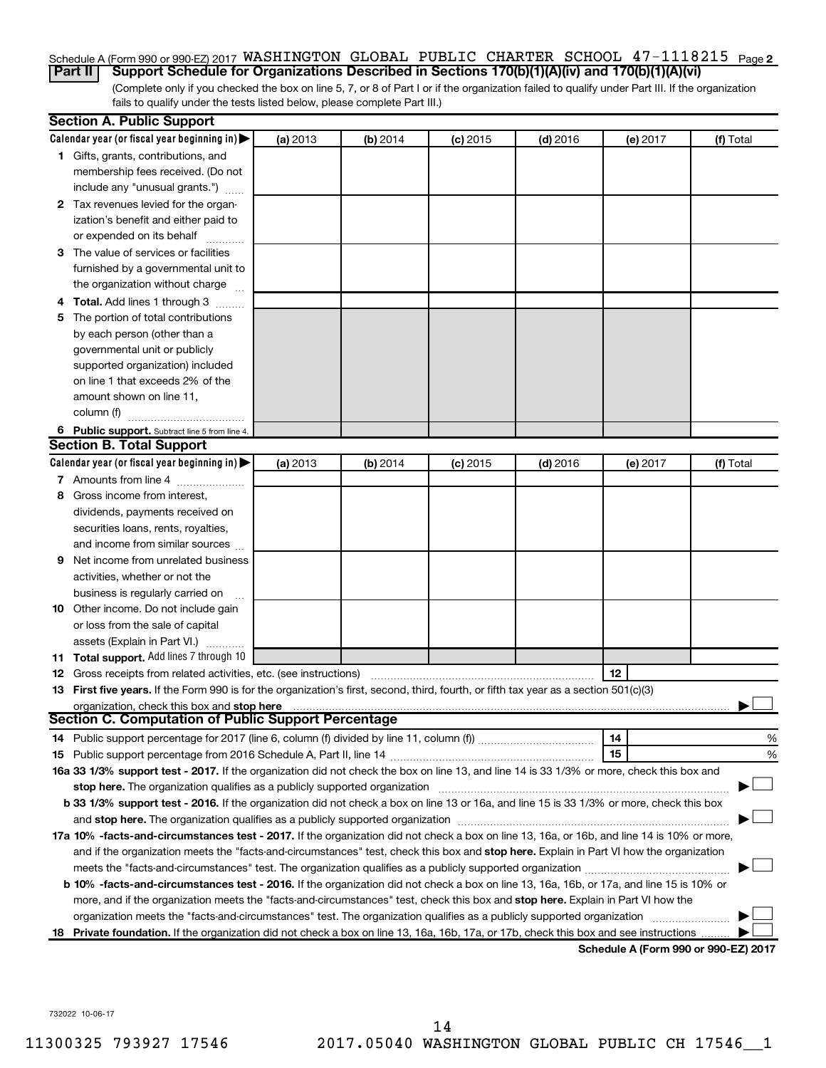Schedule A (Form 990 or 990-EZ) 2017 WASHINGTON GLOBAL PUBLIC CHARTER SCHOOL 47-1118215 Page 2

**Part II — Support Schedule for Organizations Described in Sections 170(b)(1)(A)(iv) and 170(b)(1)(A)(vi)**

(Complete only if you checked the box on line 5, 7, or 8 of Part I or if the organization failed to qualify under Part III. If the organization fails to qualify under the tests listed below, please complete Part III.)

### Section A. Public Support

| Calendar year (or fiscal year beginning in) ▶ | (a) 2013 | (b) 2014 | (c) 2015 | (d) 2016 | (e) 2017 | (f) Total |
|---|---|---|---|---|---|---|
| 1 Gifts, grants, contributions, and membership fees received. (Do not include any "unusual grants.") | | | | | | |
| 2 Tax revenues levied for the organization's benefit and either paid to or expended on its behalf | | | | | | |
| 3 The value of services or facilities furnished by a governmental unit to the organization without charge | | | | | | |
| 4 **Total.** Add lines 1 through 3 | | | | | | |
| 5 The portion of total contributions by each person (other than a governmental unit or publicly supported organization) included on line 1 that exceeds 2% of the amount shown on line 11, column (f) | | | | | | |
| 6 **Public support.** Subtract line 5 from line 4. | | | | | | |

### Section B. Total Support

| Calendar year (or fiscal year beginning in) ▶ | (a) 2013 | (b) 2014 | (c) 2015 | (d) 2016 | (e) 2017 | (f) Total |
|---|---|---|---|---|---|---|
| 7 Amounts from line 4 | | | | | | |
| 8 Gross income from interest, dividends, payments received on securities loans, rents, royalties, and income from similar sources | | | | | | |
| 9 Net income from unrelated business activities, whether or not the business is regularly carried on | | | | | | |
| 10 Other income. Do not include gain or loss from the sale of capital assets (Explain in Part VI.) | | | | | | |
| 11 **Total support.** Add lines 7 through 10 | | | | | | |

12 Gross receipts from related activities, etc. (see instructions) — 12

13 **First five years.** If the Form 990 is for the organization's first, second, third, fourth, or fifth tax year as a section 501(c)(3) organization, check this box and **stop here** ▶ ☐

### Section C. Computation of Public Support Percentage

14 Public support percentage for 2017 (line 6, column (f) divided by line 11, column (f)) — 14 — %

15 Public support percentage from 2016 Schedule A, Part II, line 14 — 15 — %

16a **33 1/3% support test - 2017.** If the organization did not check the box on line 13, and line 14 is 33 1/3% or more, check this box and **stop here.** The organization qualifies as a publicly supported organization ▶ ☐

b **33 1/3% support test - 2016.** If the organization did not check a box on line 13 or 16a, and line 15 is 33 1/3% or more, check this box and **stop here.** The organization qualifies as a publicly supported organization ▶ ☐

17a **10% -facts-and-circumstances test - 2017.** If the organization did not check a box on line 13, 16a, or 16b, and line 14 is 10% or more, and if the organization meets the "facts-and-circumstances" test, check this box and **stop here.** Explain in Part VI how the organization meets the "facts-and-circumstances" test. The organization qualifies as a publicly supported organization ▶ ☐

b **10% -facts-and-circumstances test - 2016.** If the organization did not check a box on line 13, 16a, 16b, or 17a, and line 15 is 10% or more, and if the organization meets the "facts-and-circumstances" test, check this box and **stop here.** Explain in Part VI how the organization meets the "facts-and-circumstances" test. The organization qualifies as a publicly supported organization ▶ ☐

18 **Private foundation.** If the organization did not check a box on line 13, 16a, 16b, 17a, or 17b, check this box and see instructions ▶ ☐

**Schedule A (Form 990 or 990-EZ) 2017**

732022 10-06-17

11300325 793927 17546 2017.05040 WASHINGTON GLOBAL PUBLIC CH 17546__1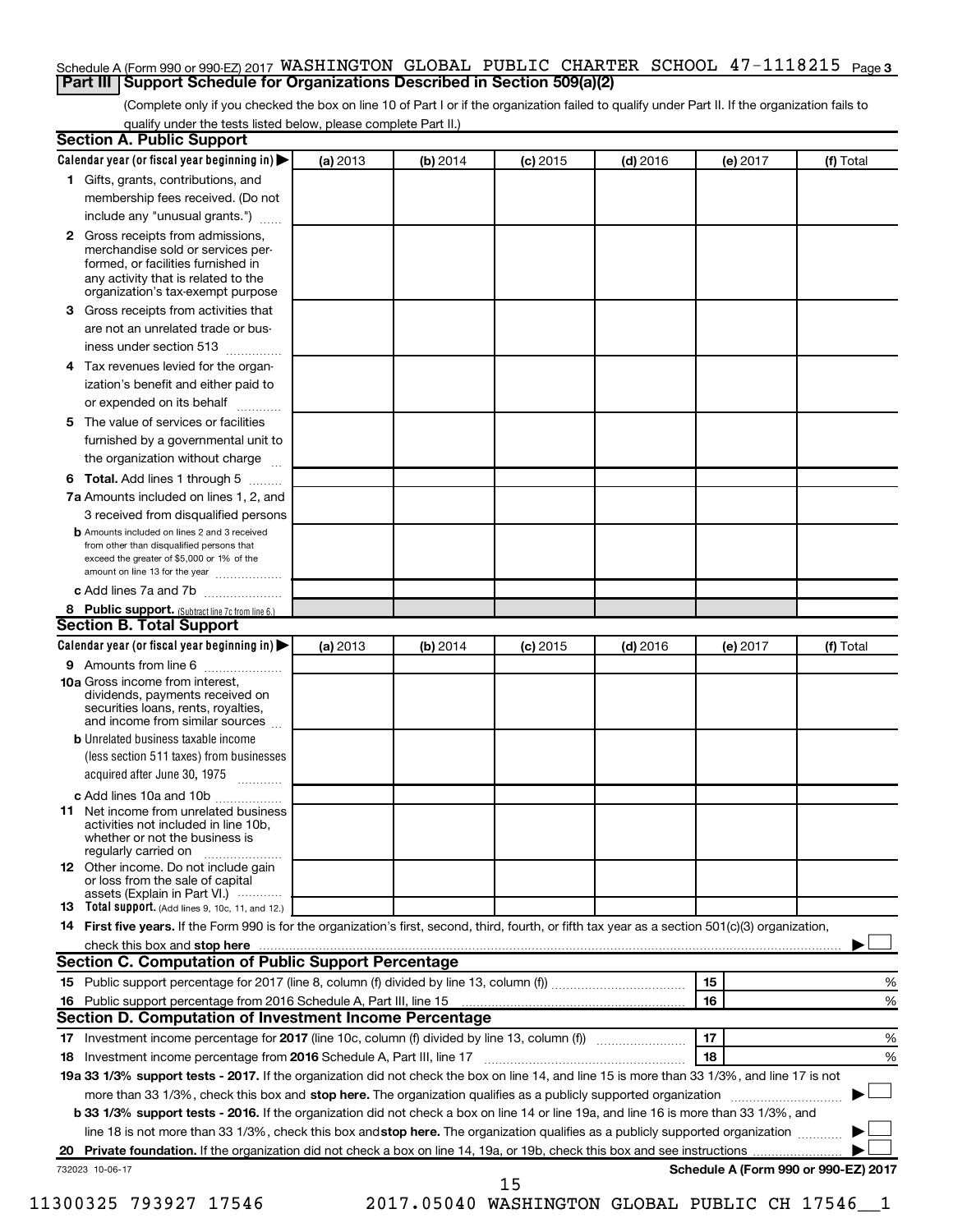Schedule A (Form 990 or 990-EZ) 2017 WASHINGTON GLOBAL PUBLIC CHARTER SCHOOL 47-1118215 Page 3

## Part III Support Schedule for Organizations Described in Section 509(a)(2)

(Complete only if you checked the box on line 10 of Part I or if the organization failed to qualify under Part II. If the organization fails to qualify under the tests listed below, please complete Part II.)

### Section A. Public Support

| Calendar year (or fiscal year beginning in) ▶ | (a) 2013 | (b) 2014 | (c) 2015 | (d) 2016 | (e) 2017 | (f) Total |
|---|---|---|---|---|---|---|
| **1** Gifts, grants, contributions, and membership fees received. (Do not include any "unusual grants.") | | | | | | |
| **2** Gross receipts from admissions, merchandise sold or services performed, or facilities furnished in any activity that is related to the organization's tax-exempt purpose | | | | | | |
| **3** Gross receipts from activities that are not an unrelated trade or business under section 513 | | | | | | |
| **4** Tax revenues levied for the organization's benefit and either paid to or expended on its behalf | | | | | | |
| **5** The value of services or facilities furnished by a governmental unit to the organization without charge | | | | | | |
| **6 Total.** Add lines 1 through 5 | | | | | | |
| **7a** Amounts included on lines 1, 2, and 3 received from disqualified persons | | | | | | |
| **b** Amounts included on lines 2 and 3 received from other than disqualified persons that exceed the greater of $5,000 or 1% of the amount on line 13 for the year | | | | | | |
| **c** Add lines 7a and 7b | | | | | | |
| **8 Public support.** (Subtract line 7c from line 6.) | | | | | | |

### Section B. Total Support

| Calendar year (or fiscal year beginning in) ▶ | (a) 2013 | (b) 2014 | (c) 2015 | (d) 2016 | (e) 2017 | (f) Total |
|---|---|---|---|---|---|---|
| **9** Amounts from line 6 | | | | | | |
| **10a** Gross income from interest, dividends, payments received on securities loans, rents, royalties, and income from similar sources | | | | | | |
| **b** Unrelated business taxable income (less section 511 taxes) from businesses acquired after June 30, 1975 | | | | | | |
| **c** Add lines 10a and 10b | | | | | | |
| **11** Net income from unrelated business activities not included in line 10b, whether or not the business is regularly carried on | | | | | | |
| **12** Other income. Do not include gain or loss from the sale of capital assets (Explain in Part VI.) | | | | | | |
| **13 Total support.** (Add lines 9, 10c, 11, and 12.) | | | | | | |

**14 First five years.** If the Form 990 is for the organization's first, second, third, fourth, or fifth tax year as a section 501(c)(3) organization, check this box and **stop here** ▶ ☐

### Section C. Computation of Public Support Percentage

| | | | |
|---|---|---|---|
| **15** Public support percentage for 2017 (line 8, column (f) divided by line 13, column (f)) | 15 | | % |
| **16** Public support percentage from 2016 Schedule A, Part III, line 15 | 16 | | % |

### Section D. Computation of Investment Income Percentage

| | | | |
|---|---|---|---|
| **17** Investment income percentage for **2017** (line 10c, column (f) divided by line 13, column (f)) | 17 | | % |
| **18** Investment income percentage from **2016** Schedule A, Part III, line 17 | 18 | | % |

**19a 33 1/3% support tests - 2017.** If the organization did not check the box on line 14, and line 15 is more than 33 1/3%, and line 17 is not more than 33 1/3%, check this box and **stop here.** The organization qualifies as a publicly supported organization ▶ ☐

**b 33 1/3% support tests - 2016.** If the organization did not check a box on line 14 or line 19a, and line 16 is more than 33 1/3%, and line 18 is not more than 33 1/3%, check this box and **stop here.** The organization qualifies as a publicly supported organization ▶ ☐

**20 Private foundation.** If the organization did not check a box on line 14, 19a, or 19b, check this box and see instructions ▶ ☐

732023 10-06-17 **Schedule A (Form 990 or 990-EZ) 2017**

11300325 793927 17546 2017.05040 WASHINGTON GLOBAL PUBLIC CH 17546__1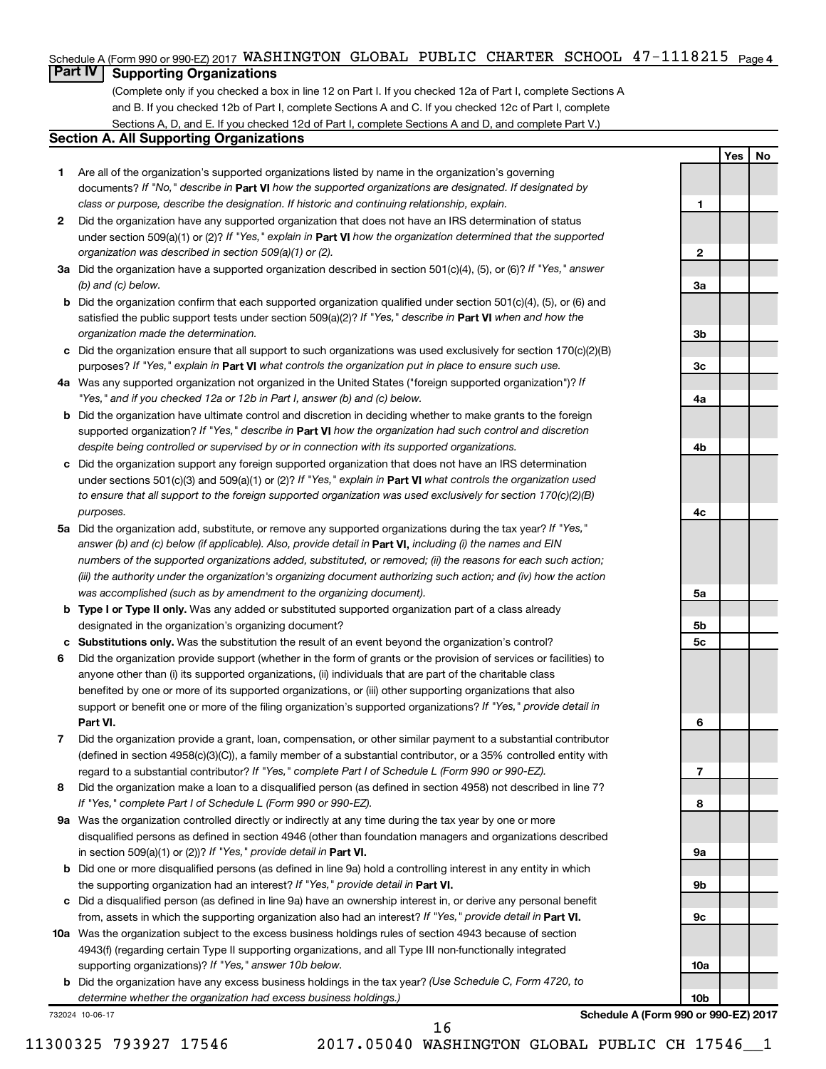Schedule A (Form 990 or 990-EZ) 2017 WASHINGTON GLOBAL PUBLIC CHARTER SCHOOL 47-1118215 Page 4

## Part IV Supporting Organizations

(Complete only if you checked a box in line 12 on Part I. If you checked 12a of Part I, complete Sections A and B. If you checked 12b of Part I, complete Sections A and C. If you checked 12c of Part I, complete Sections A, D, and E. If you checked 12d of Part I, complete Sections A and D, and complete Part V.)

### Section A. All Supporting Organizations

| | | | Yes | No |
|---|---|---|---|---|
| 1 | Are all of the organization's supported organizations listed by name in the organization's governing documents? *If "No," describe in* **Part VI** *how the supported organizations are designated. If designated by class or purpose, describe the designation. If historic and continuing relationship, explain.* | 1 | | |
| 2 | Did the organization have any supported organization that does not have an IRS determination of status under section 509(a)(1) or (2)? *If "Yes," explain in* **Part VI** *how the organization determined that the supported organization was described in section 509(a)(1) or (2).* | 2 | | |
| 3a | Did the organization have a supported organization described in section 501(c)(4), (5), or (6)? *If "Yes," answer (b) and (c) below.* | 3a | | |
| b | Did the organization confirm that each supported organization qualified under section 501(c)(4), (5), or (6) and satisfied the public support tests under section 509(a)(2)? *If "Yes," describe in* **Part VI** *when and how the organization made the determination.* | 3b | | |
| c | Did the organization ensure that all support to such organizations was used exclusively for section 170(c)(2)(B) purposes? *If "Yes," explain in* **Part VI** *what controls the organization put in place to ensure such use.* | 3c | | |
| 4a | Was any supported organization not organized in the United States ("foreign supported organization")? *If "Yes," and if you checked 12a or 12b in Part I, answer (b) and (c) below.* | 4a | | |
| b | Did the organization have ultimate control and discretion in deciding whether to make grants to the foreign supported organization? *If "Yes," describe in* **Part VI** *how the organization had such control and discretion despite being controlled or supervised by or in connection with its supported organizations.* | 4b | | |
| c | Did the organization support any foreign supported organization that does not have an IRS determination under sections 501(c)(3) and 509(a)(1) or (2)? *If "Yes," explain in* **Part VI** *what controls the organization used to ensure that all support to the foreign supported organization was used exclusively for section 170(c)(2)(B) purposes.* | 4c | | |
| 5a | Did the organization add, substitute, or remove any supported organizations during the tax year? *If "Yes," answer (b) and (c) below (if applicable). Also, provide detail in* **Part VI,** *including (i) the names and EIN numbers of the supported organizations added, substituted, or removed; (ii) the reasons for each such action; (iii) the authority under the organization's organizing document authorizing such action; and (iv) how the action was accomplished (such as by amendment to the organizing document).* | 5a | | |
| b | **Type I or Type II only.** Was any added or substituted supported organization part of a class already designated in the organization's organizing document? | 5b | | |
| c | **Substitutions only.** Was the substitution the result of an event beyond the organization's control? | 5c | | |
| 6 | Did the organization provide support (whether in the form of grants or the provision of services or facilities) to anyone other than (i) its supported organizations, (ii) individuals that are part of the charitable class benefited by one or more of its supported organizations, or (iii) other supporting organizations that also support or benefit one or more of the filing organization's supported organizations? *If "Yes," provide detail in* **Part VI.** | 6 | | |
| 7 | Did the organization provide a grant, loan, compensation, or other similar payment to a substantial contributor (defined in section 4958(c)(3)(C)), a family member of a substantial contributor, or a 35% controlled entity with regard to a substantial contributor? *If "Yes," complete Part I of Schedule L (Form 990 or 990-EZ).* | 7 | | |
| 8 | Did the organization make a loan to a disqualified person (as defined in section 4958) not described in line 7? *If "Yes," complete Part I of Schedule L (Form 990 or 990-EZ).* | 8 | | |
| 9a | Was the organization controlled directly or indirectly at any time during the tax year by one or more disqualified persons as defined in section 4946 (other than foundation managers and organizations described in section 509(a)(1) or (2))? *If "Yes," provide detail in* **Part VI.** | 9a | | |
| b | Did one or more disqualified persons (as defined in line 9a) hold a controlling interest in any entity in which the supporting organization had an interest? *If "Yes," provide detail in* **Part VI.** | 9b | | |
| c | Did a disqualified person (as defined in line 9a) have an ownership interest in, or derive any personal benefit from, assets in which the supporting organization also had an interest? *If "Yes," provide detail in* **Part VI.** | 9c | | |
| 10a | Was the organization subject to the excess business holdings rules of section 4943 because of section 4943(f) (regarding certain Type II supporting organizations, and all Type III non-functionally integrated supporting organizations)? *If "Yes," answer 10b below.* | 10a | | |
| b | Did the organization have any excess business holdings in the tax year? *(Use Schedule C, Form 4720, to determine whether the organization had excess business holdings.)* | 10b | | |

732024 10-06-17

**Schedule A (Form 990 or 990-EZ) 2017**

11300325 793927 17546 2017.05040 WASHINGTON GLOBAL PUBLIC CH 17546__1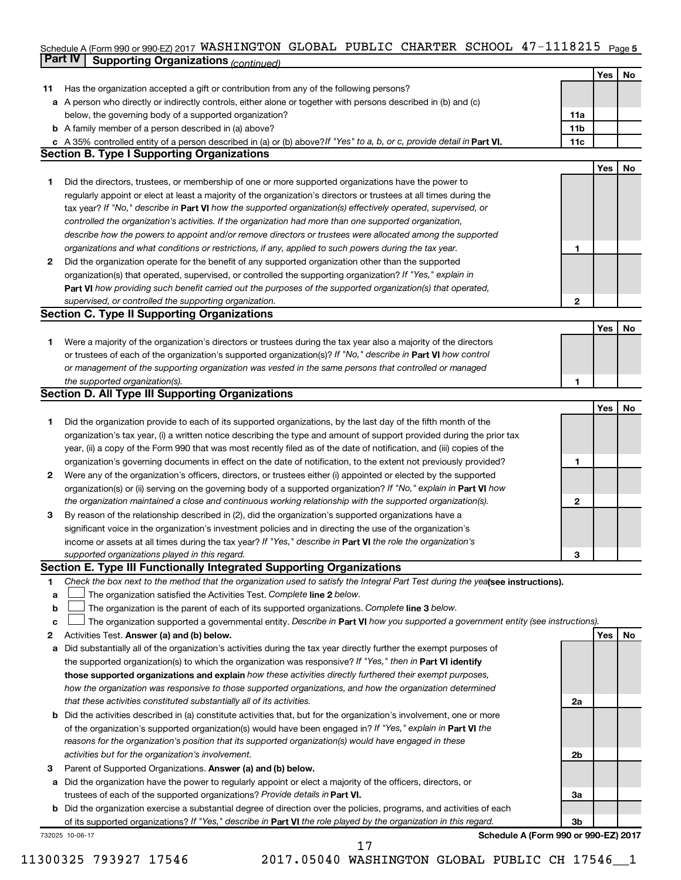Schedule A (Form 990 or 990-EZ) 2017 WASHINGTON GLOBAL PUBLIC CHARTER SCHOOL 47-1118215 Page 5

## Part IV Supporting Organizations *(continued)*

| | | | Yes | No |
|---|---|---|---|---|
| 11 | Has the organization accepted a gift or contribution from any of the following persons? | | | |
| a | A person who directly or indirectly controls, either alone or together with persons described in (b) and (c) below, the governing body of a supported organization? | 11a | | |
| b | A family member of a person described in (a) above? | 11b | | |
| c | A 35% controlled entity of a person described in (a) or (b) above? *If "Yes" to a, b, or c, provide detail in* **Part VI.** | 11c | | |

### Section B. Type I Supporting Organizations

| | | | Yes | No |
|---|---|---|---|---|
| 1 | Did the directors, trustees, or membership of one or more supported organizations have the power to regularly appoint or elect at least a majority of the organization's directors or trustees at all times during the tax year? *If "No," describe in* **Part VI** *how the supported organization(s) effectively operated, supervised, or controlled the organization's activities. If the organization had more than one supported organization, describe how the powers to appoint and/or remove directors or trustees were allocated among the supported organizations and what conditions or restrictions, if any, applied to such powers during the tax year.* | 1 | | |
| 2 | Did the organization operate for the benefit of any supported organization other than the supported organization(s) that operated, supervised, or controlled the supporting organization? *If "Yes," explain in* **Part VI** *how providing such benefit carried out the purposes of the supported organization(s) that operated, supervised, or controlled the supporting organization.* | 2 | | |

### Section C. Type II Supporting Organizations

| | | | Yes | No |
|---|---|---|---|---|
| 1 | Were a majority of the organization's directors or trustees during the tax year also a majority of the directors or trustees of each of the organization's supported organization(s)? *If "No," describe in* **Part VI** *how control or management of the supporting organization was vested in the same persons that controlled or managed the supported organization(s).* | 1 | | |

### Section D. All Type III Supporting Organizations

| | | | Yes | No |
|---|---|---|---|---|
| 1 | Did the organization provide to each of its supported organizations, by the last day of the fifth month of the organization's tax year, (i) a written notice describing the type and amount of support provided during the prior tax year, (ii) a copy of the Form 990 that was most recently filed as of the date of notification, and (iii) copies of the organization's governing documents in effect on the date of notification, to the extent not previously provided? | 1 | | |
| 2 | Were any of the organization's officers, directors, or trustees either (i) appointed or elected by the supported organization(s) or (ii) serving on the governing body of a supported organization? *If "No," explain in* **Part VI** *how the organization maintained a close and continuous working relationship with the supported organization(s).* | 2 | | |
| 3 | By reason of the relationship described in (2), did the organization's supported organizations have a significant voice in the organization's investment policies and in directing the use of the organization's income or assets at all times during the tax year? *If "Yes," describe in* **Part VI** *the role the organization's supported organizations played in this regard.* | 3 | | |

### Section E. Type III Functionally Integrated Supporting Organizations

1 *Check the box next to the method that the organization used to satisfy the Integral Part Test during the year* **(see instructions).**

a ☐ The organization satisfied the Activities Test. *Complete* **line 2** *below.*

b ☐ The organization is the parent of each of its supported organizations. *Complete* **line 3** *below.*

c ☐ The organization supported a governmental entity. *Describe in* **Part VI** *how you supported a government entity (see instructions).*

| | | | Yes | No |
|---|---|---|---|---|
| 2 | Activities Test. **Answer (a) and (b) below.** | | | |
| a | Did substantially all of the organization's activities during the tax year directly further the exempt purposes of the supported organization(s) to which the organization was responsive? *If "Yes," then in* **Part VI identify those supported organizations and explain** *how these activities directly furthered their exempt purposes, how the organization was responsive to those supported organizations, and how the organization determined that these activities constituted substantially all of its activities.* | 2a | | |
| b | Did the activities described in (a) constitute activities that, but for the organization's involvement, one or more of the organization's supported organization(s) would have been engaged in? *If "Yes," explain in* **Part VI** *the reasons for the organization's position that its supported organization(s) would have engaged in these activities but for the organization's involvement.* | 2b | | |
| 3 | Parent of Supported Organizations. **Answer (a) and (b) below.** | | | |
| a | Did the organization have the power to regularly appoint or elect a majority of the officers, directors, or trustees of each of the supported organizations? *Provide details in* **Part VI.** | 3a | | |
| b | Did the organization exercise a substantial degree of direction over the policies, programs, and activities of each of its supported organizations? *If "Yes," describe in* **Part VI** *the role played by the organization in this regard.* | 3b | | |

732025 10-06-17 **Schedule A (Form 990 or 990-EZ) 2017**

11300325 793927 17546 2017.05040 WASHINGTON GLOBAL PUBLIC CH 17546__1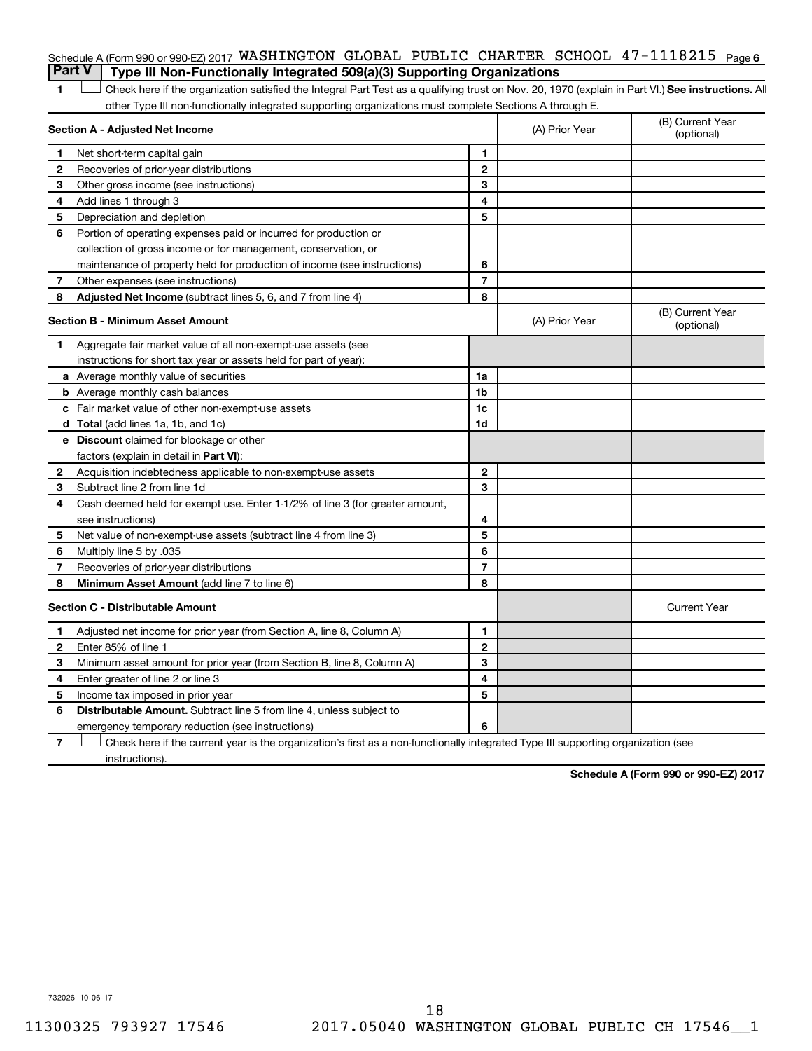Schedule A (Form 990 or 990-EZ) 2017 WASHINGTON GLOBAL PUBLIC CHARTER SCHOOL 47-1118215 Page 6

## Part V | Type III Non-Functionally Integrated 509(a)(3) Supporting Organizations

1 ☐ Check here if the organization satisfied the Integral Part Test as a qualifying trust on Nov. 20, 1970 (explain in Part VI.) **See instructions.** All other Type III non-functionally integrated supporting organizations must complete Sections A through E.

| **Section A - Adjusted Net Income** | | | (A) Prior Year | (B) Current Year (optional) |
|---|---|---|---|---|
| 1 | Net short-term capital gain | 1 | | |
| 2 | Recoveries of prior-year distributions | 2 | | |
| 3 | Other gross income (see instructions) | 3 | | |
| 4 | Add lines 1 through 3 | 4 | | |
| 5 | Depreciation and depletion | 5 | | |
| 6 | Portion of operating expenses paid or incurred for production or collection of gross income or for management, conservation, or maintenance of property held for production of income (see instructions) | 6 | | |
| 7 | Other expenses (see instructions) | 7 | | |
| 8 | **Adjusted Net Income** (subtract lines 5, 6, and 7 from line 4) | 8 | | |

| **Section B - Minimum Asset Amount** | | | (A) Prior Year | (B) Current Year (optional) |
|---|---|---|---|---|
| 1 | Aggregate fair market value of all non-exempt-use assets (see instructions for short tax year or assets held for part of year): | | | |
| a | Average monthly value of securities | 1a | | |
| b | Average monthly cash balances | 1b | | |
| c | Fair market value of other non-exempt-use assets | 1c | | |
| d | **Total** (add lines 1a, 1b, and 1c) | 1d | | |
| e | **Discount** claimed for blockage or other factors (explain in detail in **Part VI**): | | | |
| 2 | Acquisition indebtedness applicable to non-exempt-use assets | 2 | | |
| 3 | Subtract line 2 from line 1d | 3 | | |
| 4 | Cash deemed held for exempt use. Enter 1-1/2% of line 3 (for greater amount, see instructions) | 4 | | |
| 5 | Net value of non-exempt-use assets (subtract line 4 from line 3) | 5 | | |
| 6 | Multiply line 5 by .035 | 6 | | |
| 7 | Recoveries of prior-year distributions | 7 | | |
| 8 | **Minimum Asset Amount** (add line 7 to line 6) | 8 | | |

| **Section C - Distributable Amount** | | | | Current Year |
|---|---|---|---|---|
| 1 | Adjusted net income for prior year (from Section A, line 8, Column A) | 1 | | |
| 2 | Enter 85% of line 1 | 2 | | |
| 3 | Minimum asset amount for prior year (from Section B, line 8, Column A) | 3 | | |
| 4 | Enter greater of line 2 or line 3 | 4 | | |
| 5 | Income tax imposed in prior year | 5 | | |
| 6 | **Distributable Amount.** Subtract line 5 from line 4, unless subject to emergency temporary reduction (see instructions) | 6 | | |

7 ☐ Check here if the current year is the organization's first as a non-functionally integrated Type III supporting organization (see instructions).

**Schedule A (Form 990 or 990-EZ) 2017**

732026 10-06-17

11300325 793927 17546 2017.05040 WASHINGTON GLOBAL PUBLIC CH 17546__1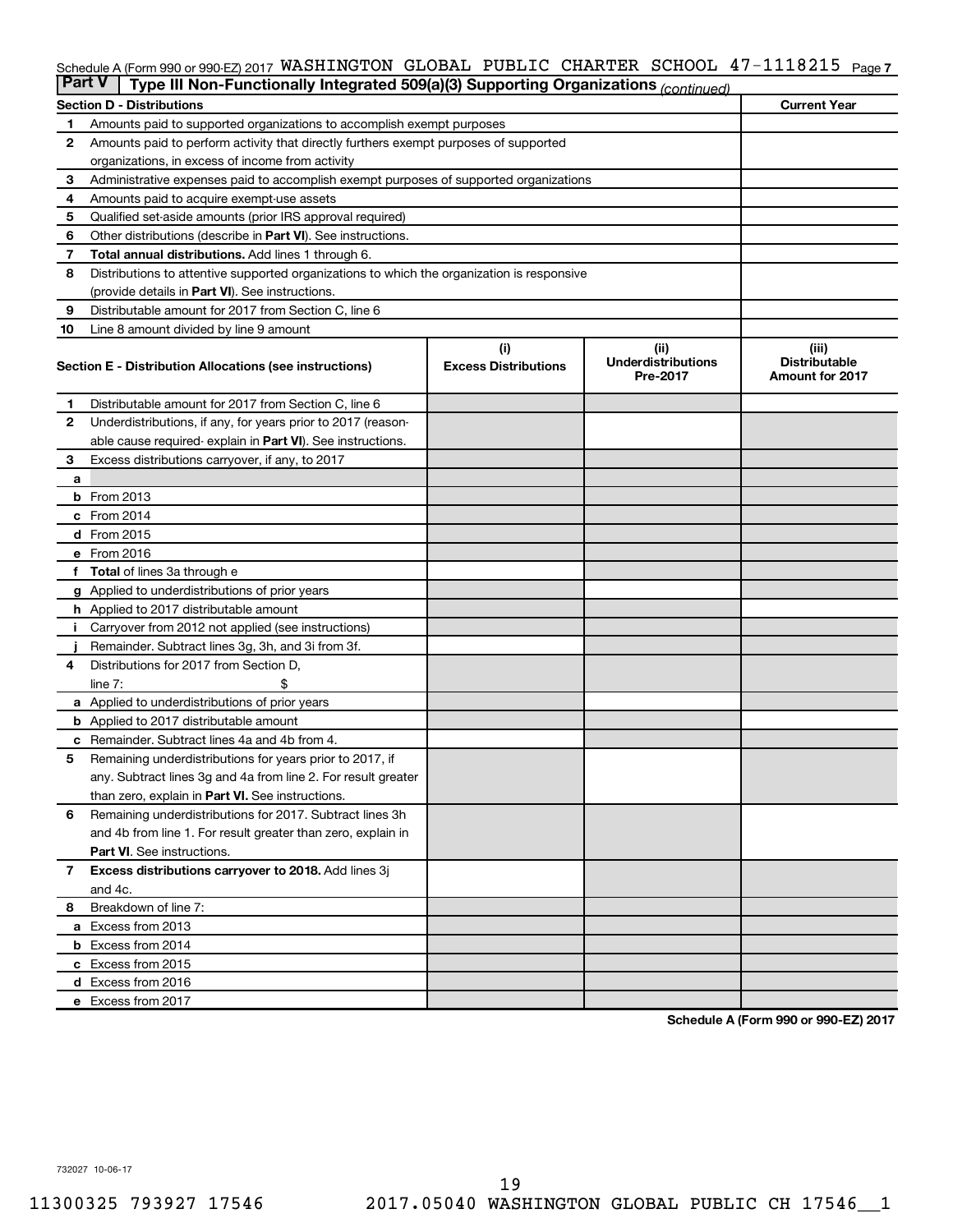Schedule A (Form 990 or 990-EZ) 2017 WASHINGTON GLOBAL PUBLIC CHARTER SCHOOL 47-1118215

## Part V Type III Non-Functionally Integrated 509(a)(3) Supporting Organizations *(continued)*

| Section D - Distributions | | Current Year |
|---|---|---|
| 1 | Amounts paid to supported organizations to accomplish exempt purposes | |
| 2 | Amounts paid to perform activity that directly furthers exempt purposes of supported organizations, in excess of income from activity | |
| 3 | Administrative expenses paid to accomplish exempt purposes of supported organizations | |
| 4 | Amounts paid to acquire exempt-use assets | |
| 5 | Qualified set-aside amounts (prior IRS approval required) | |
| 6 | Other distributions (describe in **Part VI**). See instructions. | |
| 7 | **Total annual distributions.** Add lines 1 through 6. | |
| 8 | Distributions to attentive supported organizations to which the organization is responsive (provide details in **Part VI**). See instructions. | |
| 9 | Distributable amount for 2017 from Section C, line 6 | |
| 10 | Line 8 amount divided by line 9 amount | |

| Section E - Distribution Allocations (see instructions) | | (i) Excess Distributions | (ii) Underdistributions Pre-2017 | (iii) Distributable Amount for 2017 |
|---|---|---|---|---|
| 1 | Distributable amount for 2017 from Section C, line 6 | | | |
| 2 | Underdistributions, if any, for years prior to 2017 (reasonable cause required- explain in **Part VI**). See instructions. | | | |
| 3 | Excess distributions carryover, if any, to 2017 | | | |
| a | | | | |
| b | From 2013 | | | |
| c | From 2014 | | | |
| d | From 2015 | | | |
| e | From 2016 | | | |
| f | **Total** of lines 3a through e | | | |
| g | Applied to underdistributions of prior years | | | |
| h | Applied to 2017 distributable amount | | | |
| i | Carryover from 2012 not applied (see instructions) | | | |
| j | Remainder. Subtract lines 3g, 3h, and 3i from 3f. | | | |
| 4 | Distributions for 2017 from Section D, line 7: $ | | | |
| a | Applied to underdistributions of prior years | | | |
| b | Applied to 2017 distributable amount | | | |
| c | Remainder. Subtract lines 4a and 4b from 4. | | | |
| 5 | Remaining underdistributions for years prior to 2017, if any. Subtract lines 3g and 4a from line 2. For result greater than zero, explain in **Part VI.** See instructions. | | | |
| 6 | Remaining underdistributions for 2017. Subtract lines 3h and 4b from line 1. For result greater than zero, explain in **Part VI**. See instructions. | | | |
| 7 | **Excess distributions carryover to 2018.** Add lines 3j and 4c. | | | |
| 8 | Breakdown of line 7: | | | |
| a | Excess from 2013 | | | |
| b | Excess from 2014 | | | |
| c | Excess from 2015 | | | |
| d | Excess from 2016 | | | |
| e | Excess from 2017 | | | |

**Schedule A (Form 990 or 990-EZ) 2017**

732027 10-06-17

11300325 793927 17546 2017.05040 WASHINGTON GLOBAL PUBLIC CH 17546__1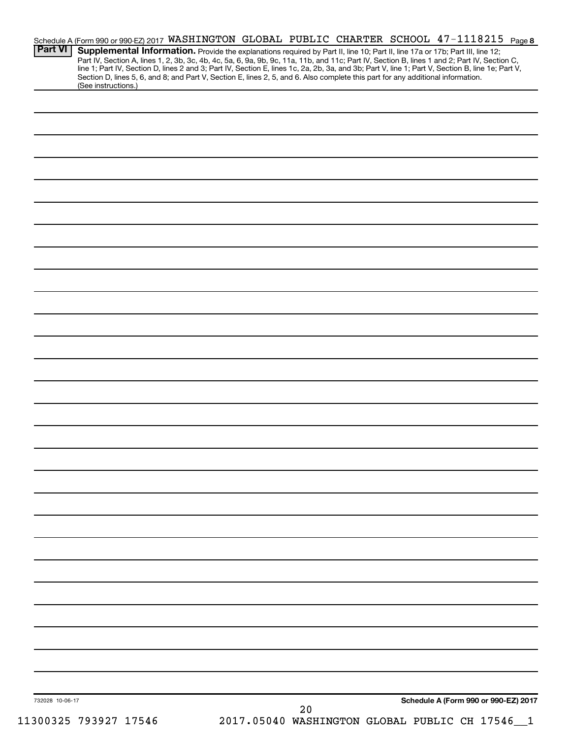Schedule A (Form 990 or 990-EZ) 2017 WASHINGTON GLOBAL PUBLIC CHARTER SCHOOL 47-1118215 Page 8

**Part VI** **Supplemental Information.** Provide the explanations required by Part II, line 10; Part II, line 17a or 17b; Part III, line 12; Part IV, Section A, lines 1, 2, 3b, 3c, 4b, 4c, 5a, 6, 9a, 9b, 9c, 11a, 11b, and 11c; Part IV, Section B, lines 1 and 2; Part IV, Section C, line 1; Part IV, Section D, lines 2 and 3; Part IV, Section E, lines 1c, 2a, 2b, 3a, and 3b; Part V, line 1; Part V, Section B, line 1e; Part V, Section D, lines 5, 6, and 8; and Part V, Section E, lines 2, 5, and 6. Also complete this part for any additional information. (See instructions.)

732028 10-06-17

**Schedule A (Form 990 or 990-EZ) 2017**

11300325 793927 17546 2017.05040 WASHINGTON GLOBAL PUBLIC CH 17546__1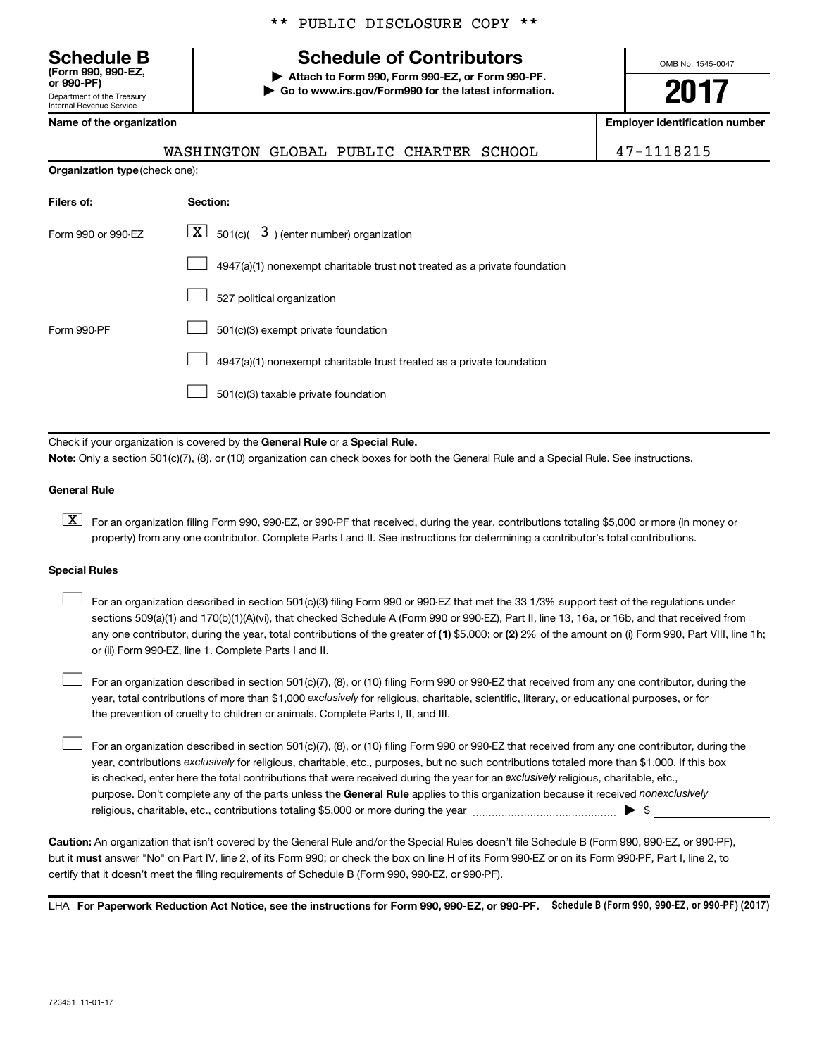\*\* PUBLIC DISCLOSURE COPY \*\*

**Schedule B**
**(Form 990, 990-EZ, or 990-PF)**
Department of the Treasury
Internal Revenue Service

# Schedule of Contributors

▶ **Attach to Form 990, Form 990-EZ, or Form 990-PF.**
▶ **Go to www.irs.gov/Form990 for the latest information.**

OMB No. 1545-0047

**2017**

| **Name of the organization** | **Employer identification number** |
|---|---|
| WASHINGTON GLOBAL PUBLIC CHARTER SCHOOL | 47-1118215 |

**Organization type** (check one):

| **Filers of:** | **Section:** |
|---|---|
| Form 990 or 990-EZ | [X] 501(c)( 3 ) (enter number) organization |
| | [ ] 4947(a)(1) nonexempt charitable trust **not** treated as a private foundation |
| | [ ] 527 political organization |
| Form 990-PF | [ ] 501(c)(3) exempt private foundation |
| | [ ] 4947(a)(1) nonexempt charitable trust treated as a private foundation |
| | [ ] 501(c)(3) taxable private foundation |

Check if your organization is covered by the **General Rule** or a **Special Rule.**

**Note:** Only a section 501(c)(7), (8), or (10) organization can check boxes for both the General Rule and a Special Rule. See instructions.

**General Rule**

[X] For an organization filing Form 990, 990-EZ, or 990-PF that received, during the year, contributions totaling $5,000 or more (in money or property) from any one contributor. Complete Parts I and II. See instructions for determining a contributor's total contributions.

**Special Rules**

[ ] For an organization described in section 501(c)(3) filing Form 990 or 990-EZ that met the 33 1/3% support test of the regulations under sections 509(a)(1) and 170(b)(1)(A)(vi), that checked Schedule A (Form 990 or 990-EZ), Part II, line 13, 16a, or 16b, and that received from any one contributor, during the year, total contributions of the greater of **(1)** $5,000; or **(2)** 2% of the amount on (i) Form 990, Part VIII, line 1h; or (ii) Form 990-EZ, line 1. Complete Parts I and II.

[ ] For an organization described in section 501(c)(7), (8), or (10) filing Form 990 or 990-EZ that received from any one contributor, during the year, total contributions of more than $1,000 *exclusively* for religious, charitable, scientific, literary, or educational purposes, or for the prevention of cruelty to children or animals. Complete Parts I, II, and III.

[ ] For an organization described in section 501(c)(7), (8), or (10) filing Form 990 or 990-EZ that received from any one contributor, during the year, contributions *exclusively* for religious, charitable, etc., purposes, but no such contributions totaled more than $1,000. If this box is checked, enter here the total contributions that were received during the year for an *exclusively* religious, charitable, etc., purpose. Don't complete any of the parts unless the **General Rule** applies to this organization because it received *nonexclusively* religious, charitable, etc., contributions totaling $5,000 or more during the year ▶ $ ________

**Caution:** An organization that isn't covered by the General Rule and/or the Special Rules doesn't file Schedule B (Form 990, 990-EZ, or 990-PF), but it **must** answer "No" on Part IV, line 2, of its Form 990; or check the box on line H of its Form 990-EZ or on its Form 990-PF, Part I, line 2, to certify that it doesn't meet the filing requirements of Schedule B (Form 990, 990-EZ, or 990-PF).

LHA **For Paperwork Reduction Act Notice, see the instructions for Form 990, 990-EZ, or 990-PF.** **Schedule B (Form 990, 990-EZ, or 990-PF) (2017)**

723451 11-01-17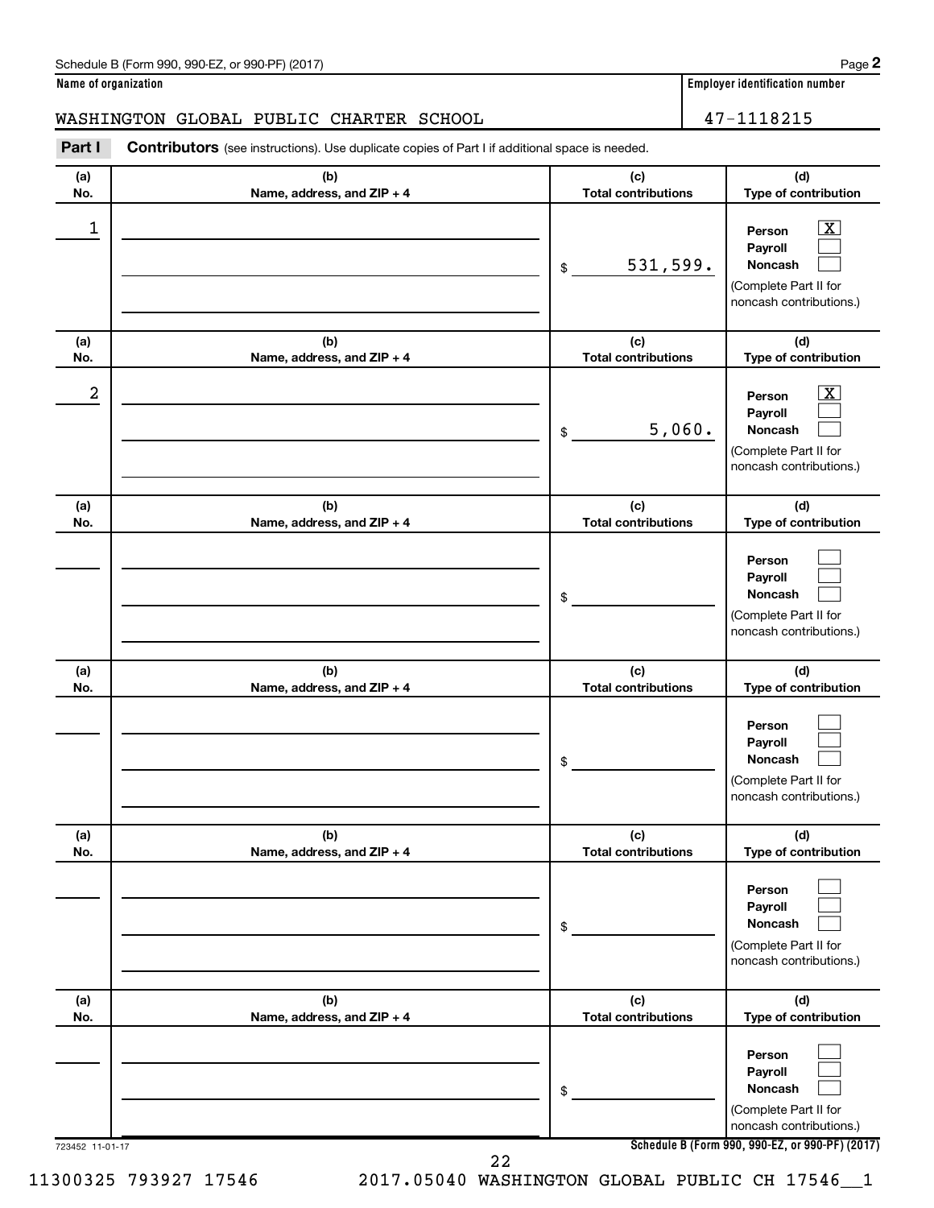Schedule B (Form 990, 990-EZ, or 990-PF) (2017)

**Name of organization**

WASHINGTON GLOBAL PUBLIC CHARTER SCHOOL

**Employer identification number**

47-1118215

**Part I** **Contributors** (see instructions). Use duplicate copies of Part I if additional space is needed.

| (a) No. | (b) Name, address, and ZIP + 4 | (c) Total contributions | (d) Type of contribution |
|---|---|---|---|
| 1 | | $ 531,599. | Person [X] Payroll [ ] Noncash [ ] (Complete Part II for noncash contributions.) |
| 2 | | $ 5,060. | Person [X] Payroll [ ] Noncash [ ] (Complete Part II for noncash contributions.) |
| | | $ | Person [ ] Payroll [ ] Noncash [ ] (Complete Part II for noncash contributions.) |
| | | $ | Person [ ] Payroll [ ] Noncash [ ] (Complete Part II for noncash contributions.) |
| | | $ | Person [ ] Payroll [ ] Noncash [ ] (Complete Part II for noncash contributions.) |
| | | $ | Person [ ] Payroll [ ] Noncash [ ] (Complete Part II for noncash contributions.) |

723452 11-01-17

**Schedule B (Form 990, 990-EZ, or 990-PF) (2017)**

11300325 793927 17546 2017.05040 WASHINGTON GLOBAL PUBLIC CH 17546__1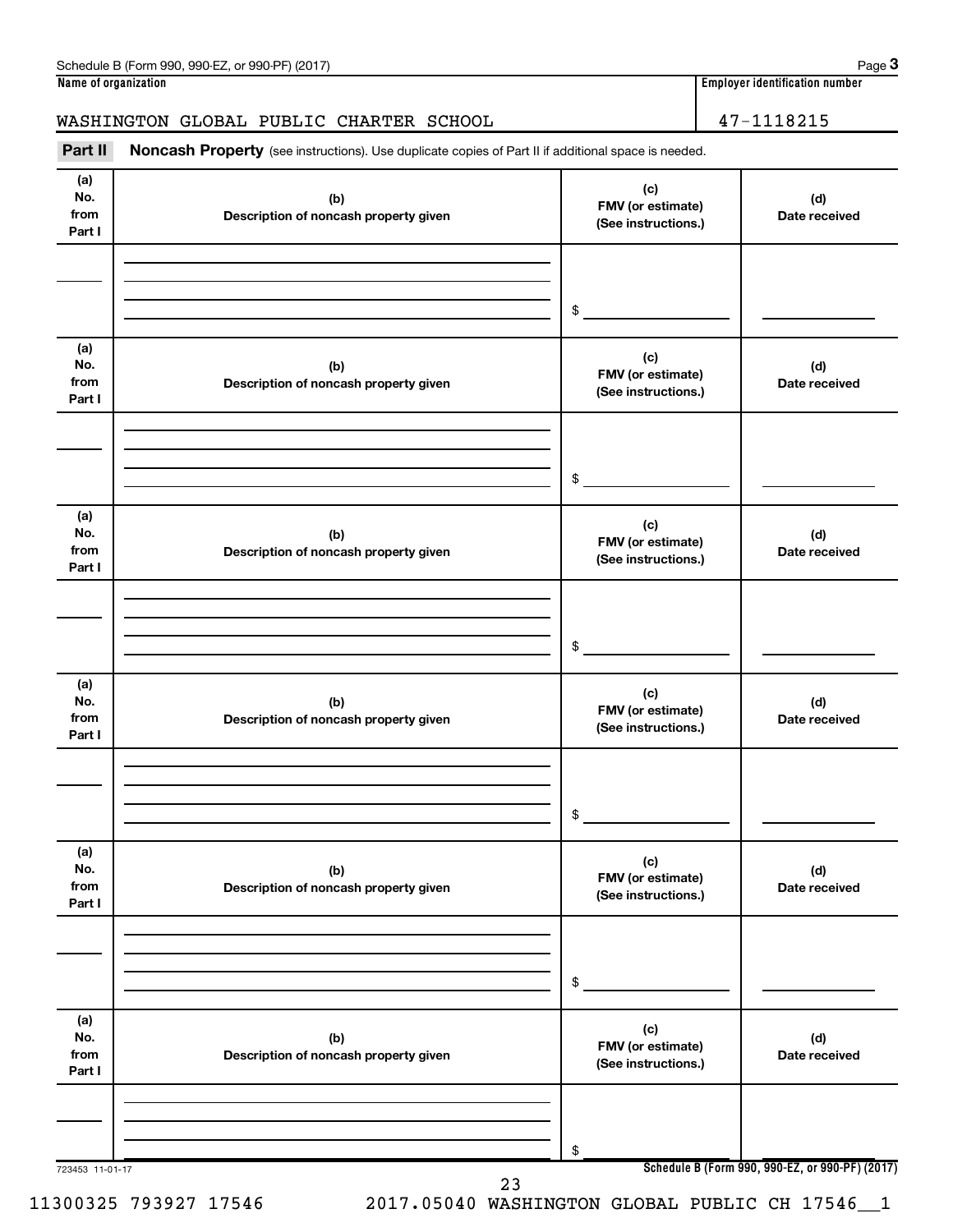**Name of organization**

WASHINGTON GLOBAL PUBLIC CHARTER SCHOOL

**Employer identification number**

47-1118215

**Part II** **Noncash Property** (see instructions). Use duplicate copies of Part II if additional space is needed.

| (a) No. from Part I | (b) Description of noncash property given | (c) FMV (or estimate) (See instructions.) | (d) Date received |
|---|---|---|---|
| | | $ | |

| (a) No. from Part I | (b) Description of noncash property given | (c) FMV (or estimate) (See instructions.) | (d) Date received |
|---|---|---|---|
| | | $ | |

| (a) No. from Part I | (b) Description of noncash property given | (c) FMV (or estimate) (See instructions.) | (d) Date received |
|---|---|---|---|
| | | $ | |

| (a) No. from Part I | (b) Description of noncash property given | (c) FMV (or estimate) (See instructions.) | (d) Date received |
|---|---|---|---|
| | | $ | |

| (a) No. from Part I | (b) Description of noncash property given | (c) FMV (or estimate) (See instructions.) | (d) Date received |
|---|---|---|---|
| | | $ | |

| (a) No. from Part I | (b) Description of noncash property given | (c) FMV (or estimate) (See instructions.) | (d) Date received |
|---|---|---|---|
| | | $ | |

723453 11-01-17

**Schedule B (Form 990, 990-EZ, or 990-PF) (2017)**

11300325 793927 17546 2017.05040 WASHINGTON GLOBAL PUBLIC CH 17546__1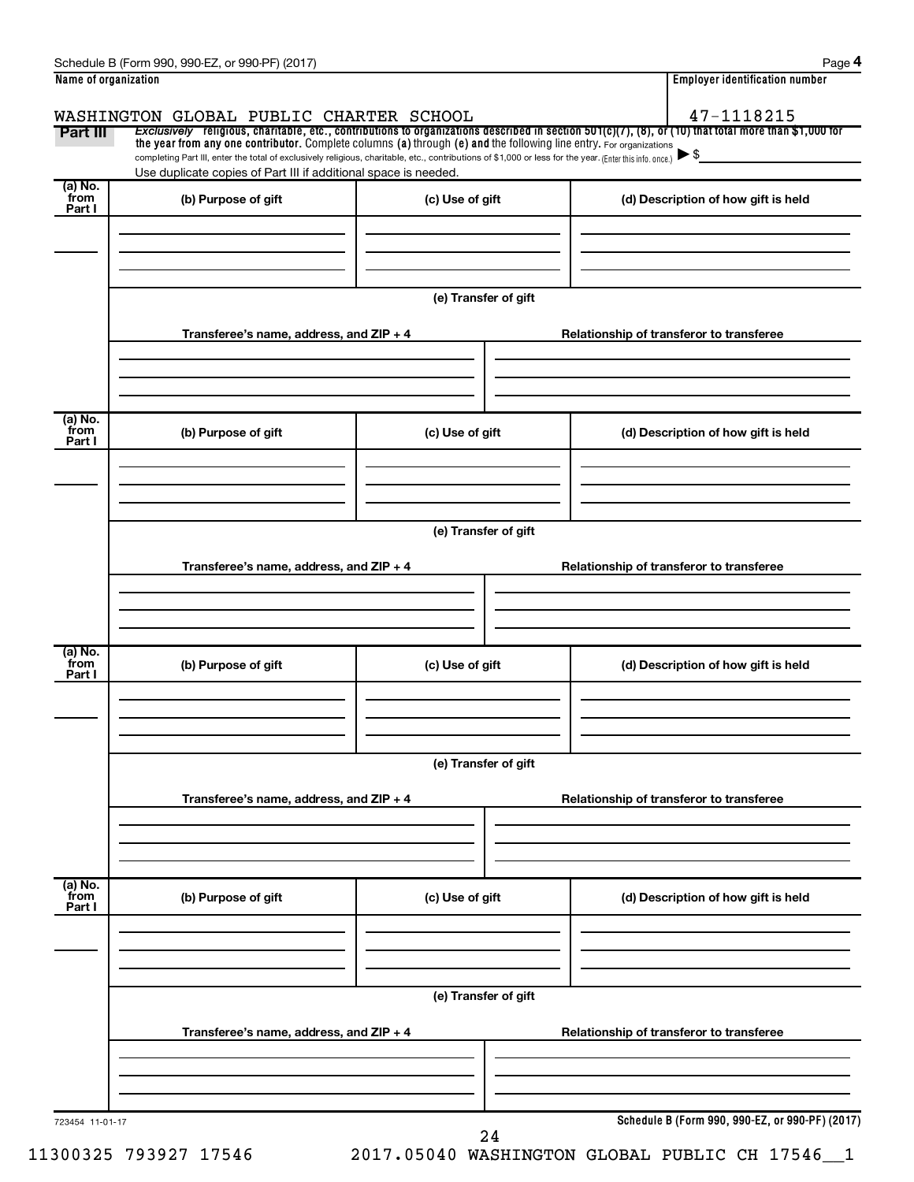Schedule B (Form 990, 990-EZ, or 990-PF) (2017)

| Name of organization | Employer identification number |
| --- | --- |
| WASHINGTON GLOBAL PUBLIC CHARTER SCHOOL | 47-1118215 |

**Part III** *Exclusively* religious, charitable, etc., contributions to organizations described in section 501(c)(7), (8), or (10) that total more than $1,000 for the year from any one contributor. Complete columns **(a)** through **(e)** and the following line entry. For organizations completing Part III, enter the total of exclusively religious, charitable, etc., contributions of $1,000 or less for the year. (Enter this info. once.) ▶ $

Use duplicate copies of Part III if additional space is needed.

| (a) No. from Part I | (b) Purpose of gift | (c) Use of gift | (d) Description of how gift is held |
| --- | --- | --- | --- |
| | | | |

(e) Transfer of gift

| Transferee's name, address, and ZIP + 4 | Relationship of transferor to transferee |
| --- | --- |
| | |

| (a) No. from Part I | (b) Purpose of gift | (c) Use of gift | (d) Description of how gift is held |
| --- | --- | --- | --- |
| | | | |

(e) Transfer of gift

| Transferee's name, address, and ZIP + 4 | Relationship of transferor to transferee |
| --- | --- |
| | |

| (a) No. from Part I | (b) Purpose of gift | (c) Use of gift | (d) Description of how gift is held |
| --- | --- | --- | --- |
| | | | |

(e) Transfer of gift

| Transferee's name, address, and ZIP + 4 | Relationship of transferor to transferee |
| --- | --- |
| | |

| (a) No. from Part I | (b) Purpose of gift | (c) Use of gift | (d) Description of how gift is held |
| --- | --- | --- | --- |
| | | | |

(e) Transfer of gift

| Transferee's name, address, and ZIP + 4 | Relationship of transferor to transferee |
| --- | --- |
| | |

723454 11-01-17

**Schedule B (Form 990, 990-EZ, or 990-PF) (2017)**

11300325 793927 17546 2017.05040 WASHINGTON GLOBAL PUBLIC CH 17546__1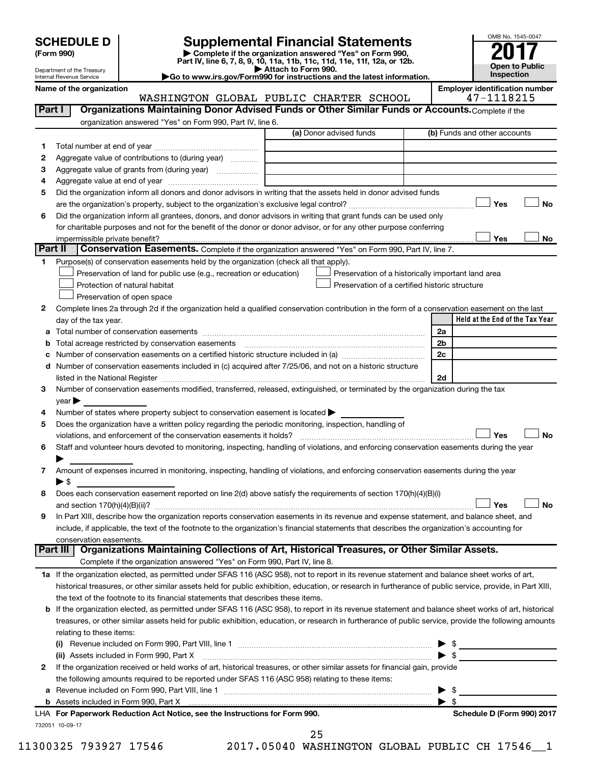# SCHEDULE D (Form 990)

Department of the Treasury
Internal Revenue Service

## Supplemental Financial Statements

▶ Complete if the organization answered "Yes" on Form 990, Part IV, line 6, 7, 8, 9, 10, 11a, 11b, 11c, 11d, 11e, 11f, 12a, or 12b.
▶ Attach to Form 990.
▶Go to www.irs.gov/Form990 for instructions and the latest information.

OMB No. 1545-0047

**2017**

**Open to Public Inspection**

**Name of the organization**
WASHINGTON GLOBAL PUBLIC CHARTER SCHOOL

**Employer identification number**
47-1118215

### Part I | Organizations Maintaining Donor Advised Funds or Other Similar Funds or Accounts. Complete if the organization answered "Yes" on Form 990, Part IV, line 6.

| | | (a) Donor advised funds | (b) Funds and other accounts |
|---|---|---|---|
| 1 | Total number at end of year | | |
| 2 | Aggregate value of contributions to (during year) | | |
| 3 | Aggregate value of grants from (during year) | | |
| 4 | Aggregate value at end of year | | |

5 Did the organization inform all donors and donor advisors in writing that the assets held in donor advised funds are the organization's property, subject to the organization's exclusive legal control? ☐ Yes ☐ No

6 Did the organization inform all grantees, donors, and donor advisors in writing that grant funds can be used only for charitable purposes and not for the benefit of the donor or donor advisor, or for any other purpose conferring impermissible private benefit? ☐ Yes ☐ No

### Part II | Conservation Easements. Complete if the organization answered "Yes" on Form 990, Part IV, line 7.

1 Purpose(s) of conservation easements held by the organization (check all that apply).
- ☐ Preservation of land for public use (e.g., recreation or education)
- ☐ Preservation of a historically important land area
- ☐ Protection of natural habitat
- ☐ Preservation of a certified historic structure
- ☐ Preservation of open space

2 Complete lines 2a through 2d if the organization held a qualified conservation contribution in the form of a conservation easement on the last day of the tax year.

| | | | Held at the End of the Tax Year |
|---|---|---|---|
| a | Total number of conservation easements | 2a | |
| b | Total acreage restricted by conservation easements | 2b | |
| c | Number of conservation easements on a certified historic structure included in (a) | 2c | |
| d | Number of conservation easements included in (c) acquired after 7/25/06, and not on a historic structure listed in the National Register | 2d | |

3 Number of conservation easements modified, transferred, released, extinguished, or terminated by the organization during the tax year ▶

4 Number of states where property subject to conservation easement is located ▶

5 Does the organization have a written policy regarding the periodic monitoring, inspection, handling of violations, and enforcement of the conservation easements it holds? ☐ Yes ☐ No

6 Staff and volunteer hours devoted to monitoring, inspecting, handling of violations, and enforcing conservation easements during the year ▶

7 Amount of expenses incurred in monitoring, inspecting, handling of violations, and enforcing conservation easements during the year ▶ $

8 Does each conservation easement reported on line 2(d) above satisfy the requirements of section 170(h)(4)(B)(i) and section 170(h)(4)(B)(ii)? ☐ Yes ☐ No

9 In Part XIII, describe how the organization reports conservation easements in its revenue and expense statement, and balance sheet, and include, if applicable, the text of the footnote to the organization's financial statements that describes the organization's accounting for conservation easements.

### Part III | Organizations Maintaining Collections of Art, Historical Treasures, or Other Similar Assets. Complete if the organization answered "Yes" on Form 990, Part IV, line 8.

1a If the organization elected, as permitted under SFAS 116 (ASC 958), not to report in its revenue statement and balance sheet works of art, historical treasures, or other similar assets held for public exhibition, education, or research in furtherance of public service, provide, in Part XIII, the text of the footnote to its financial statements that describes these items.

b If the organization elected, as permitted under SFAS 116 (ASC 958), to report in its revenue statement and balance sheet works of art, historical treasures, or other similar assets held for public exhibition, education, or research in furtherance of public service, provide the following amounts relating to these items:

(i) Revenue included on Form 990, Part VIII, line 1 ▶ $

(ii) Assets included in Form 990, Part X ▶ $

2 If the organization received or held works of art, historical treasures, or other similar assets for financial gain, provide the following amounts required to be reported under SFAS 116 (ASC 958) relating to these items:

a Revenue included on Form 990, Part VIII, line 1 ▶ $

b Assets included in Form 990, Part X ▶ $

LHA **For Paperwork Reduction Act Notice, see the Instructions for Form 990.** **Schedule D (Form 990) 2017**

732051 10-09-17

11300325 793927 17546 2017.05040 WASHINGTON GLOBAL PUBLIC CH 17546__1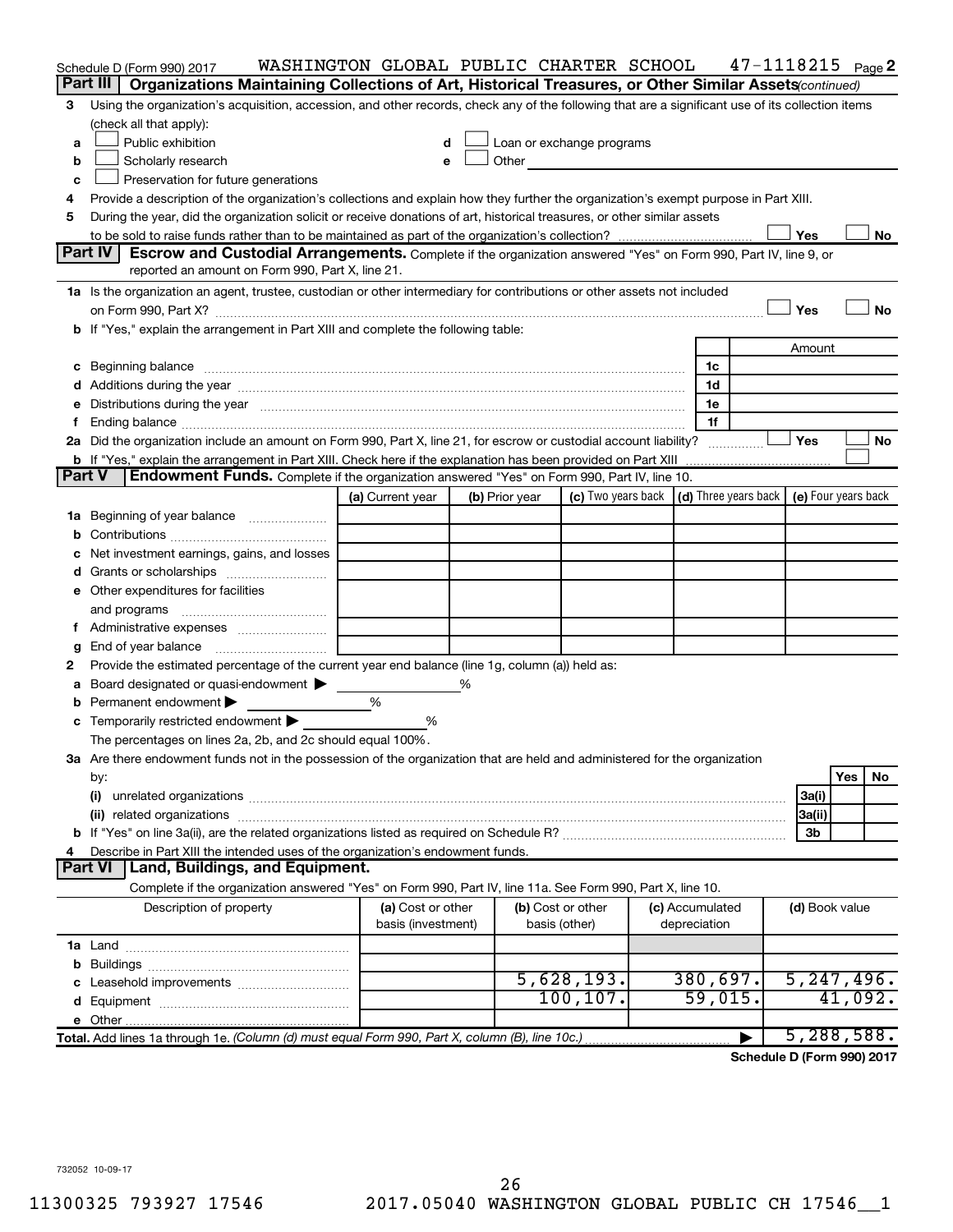Schedule D (Form 990) 2017 WASHINGTON GLOBAL PUBLIC CHARTER SCHOOL 47-1118215 Page 2

**Part III** **Organizations Maintaining Collections of Art, Historical Treasures, or Other Similar Assets** *(continued)*

3 Using the organization's acquisition, accession, and other records, check any of the following that are a significant use of its collection items (check all that apply):

a ☐ Public exhibition
b ☐ Scholarly research
c ☐ Preservation for future generations
d ☐ Loan or exchange programs
e ☐ Other

4 Provide a description of the organization's collections and explain how they further the organization's exempt purpose in Part XIII.

5 During the year, did the organization solicit or receive donations of art, historical treasures, or other similar assets to be sold to raise funds rather than to be maintained as part of the organization's collection? ☐ Yes ☐ No

**Part IV** **Escrow and Custodial Arrangements.** Complete if the organization answered "Yes" on Form 990, Part IV, line 9, or reported an amount on Form 990, Part X, line 21.

1a Is the organization an agent, trustee, custodian or other intermediary for contributions or other assets not included on Form 990, Part X? ☐ Yes ☐ No

b If "Yes," explain the arrangement in Part XIII and complete the following table:

| | | Amount |
|---|---|---|
| c Beginning balance | 1c | |
| d Additions during the year | 1d | |
| e Distributions during the year | 1e | |
| f Ending balance | 1f | |

2a Did the organization include an amount on Form 990, Part X, line 21, for escrow or custodial account liability? ☐ Yes ☐ No

b If "Yes," explain the arrangement in Part XIII. Check here if the explanation has been provided on Part XIII ☐

**Part V** **Endowment Funds.** Complete if the organization answered "Yes" on Form 990, Part IV, line 10.

| | (a) Current year | (b) Prior year | (c) Two years back | (d) Three years back | (e) Four years back |
|---|---|---|---|---|---|
| 1a Beginning of year balance | | | | | |
| b Contributions | | | | | |
| c Net investment earnings, gains, and losses | | | | | |
| d Grants or scholarships | | | | | |
| e Other expenditures for facilities and programs | | | | | |
| f Administrative expenses | | | | | |
| g End of year balance | | | | | |

2 Provide the estimated percentage of the current year end balance (line 1g, column (a)) held as:

a Board designated or quasi-endowment ▶ %
b Permanent endowment ▶ %
c Temporarily restricted endowment ▶ %

The percentages on lines 2a, 2b, and 2c should equal 100%.

3a Are there endowment funds not in the possession of the organization that are held and administered for the organization by:

| | | Yes | No |
|---|---|---|---|
| (i) unrelated organizations | 3a(i) | | |
| (ii) related organizations | 3a(ii) | | |
| b If "Yes" on line 3a(ii), are the related organizations listed as required on Schedule R? | 3b | | |

4 Describe in Part XIII the intended uses of the organization's endowment funds.

**Part VI** **Land, Buildings, and Equipment.**

Complete if the organization answered "Yes" on Form 990, Part IV, line 11a. See Form 990, Part X, line 10.

| Description of property | (a) Cost or other basis (investment) | (b) Cost or other basis (other) | (c) Accumulated depreciation | (d) Book value |
|---|---|---|---|---|
| 1a Land | | | | |
| b Buildings | | | | |
| c Leasehold improvements | | 5,628,193. | 380,697. | 5,247,496. |
| d Equipment | | 100,107. | 59,015. | 41,092. |
| e Other | | | | |
| **Total.** Add lines 1a through 1e. *(Column (d) must equal Form 990, Part X, column (B), line 10c.)* ▶ | | | | 5,288,588. |

**Schedule D (Form 990) 2017**

732052 10-09-17

11300325 793927 17546 2017.05040 WASHINGTON GLOBAL PUBLIC CH 17546__1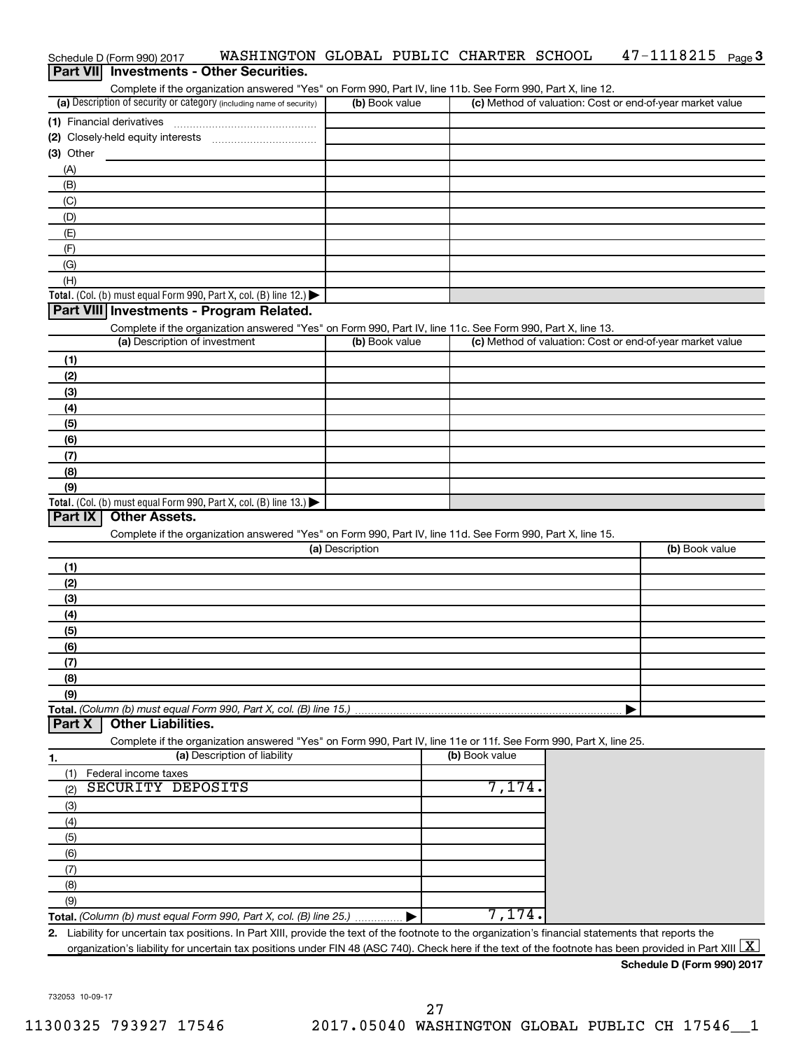Schedule D (Form 990) 2017 WASHINGTON GLOBAL PUBLIC CHARTER SCHOOL 47-1118215 Page 3

## Part VII Investments - Other Securities.

Complete if the organization answered "Yes" on Form 990, Part IV, line 11b. See Form 990, Part X, line 12.

| (a) Description of security or category (including name of security) | (b) Book value | (c) Method of valuation: Cost or end-of-year market value |
|---|---|---|
| (1) Financial derivatives | | |
| (2) Closely-held equity interests | | |
| (3) Other | | |
| (A) | | |
| (B) | | |
| (C) | | |
| (D) | | |
| (E) | | |
| (F) | | |
| (G) | | |
| (H) | | |
| **Total.** (Col. (b) must equal Form 990, Part X, col. (B) line 12.) | | |

## Part VIII Investments - Program Related.

Complete if the organization answered "Yes" on Form 990, Part IV, line 11c. See Form 990, Part X, line 13.

| (a) Description of investment | (b) Book value | (c) Method of valuation: Cost or end-of-year market value |
|---|---|---|
| (1) | | |
| (2) | | |
| (3) | | |
| (4) | | |
| (5) | | |
| (6) | | |
| (7) | | |
| (8) | | |
| (9) | | |
| **Total.** (Col. (b) must equal Form 990, Part X, col. (B) line 13.) | | |

## Part IX Other Assets.

Complete if the organization answered "Yes" on Form 990, Part IV, line 11d. See Form 990, Part X, line 15.

| (a) Description | (b) Book value |
|---|---|
| (1) | |
| (2) | |
| (3) | |
| (4) | |
| (5) | |
| (6) | |
| (7) | |
| (8) | |
| (9) | |
| **Total.** *(Column (b) must equal Form 990, Part X, col. (B) line 15.)* | |

## Part X Other Liabilities.

Complete if the organization answered "Yes" on Form 990, Part IV, line 11e or 11f. See Form 990, Part X, line 25.

| 1. (a) Description of liability | (b) Book value |
|---|---|
| (1) Federal income taxes | |
| (2) SECURITY DEPOSITS | 7,174. |
| (3) | |
| (4) | |
| (5) | |
| (6) | |
| (7) | |
| (8) | |
| (9) | |
| **Total.** *(Column (b) must equal Form 990, Part X, col. (B) line 25.)* | 7,174. |

**2.** Liability for uncertain tax positions. In Part XIII, provide the text of the footnote to the organization's financial statements that reports the organization's liability for uncertain tax positions under FIN 48 (ASC 740). Check here if the text of the footnote has been provided in Part XIII [X]

**Schedule D (Form 990) 2017**

732053 10-09-17

11300325 793927 17546 2017.05040 WASHINGTON GLOBAL PUBLIC CH 17546__1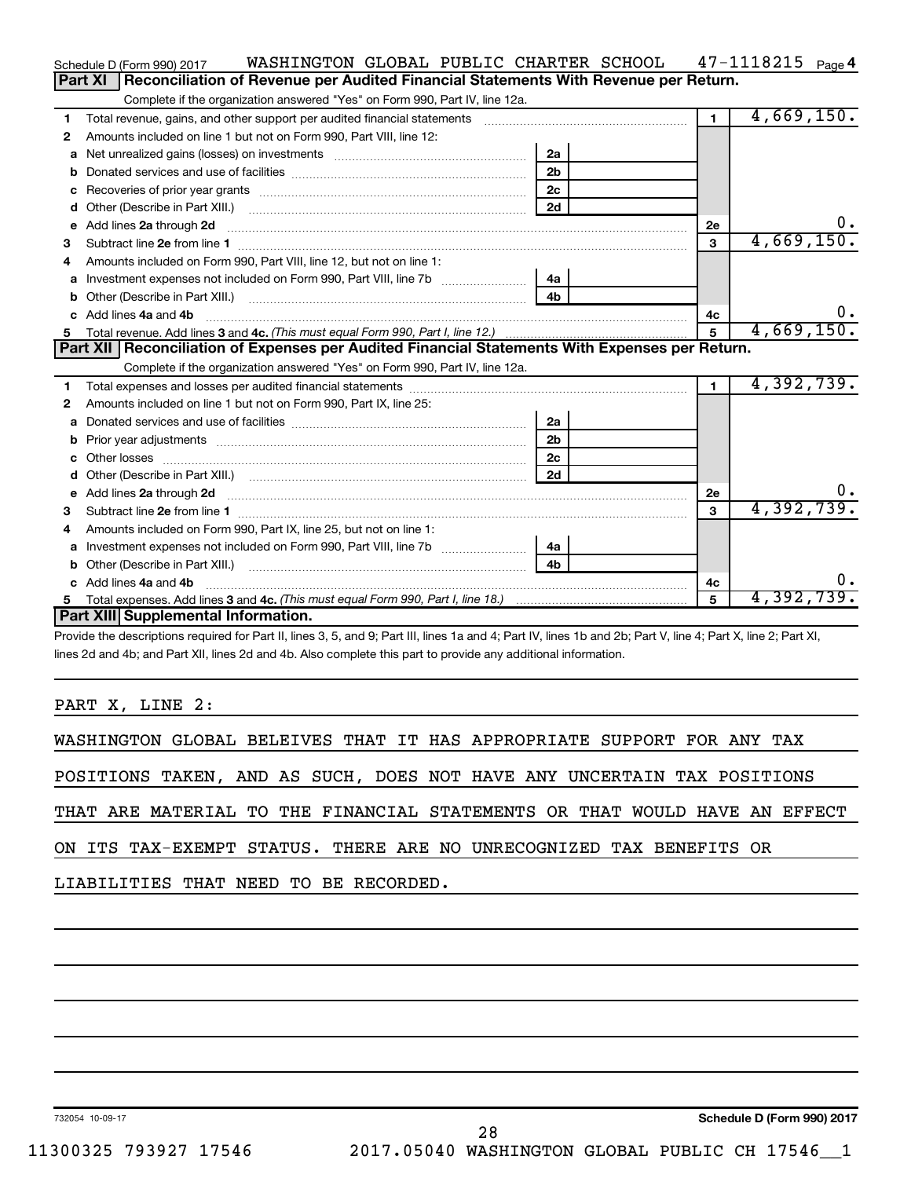Schedule D (Form 990) 2017 WASHINGTON GLOBAL PUBLIC CHARTER SCHOOL 47-1118215 Page 4

## Part XI Reconciliation of Revenue per Audited Financial Statements With Revenue per Return.

Complete if the organization answered "Yes" on Form 990, Part IV, line 12a.

| | | | | | |
|---|---|---|---|---|---|
| 1 | Total revenue, gains, and other support per audited financial statements | | | 1 | 4,669,150. |
| 2 | Amounts included on line 1 but not on Form 990, Part VIII, line 12: | | | | |
| a | Net unrealized gains (losses) on investments | 2a | | | |
| b | Donated services and use of facilities | 2b | | | |
| c | Recoveries of prior year grants | 2c | | | |
| d | Other (Describe in Part XIII.) | 2d | | | |
| e | Add lines 2a through 2d | | | 2e | 0. |
| 3 | Subtract line 2e from line 1 | | | 3 | 4,669,150. |
| 4 | Amounts included on Form 990, Part VIII, line 12, but not on line 1: | | | | |
| a | Investment expenses not included on Form 990, Part VIII, line 7b | 4a | | | |
| b | Other (Describe in Part XIII.) | 4b | | | |
| c | Add lines 4a and 4b | | | 4c | 0. |
| 5 | Total revenue. Add lines 3 and 4c. *(This must equal Form 990, Part I, line 12.)* | | | 5 | 4,669,150. |

## Part XII Reconciliation of Expenses per Audited Financial Statements With Expenses per Return.

Complete if the organization answered "Yes" on Form 990, Part IV, line 12a.

| | | | | | |
|---|---|---|---|---|---|
| 1 | Total expenses and losses per audited financial statements | | | 1 | 4,392,739. |
| 2 | Amounts included on line 1 but not on Form 990, Part IX, line 25: | | | | |
| a | Donated services and use of facilities | 2a | | | |
| b | Prior year adjustments | 2b | | | |
| c | Other losses | 2c | | | |
| d | Other (Describe in Part XIII.) | 2d | | | |
| e | Add lines 2a through 2d | | | 2e | 0. |
| 3 | Subtract line 2e from line 1 | | | 3 | 4,392,739. |
| 4 | Amounts included on Form 990, Part IX, line 25, but not on line 1: | | | | |
| a | Investment expenses not included on Form 990, Part VIII, line 7b | 4a | | | |
| b | Other (Describe in Part XIII.) | 4b | | | |
| c | Add lines 4a and 4b | | | 4c | 0. |
| 5 | Total expenses. Add lines 3 and 4c. *(This must equal Form 990, Part I, line 18.)* | | | 5 | 4,392,739. |

## Part XIII Supplemental Information.

Provide the descriptions required for Part II, lines 3, 5, and 9; Part III, lines 1a and 4; Part IV, lines 1b and 2b; Part V, line 4; Part X, line 2; Part XI, lines 2d and 4b; and Part XII, lines 2d and 4b. Also complete this part to provide any additional information.

PART X, LINE 2:

WASHINGTON GLOBAL BELEIVES THAT IT HAS APPROPRIATE SUPPORT FOR ANY TAX POSITIONS TAKEN, AND AS SUCH, DOES NOT HAVE ANY UNCERTAIN TAX POSITIONS THAT ARE MATERIAL TO THE FINANCIAL STATEMENTS OR THAT WOULD HAVE AN EFFECT ON ITS TAX-EXEMPT STATUS. THERE ARE NO UNRECOGNIZED TAX BENEFITS OR LIABILITIES THAT NEED TO BE RECORDED.

732054 10-09-17 Schedule D (Form 990) 2017

11300325 793927 17546 2017.05040 WASHINGTON GLOBAL PUBLIC CH 17546__1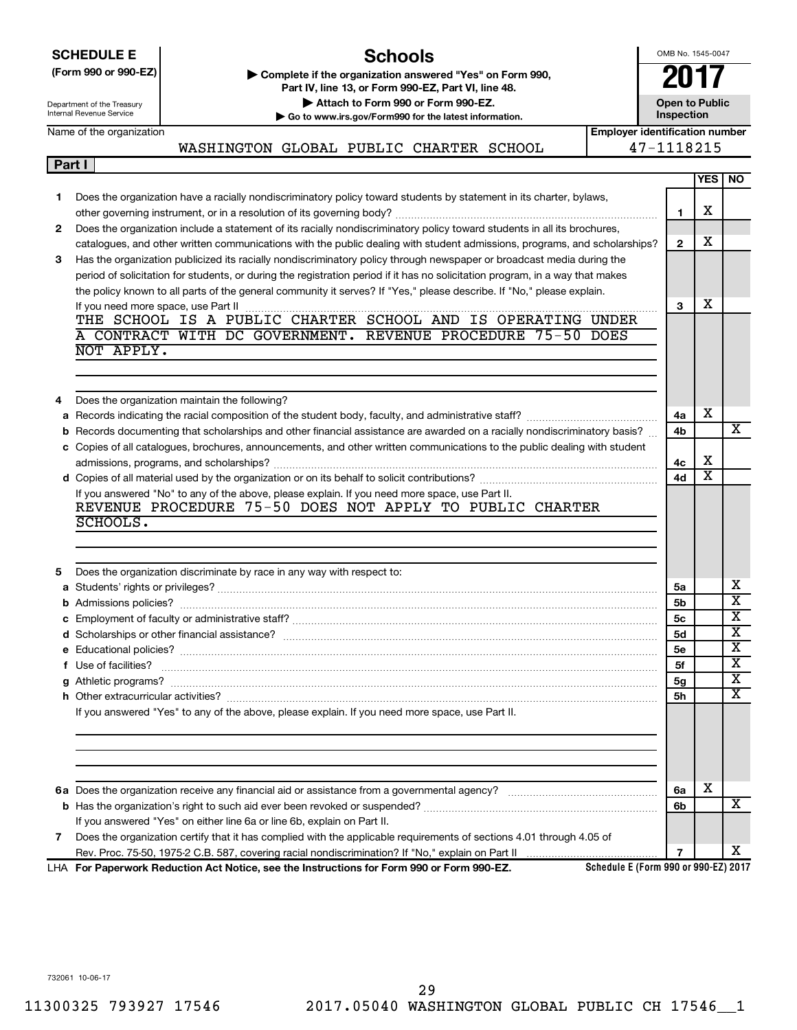**SCHEDULE E**
**(Form 990 or 990-EZ)**

Department of the Treasury
Internal Revenue Service

# Schools

▶ **Complete if the organization answered "Yes" on Form 990, Part IV, line 13, or Form 990-EZ, Part VI, line 48.**
▶ **Attach to Form 990 or Form 990-EZ.**
▶ **Go to www.irs.gov/Form990 for the latest information.**

OMB No. 1545-0047
**2017**
**Open to Public Inspection**

Name of the organization: WASHINGTON GLOBAL PUBLIC CHARTER SCHOOL
Employer identification number: 47-1118215

## Part I

| | | | YES | NO |
|---|---|---|---|---|
| 1 | Does the organization have a racially nondiscriminatory policy toward students by statement in its charter, bylaws, other governing instrument, or in a resolution of its governing body? | 1 | X | |
| 2 | Does the organization include a statement of its racially nondiscriminatory policy toward students in all its brochures, catalogues, and other written communications with the public dealing with student admissions, programs, and scholarships? | 2 | X | |
| 3 | Has the organization publicized its racially nondiscriminatory policy through newspaper or broadcast media during the period of solicitation for students, or during the registration period if it has no solicitation program, in a way that makes the policy known to all parts of the general community it serves? If "Yes," please describe. If "No," please explain. If you need more space, use Part II | 3 | X | |

THE SCHOOL IS A PUBLIC CHARTER SCHOOL AND IS OPERATING UNDER A CONTRACT WITH DC GOVERNMENT. REVENUE PROCEDURE 75-50 DOES NOT APPLY.

| | | | YES | NO |
|---|---|---|---|---|
| 4 | Does the organization maintain the following? | | | |
| a | Records indicating the racial composition of the student body, faculty, and administrative staff? | 4a | X | |
| b | Records documenting that scholarships and other financial assistance are awarded on a racially nondiscriminatory basis? | 4b | | X |
| c | Copies of all catalogues, brochures, announcements, and other written communications to the public dealing with student admissions, programs, and scholarships? | 4c | X | |
| d | Copies of all material used by the organization or on its behalf to solicit contributions? | 4d | X | |

If you answered "No" to any of the above, please explain. If you need more space, use Part II.

REVENUE PROCEDURE 75-50 DOES NOT APPLY TO PUBLIC CHARTER SCHOOLS.

| | | | YES | NO |
|---|---|---|---|---|
| 5 | Does the organization discriminate by race in any way with respect to: | | | |
| a | Students' rights or privileges? | 5a | | X |
| b | Admissions policies? | 5b | | X |
| c | Employment of faculty or administrative staff? | 5c | | X |
| d | Scholarships or other financial assistance? | 5d | | X |
| e | Educational policies? | 5e | | X |
| f | Use of facilities? | 5f | | X |
| g | Athletic programs? | 5g | | X |
| h | Other extracurricular activities? | 5h | | X |

If you answered "Yes" to any of the above, please explain. If you need more space, use Part II.

| | | | YES | NO |
|---|---|---|---|---|
| 6a | Does the organization receive any financial aid or assistance from a governmental agency? | 6a | X | |
| b | Has the organization's right to such aid ever been revoked or suspended? | 6b | | X |
| | If you answered "Yes" on either line 6a or line 6b, explain on Part II. | | | |
| 7 | Does the organization certify that it has complied with the applicable requirements of sections 4.01 through 4.05 of Rev. Proc. 75-50, 1975-2 C.B. 587, covering racial nondiscrimination? If "No," explain on Part II | 7 | | X |

LHA **For Paperwork Reduction Act Notice, see the Instructions for Form 990 or Form 990-EZ.** **Schedule E (Form 990 or 990-EZ) 2017**

732061 10-06-17

11300325 793927 17546 2017.05040 WASHINGTON GLOBAL PUBLIC CH 17546__1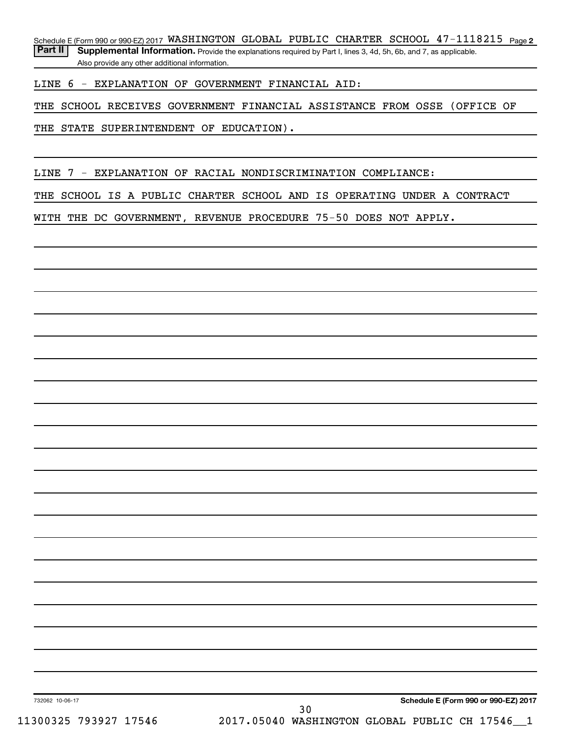Schedule E (Form 990 or 990-EZ) 2017 WASHINGTON GLOBAL PUBLIC CHARTER SCHOOL 47-1118215 Page 2

**Part II** **Supplemental Information.** Provide the explanations required by Part I, lines 3, 4d, 5h, 6b, and 7, as applicable. Also provide any other additional information.

LINE 6 - EXPLANATION OF GOVERNMENT FINANCIAL AID:

THE SCHOOL RECEIVES GOVERNMENT FINANCIAL ASSISTANCE FROM OSSE (OFFICE OF THE STATE SUPERINTENDENT OF EDUCATION).

LINE 7 - EXPLANATION OF RACIAL NONDISCRIMINATION COMPLIANCE:

THE SCHOOL IS A PUBLIC CHARTER SCHOOL AND IS OPERATING UNDER A CONTRACT WITH THE DC GOVERNMENT, REVENUE PROCEDURE 75-50 DOES NOT APPLY.

732062 10-06-17

**Schedule E (Form 990 or 990-EZ) 2017**

11300325 793927 17546 2017.05040 WASHINGTON GLOBAL PUBLIC CH 17546__1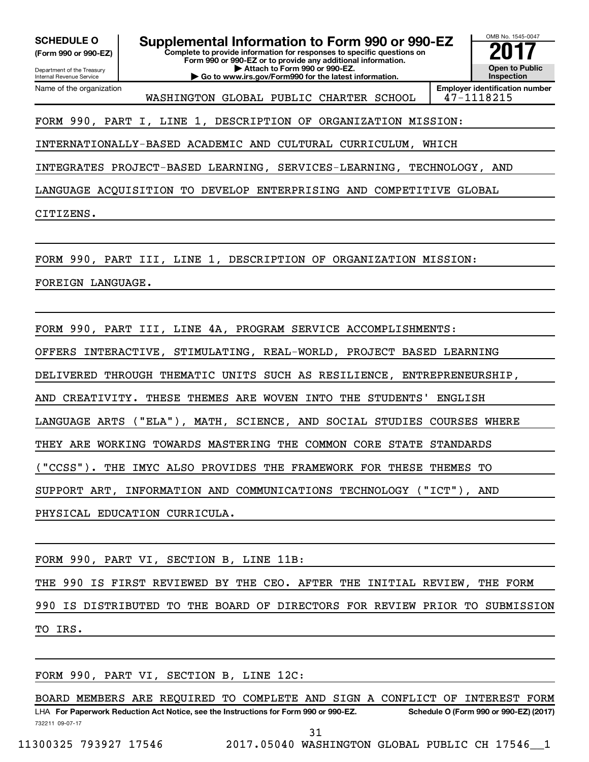**SCHEDULE O** **(Form 990 or 990-EZ)**

Department of the Treasury
Internal Revenue Service

# Supplemental Information to Form 990 or 990-EZ

**Complete to provide information for responses to specific questions on Form 990 or 990-EZ or to provide any additional information.**
**▶ Attach to Form 990 or 990-EZ.**
**▶ Go to www.irs.gov/Form990 for the latest information.**

OMB No. 1545-0047
**2017**
**Open to Public Inspection**

Name of the organization: WASHINGTON GLOBAL PUBLIC CHARTER SCHOOL

**Employer identification number:** 47-1118215

FORM 990, PART I, LINE 1, DESCRIPTION OF ORGANIZATION MISSION:

INTERNATIONALLY-BASED ACADEMIC AND CULTURAL CURRICULUM, WHICH INTEGRATES PROJECT-BASED LEARNING, SERVICES-LEARNING, TECHNOLOGY, AND LANGUAGE ACQUISITION TO DEVELOP ENTERPRISING AND COMPETITIVE GLOBAL CITIZENS.

FORM 990, PART III, LINE 1, DESCRIPTION OF ORGANIZATION MISSION:

FOREIGN LANGUAGE.

FORM 990, PART III, LINE 4A, PROGRAM SERVICE ACCOMPLISHMENTS:

OFFERS INTERACTIVE, STIMULATING, REAL-WORLD, PROJECT BASED LEARNING DELIVERED THROUGH THEMATIC UNITS SUCH AS RESILIENCE, ENTREPRENEURSHIP, AND CREATIVITY. THESE THEMES ARE WOVEN INTO THE STUDENTS' ENGLISH LANGUAGE ARTS ("ELA"), MATH, SCIENCE, AND SOCIAL STUDIES COURSES WHERE THEY ARE WORKING TOWARDS MASTERING THE COMMON CORE STATE STANDARDS ("CCSS"). THE IMYC ALSO PROVIDES THE FRAMEWORK FOR THESE THEMES TO SUPPORT ART, INFORMATION AND COMMUNICATIONS TECHNOLOGY ("ICT"), AND PHYSICAL EDUCATION CURRICULA.

FORM 990, PART VI, SECTION B, LINE 11B:

THE 990 IS FIRST REVIEWED BY THE CEO. AFTER THE INITIAL REVIEW, THE FORM 990 IS DISTRIBUTED TO THE BOARD OF DIRECTORS FOR REVIEW PRIOR TO SUBMISSION TO IRS.

FORM 990, PART VI, SECTION B, LINE 12C:

BOARD MEMBERS ARE REQUIRED TO COMPLETE AND SIGN A CONFLICT OF INTEREST FORM

LHA **For Paperwork Reduction Act Notice, see the Instructions for Form 990 or 990-EZ.** **Schedule O (Form 990 or 990-EZ) (2017)**

732211 09-07-17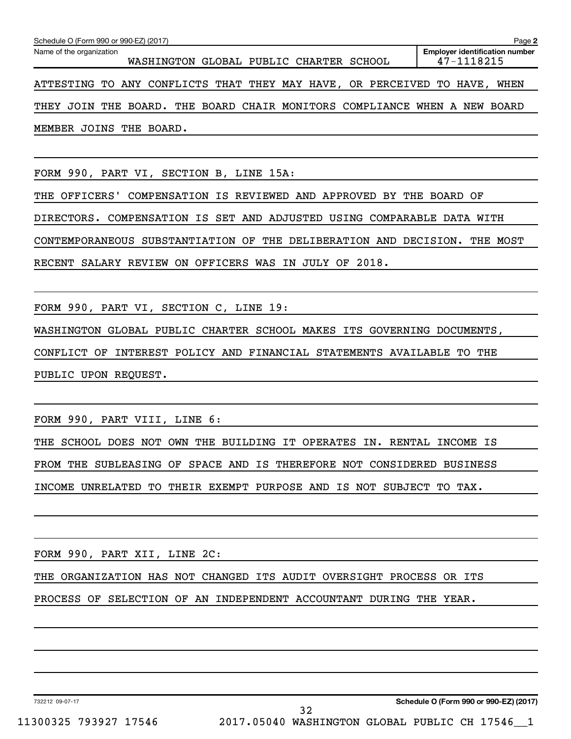Schedule O (Form 990 or 990-EZ) (2017) Page **2**

| Name of the organization | Employer identification number |
| --- | --- |
| WASHINGTON GLOBAL PUBLIC CHARTER SCHOOL | 47-1118215 |

ATTESTING TO ANY CONFLICTS THAT THEY MAY HAVE, OR PERCEIVED TO HAVE, WHEN THEY JOIN THE BOARD. THE BOARD CHAIR MONITORS COMPLIANCE WHEN A NEW BOARD MEMBER JOINS THE BOARD.

FORM 990, PART VI, SECTION B, LINE 15A:

THE OFFICERS' COMPENSATION IS REVIEWED AND APPROVED BY THE BOARD OF DIRECTORS. COMPENSATION IS SET AND ADJUSTED USING COMPARABLE DATA WITH CONTEMPORANEOUS SUBSTANTIATION OF THE DELIBERATION AND DECISION. THE MOST RECENT SALARY REVIEW ON OFFICERS WAS IN JULY OF 2018.

FORM 990, PART VI, SECTION C, LINE 19:

WASHINGTON GLOBAL PUBLIC CHARTER SCHOOL MAKES ITS GOVERNING DOCUMENTS, CONFLICT OF INTEREST POLICY AND FINANCIAL STATEMENTS AVAILABLE TO THE PUBLIC UPON REQUEST.

FORM 990, PART VIII, LINE 6:

THE SCHOOL DOES NOT OWN THE BUILDING IT OPERATES IN. RENTAL INCOME IS FROM THE SUBLEASING OF SPACE AND IS THEREFORE NOT CONSIDERED BUSINESS INCOME UNRELATED TO THEIR EXEMPT PURPOSE AND IS NOT SUBJECT TO TAX.

FORM 990, PART XII, LINE 2C:

THE ORGANIZATION HAS NOT CHANGED ITS AUDIT OVERSIGHT PROCESS OR ITS PROCESS OF SELECTION OF AN INDEPENDENT ACCOUNTANT DURING THE YEAR.

732212 09-07-17 **Schedule O (Form 990 or 990-EZ) (2017)**

11300325 793927 17546 2017.05040 WASHINGTON GLOBAL PUBLIC CH 17546__1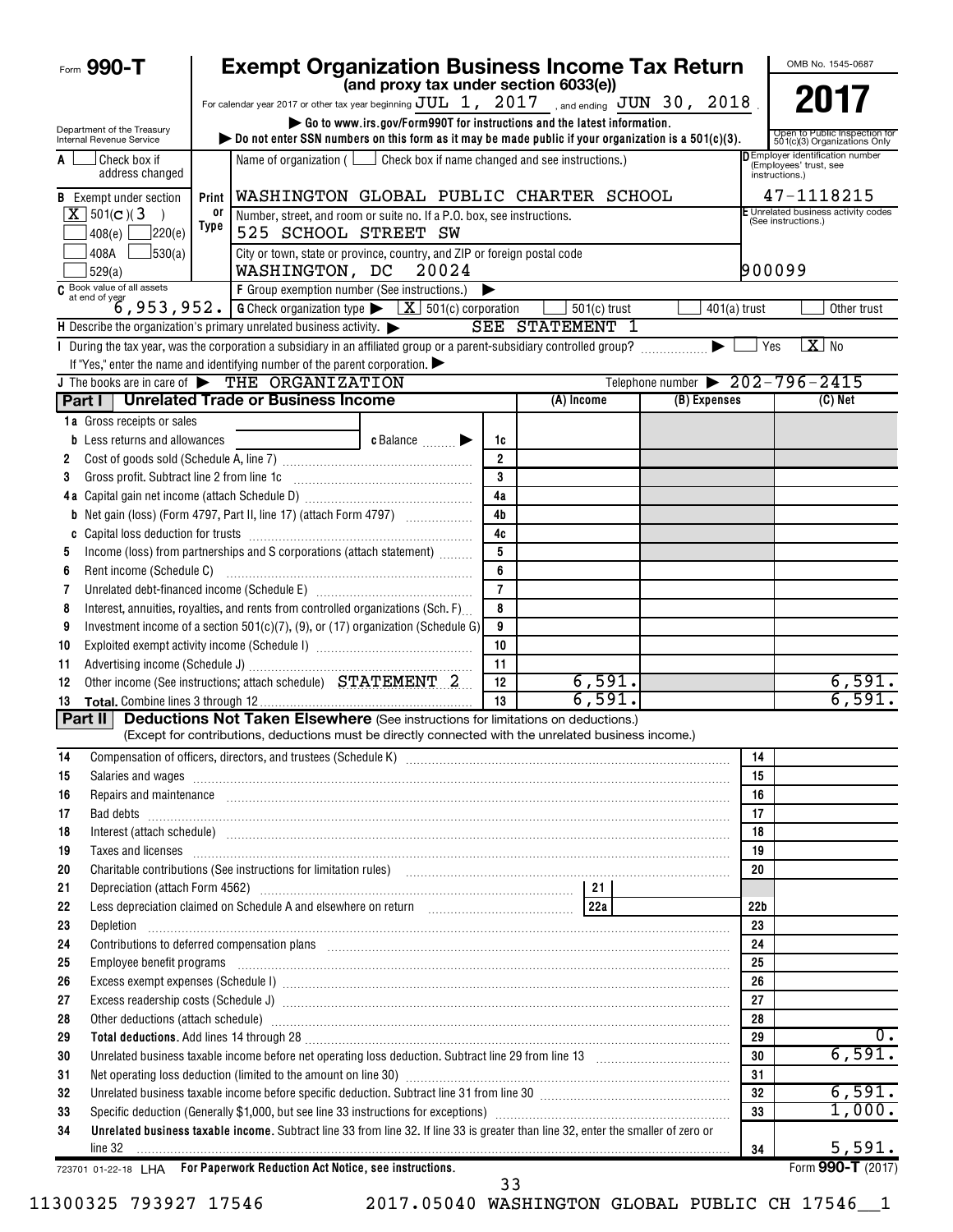Form **990-T**

# Exempt Organization Business Income Tax Return

**(and proxy tax under section 6033(e))**

For calendar year 2017 or other tax year beginning JUL 1, 2017 , and ending JUN 30, 2018 .

▶ Go to www.irs.gov/Form990T for instructions and the latest information.

▶ Do not enter SSN numbers on this form as it may be made public if your organization is a 501(c)(3).

OMB No. 1545-0687

**2017**

Open to Public Inspection for 501(c)(3) Organizations Only

Department of the Treasury
Internal Revenue Service

A [ ] Check box if address changed

B Exempt under section [X] 501(c)(3) [ ] 408(e) [ ] 220(e) [ ] 408A [ ] 530(a) [ ] 529(a)

Name of organization ( [ ] Check box if name changed and see instructions.)
WASHINGTON GLOBAL PUBLIC CHARTER SCHOOL

Number, street, and room or suite no. If a P.O. box, see instructions.
525 SCHOOL STREET SW

City or town, state or province, country, and ZIP or foreign postal code
WASHINGTON, DC 20024

D Employer identification number (Employees' trust, see instructions.)
47-1118215

E Unrelated business activity codes (See instructions.)
900099

C Book value of all assets at end of year: 6,953,952.

F Group exemption number (See instructions.) ▶

G Check organization type ▶ [X] 501(c) corporation [ ] 501(c) trust [ ] 401(a) trust [ ] Other trust

H Describe the organization's primary unrelated business activity. ▶ SEE STATEMENT 1

I During the tax year, was the corporation a subsidiary in an affiliated group or a parent-subsidiary controlled group? ▶ [ ] Yes [X] No

If "Yes," enter the name and identifying number of the parent corporation. ▶

J The books are in care of ▶ THE ORGANIZATION Telephone number ▶ 202-796-2415

## Part I Unrelated Trade or Business Income

| | | Line | (A) Income | (B) Expenses | (C) Net |
|---|---|---|---|---|---|
| 1a | Gross receipts or sales | | | | |
| b | Less returns and allowances c Balance ▶ | 1c | | | |
| 2 | Cost of goods sold (Schedule A, line 7) | 2 | | | |
| 3 | Gross profit. Subtract line 2 from line 1c | 3 | | | |
| 4a | Capital gain net income (attach Schedule D) | 4a | | | |
| b | Net gain (loss) (Form 4797, Part II, line 17) (attach Form 4797) | 4b | | | |
| c | Capital loss deduction for trusts | 4c | | | |
| 5 | Income (loss) from partnerships and S corporations (attach statement) | 5 | | | |
| 6 | Rent income (Schedule C) | 6 | | | |
| 7 | Unrelated debt-financed income (Schedule E) | 7 | | | |
| 8 | Interest, annuities, royalties, and rents from controlled organizations (Sch. F) | 8 | | | |
| 9 | Investment income of a section 501(c)(7), (9), or (17) organization (Schedule G) | 9 | | | |
| 10 | Exploited exempt activity income (Schedule I) | 10 | | | |
| 11 | Advertising income (Schedule J) | 11 | | | |
| 12 | Other income (See instructions; attach schedule) STATEMENT 2 | 12 | 6,591. | | 6,591. |
| 13 | **Total.** Combine lines 3 through 12 | 13 | 6,591. | | 6,591. |

## Part II Deductions Not Taken Elsewhere (See instructions for limitations on deductions.)

(Except for contributions, deductions must be directly connected with the unrelated business income.)

| | | Line | Amount |
|---|---|---|---|
| 14 | Compensation of officers, directors, and trustees (Schedule K) | 14 | |
| 15 | Salaries and wages | 15 | |
| 16 | Repairs and maintenance | 16 | |
| 17 | Bad debts | 17 | |
| 18 | Interest (attach schedule) | 18 | |
| 19 | Taxes and licenses | 19 | |
| 20 | Charitable contributions (See instructions for limitation rules) | 20 | |
| 21 | Depreciation (attach Form 4562) — 21 | | |
| 22 | Less depreciation claimed on Schedule A and elsewhere on return — 22a | 22b | |
| 23 | Depletion | 23 | |
| 24 | Contributions to deferred compensation plans | 24 | |
| 25 | Employee benefit programs | 25 | |
| 26 | Excess exempt expenses (Schedule I) | 26 | |
| 27 | Excess readership costs (Schedule J) | 27 | |
| 28 | Other deductions (attach schedule) | 28 | |
| 29 | **Total deductions.** Add lines 14 through 28 | 29 | 0. |
| 30 | Unrelated business taxable income before net operating loss deduction. Subtract line 29 from line 13 | 30 | 6,591. |
| 31 | Net operating loss deduction (limited to the amount on line 30) | 31 | |
| 32 | Unrelated business taxable income before specific deduction. Subtract line 31 from line 30 | 32 | 6,591. |
| 33 | Specific deduction (Generally $1,000, but see line 33 instructions for exceptions) | 33 | 1,000. |
| 34 | **Unrelated business taxable income.** Subtract line 33 from line 32. If line 33 is greater than line 32, enter the smaller of zero or line 32 | 34 | 5,591. |

723701 01-22-18 LHA **For Paperwork Reduction Act Notice, see instructions.** Form **990-T** (2017)

11300325 793927 17546 2017.05040 WASHINGTON GLOBAL PUBLIC CH 17546__1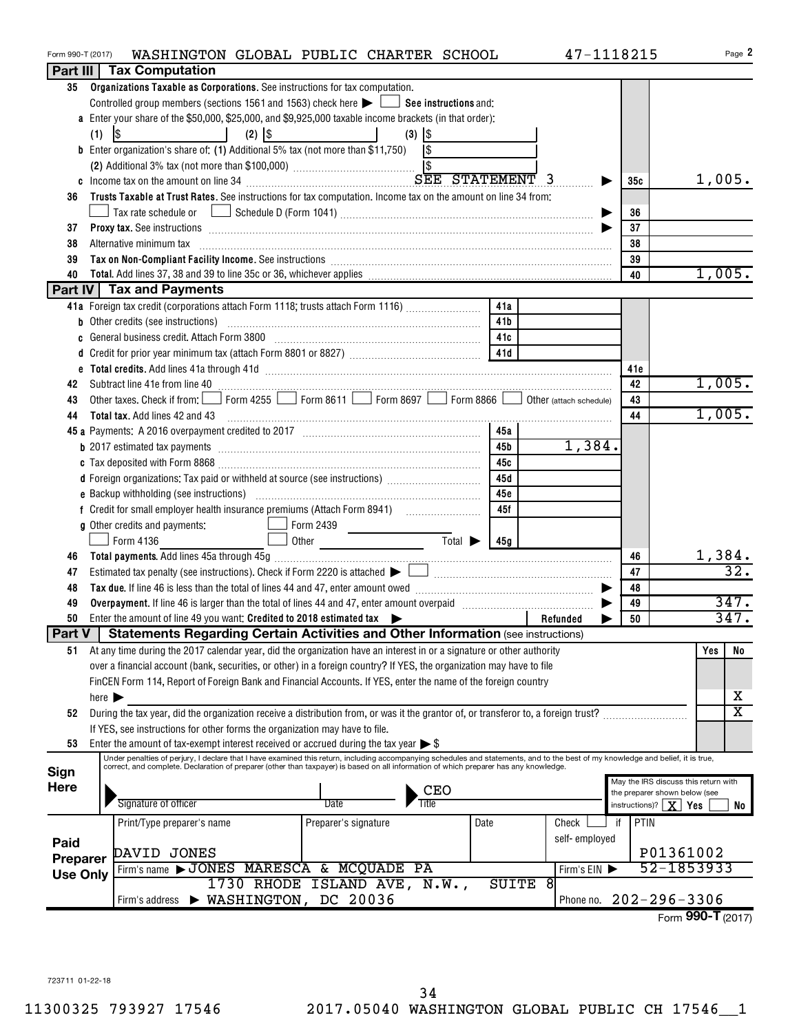Form 990-T (2017) WASHINGTON GLOBAL PUBLIC CHARTER SCHOOL 47-1118215 Page 2

## Part III | Tax Computation

| | | | |
|---|---|---|---|
| 35 | **Organizations Taxable as Corporations.** See instructions for tax computation. Controlled group members (sections 1561 and 1563) check here ▶ ☐ **See instructions** and: | | |
| a | Enter your share of the $50,000, $25,000, and $9,925,000 taxable income brackets (in that order): (1) $ (2) $ (3) $ | | |
| b | Enter organization's share of: (1) Additional 5% tax (not more than $11,750) $ (2) Additional 3% tax (not more than $100,000) $ | | |
| c | Income tax on the amount on line 34 SEE STATEMENT 3 ▶ | 35c | 1,005. |
| 36 | **Trusts Taxable at Trust Rates.** See instructions for tax computation. Income tax on the amount on line 34 from: ☐ Tax rate schedule or ☐ Schedule D (Form 1041) ▶ | 36 | |
| 37 | **Proxy tax.** See instructions ▶ | 37 | |
| 38 | Alternative minimum tax | 38 | |
| 39 | **Tax on Non-Compliant Facility Income.** See instructions | 39 | |
| 40 | **Total.** Add lines 37, 38 and 39 to line 35c or 36, whichever applies | 40 | 1,005. |

## Part IV | Tax and Payments

| | | | | | |
|---|---|---|---|---|---|
| 41a | Foreign tax credit (corporations attach Form 1118; trusts attach Form 1116) | 41a | | | |
| b | Other credits (see instructions) | 41b | | | |
| c | General business credit. Attach Form 3800 | 41c | | | |
| d | Credit for prior year minimum tax (attach Form 8801 or 8827) | 41d | | | |
| e | **Total credits.** Add lines 41a through 41d | | | 41e | |
| 42 | Subtract line 41e from line 40 | | | 42 | 1,005. |
| 43 | Other taxes. Check if from: ☐ Form 4255 ☐ Form 8611 ☐ Form 8697 ☐ Form 8866 ☐ Other (attach schedule) | | | 43 | |
| 44 | **Total tax.** Add lines 42 and 43 | | | 44 | 1,005. |
| 45a | Payments: A 2016 overpayment credited to 2017 | 45a | | | |
| b | 2017 estimated tax payments | 45b | 1,384. | | |
| c | Tax deposited with Form 8868 | 45c | | | |
| d | Foreign organizations: Tax paid or withheld at source (see instructions) | 45d | | | |
| e | Backup withholding (see instructions) | 45e | | | |
| f | Credit for small employer health insurance premiums (Attach Form 8941) | 45f | | | |
| g | Other credits and payments: ☐ Form 2439 ☐ Form 4136 ☐ Other Total ▶ | 45g | | | |
| 46 | **Total payments.** Add lines 45a through 45g | | | 46 | 1,384. |
| 47 | Estimated tax penalty (see instructions). Check if Form 2220 is attached ▶ ☐ | | | 47 | 32. |
| 48 | **Tax due.** If line 46 is less than the total of lines 44 and 47, enter amount owed ▶ | | | 48 | |
| 49 | **Overpayment.** If line 46 is larger than the total of lines 44 and 47, enter amount overpaid ▶ | | | 49 | 347. |
| 50 | Enter the amount of line 49 you want: **Credited to 2018 estimated tax** ▶ | | Refunded ▶ | 50 | 347. |

## Part V | Statements Regarding Certain Activities and Other Information (see instructions)

| | | Yes | No |
|---|---|---|---|
| 51 | At any time during the 2017 calendar year, did the organization have an interest in or a signature or other authority over a financial account (bank, securities, or other) in a foreign country? If YES, the organization may have to file FinCEN Form 114, Report of Foreign Bank and Financial Accounts. If YES, enter the name of the foreign country here ▶ | | X |
| 52 | During the tax year, did the organization receive a distribution from, or was it the grantor of, or transferor to, a foreign trust? If YES, see instructions for other forms the organization may have to file. | | X |
| 53 | Enter the amount of tax-exempt interest received or accrued during the tax year ▶ $ | | |

**Sign Here**

Under penalties of perjury, I declare that I have examined this return, including accompanying schedules and statements, and to the best of my knowledge and belief, it is true, correct, and complete. Declaration of preparer (other than taxpayer) is based on all information of which preparer has any knowledge.

Signature of officer | Date | Title: CEO

May the IRS discuss this return with the preparer shown below (see instructions)? ☒ Yes ☐ No

**Paid Preparer Use Only**

| Print/Type preparer's name | Preparer's signature | Date | Check ☐ if self-employed | PTIN |
|---|---|---|---|---|
| DAVID JONES | | | | P01361002 |

Firm's name ▶ JONES MARESCA & MCQUADE PA — Firm's EIN ▶ 52-1853933

Firm's address ▶ 1730 RHODE ISLAND AVE, N.W., SUITE 8 WASHINGTON, DC 20036 — Phone no. 202-296-3306

Form **990-T** (2017)

723711 01-22-18

11300325 793927 17546 2017.05040 WASHINGTON GLOBAL PUBLIC CH 17546__1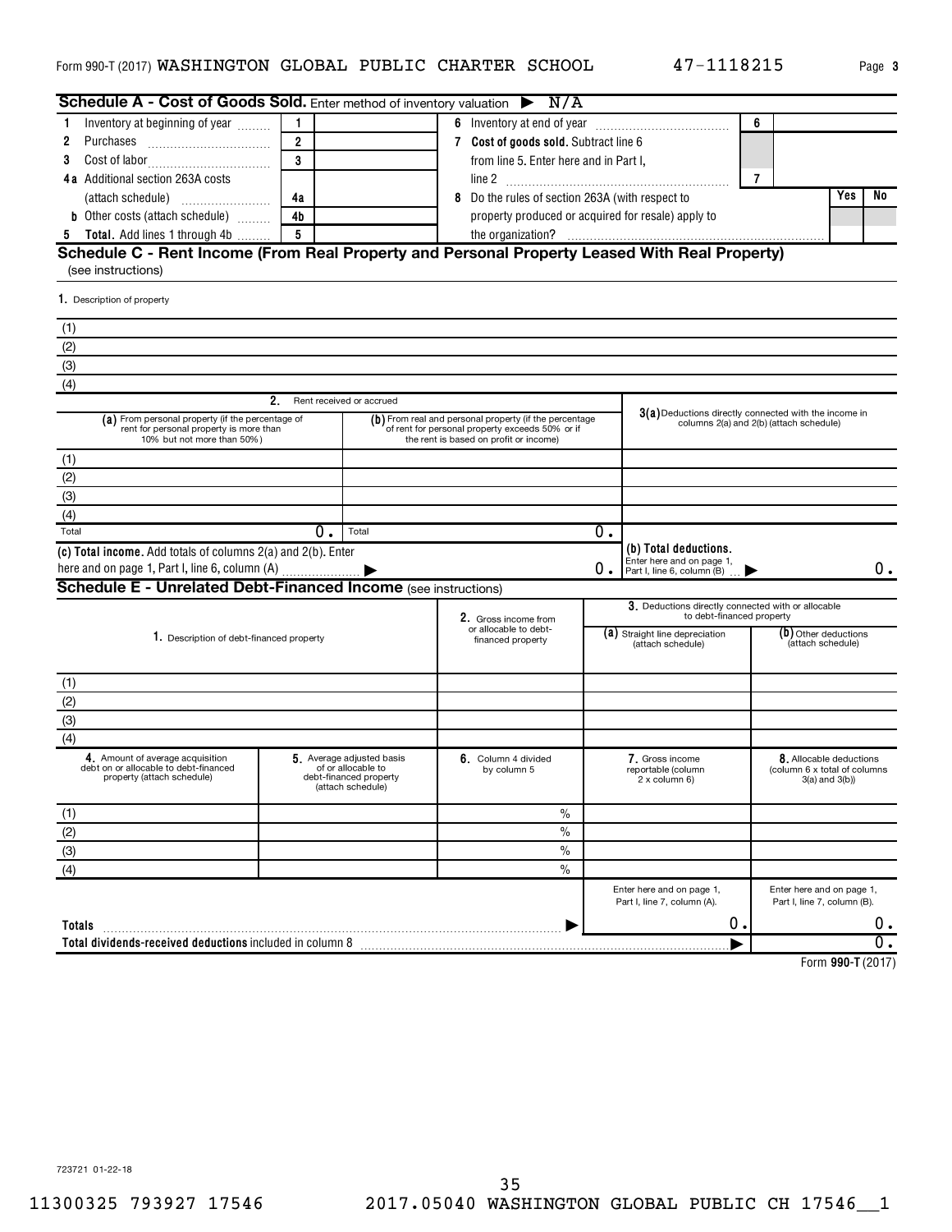Form 990-T (2017) WASHINGTON GLOBAL PUBLIC CHARTER SCHOOL 47-1118215

## Schedule A - Cost of Goods Sold. Enter method of inventory valuation ▶ N/A

| | | | | | | |
|---|---|---|---|---|---|---|
| 1 Inventory at beginning of year | 1 | | 6 Inventory at end of year | 6 | | |
| 2 Purchases | 2 | | 7 Cost of goods sold. Subtract line 6 from line 5. Enter here and in Part I, line 2 | 7 | | |
| 3 Cost of labor | 3 | | | | | |
| 4a Additional section 263A costs (attach schedule) | 4a | | 8 Do the rules of section 263A (with respect to property produced or acquired for resale) apply to the organization? | | Yes | No |
| b Other costs (attach schedule) | 4b | | | | | |
| 5 Total. Add lines 1 through 4b | 5 | | | | | |

## Schedule C - Rent Income (From Real Property and Personal Property Leased With Real Property)

(see instructions)

1. Description of property

(1)

(2)

(3)

(4)

| | 2. Rent received or accrued | | 3(a) Deductions directly connected with the income in columns 2(a) and 2(b) (attach schedule) |
|---|---|---|---|
| | (a) From personal property (if the percentage of rent for personal property is more than 10% but not more than 50%) | (b) From real and personal property (if the percentage of rent for personal property exceeds 50% or if the rent is based on profit or income) | |
| (1) | | | |
| (2) | | | |
| (3) | | | |
| (4) | | | |
| Total | 0. | 0. | |
| (c) Total income. Add totals of columns 2(a) and 2(b). Enter here and on page 1, Part I, line 6, column (A) ▶ | | 0. | (b) Total deductions. Enter here and on page 1, Part I, line 6, column (B) ▶ 0. |

## Schedule E - Unrelated Debt-Financed Income (see instructions)

| | 1. Description of debt-financed property | 2. Gross income from or allocable to debt-financed property | 3. Deductions directly connected with or allocable to debt-financed property: (a) Straight line depreciation (attach schedule) | (b) Other deductions (attach schedule) |
|---|---|---|---|---|
| (1) | | | | |
| (2) | | | | |
| (3) | | | | |
| (4) | | | | |

| | 4. Amount of average acquisition debt on or allocable to debt-financed property (attach schedule) | 5. Average adjusted basis of or allocable to debt-financed property (attach schedule) | 6. Column 4 divided by column 5 | 7. Gross income reportable (column 2 x column 6) | 8. Allocable deductions (column 6 x total of columns 3(a) and 3(b)) |
|---|---|---|---|---|---|
| (1) | | | % | | |
| (2) | | | % | | |
| (3) | | | % | | |
| (4) | | | % | | |
| | | | | Enter here and on page 1, Part I, line 7, column (A). | Enter here and on page 1, Part I, line 7, column (B). |
| Totals ▶ | | | | 0. | 0. |
| Total dividends-received deductions included in column 8 ▶ | | | | | 0. |

Form 990-T (2017)

723721 01-22-18

11300325 793927 17546 2017.05040 WASHINGTON GLOBAL PUBLIC CH 17546__1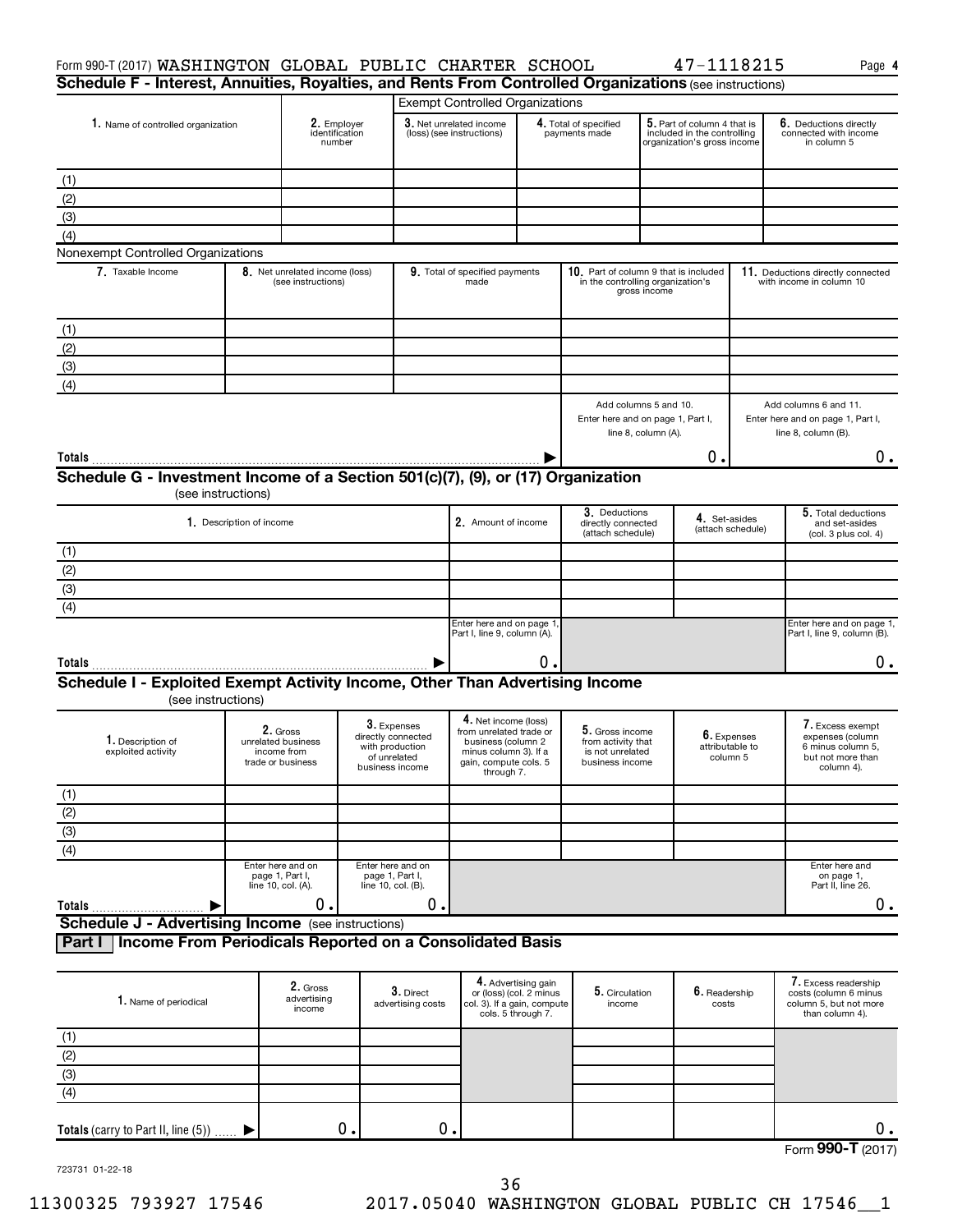Form 990-T (2017) WASHINGTON GLOBAL PUBLIC CHARTER SCHOOL 47-1118215 Page **4**

## Schedule F - Interest, Annuities, Royalties, and Rents From Controlled Organizations (see instructions)

| | | Exempt Controlled Organizations | | | |
|---|---|---|---|---|---|
| **1.** Name of controlled organization | **2.** Employer identification number | **3.** Net unrelated income (loss) (see instructions) | **4.** Total of specified payments made | **5.** Part of column 4 that is included in the controlling organization's gross income | **6.** Deductions directly connected with income in column 5 |
| (1) | | | | | |
| (2) | | | | | |
| (3) | | | | | |
| (4) | | | | | |

Nonexempt Controlled Organizations

| **7.** Taxable Income | **8.** Net unrelated income (loss) (see instructions) | **9.** Total of specified payments made | **10.** Part of column 9 that is included in the controlling organization's gross income | **11.** Deductions directly connected with income in column 10 |
|---|---|---|---|---|
| (1) | | | | |
| (2) | | | | |
| (3) | | | | |
| (4) | | | | |
| | | | Add columns 5 and 10. Enter here and on page 1, Part I, line 8, column (A). | Add columns 6 and 11. Enter here and on page 1, Part I, line 8, column (B). |
| **Totals** ▶ | | | 0. | 0. |

## Schedule G - Investment Income of a Section 501(c)(7), (9), or (17) Organization

(see instructions)

| **1.** Description of income | **2.** Amount of income | **3.** Deductions directly connected (attach schedule) | **4.** Set-asides (attach schedule) | **5.** Total deductions and set-asides (col. 3 plus col. 4) |
|---|---|---|---|---|
| (1) | | | | |
| (2) | | | | |
| (3) | | | | |
| (4) | | | | |
| | Enter here and on page 1, Part I, line 9, column (A). | | | Enter here and on page 1, Part I, line 9, column (B). |
| **Totals** ▶ | 0. | | | 0. |

## Schedule I - Exploited Exempt Activity Income, Other Than Advertising Income

(see instructions)

| **1.** Description of exploited activity | **2.** Gross unrelated business income from trade or business | **3.** Expenses directly connected with production of unrelated business income | **4.** Net income (loss) from unrelated trade or business (column 2 minus column 3). If a gain, compute cols. 5 through 7. | **5.** Gross income from activity that is not unrelated business income | **6.** Expenses attributable to column 5 | **7.** Excess exempt expenses (column 6 minus column 5, but not more than column 4). |
|---|---|---|---|---|---|---|
| (1) | | | | | | |
| (2) | | | | | | |
| (3) | | | | | | |
| (4) | | | | | | |
| | Enter here and on page 1, Part I, line 10, col. (A). | Enter here and on page 1, Part I, line 10, col. (B). | | | | Enter here and on page 1, Part II, line 26. |
| **Totals** ▶ | 0. | 0. | | | | 0. |

## Schedule J - Advertising Income (see instructions)

### Part I Income From Periodicals Reported on a Consolidated Basis

| **1.** Name of periodical | **2.** Gross advertising income | **3.** Direct advertising costs | **4.** Advertising gain or (loss) (col. 2 minus col. 3). If a gain, compute cols. 5 through 7. | **5.** Circulation income | **6.** Readership costs | **7.** Excess readership costs (column 6 minus column 5, but not more than column 4). |
|---|---|---|---|---|---|---|
| (1) | | | | | | |
| (2) | | | | | | |
| (3) | | | | | | |
| (4) | | | | | | |
| **Totals** (carry to Part II, line (5)) ▶ | 0. | 0. | | | | 0. |

Form **990-T** (2017)

723731 01-22-18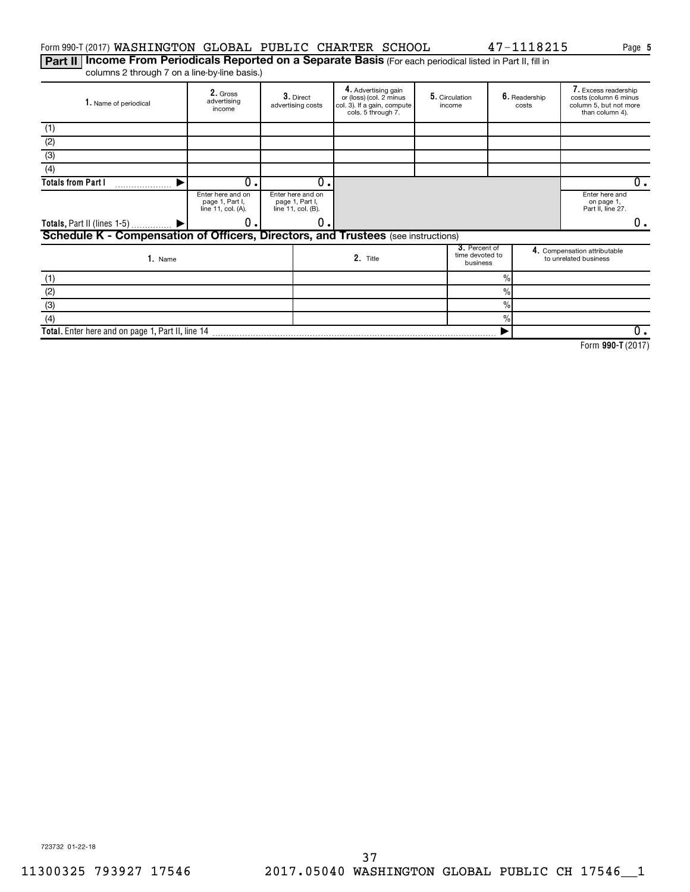Form 990-T (2017) WASHINGTON GLOBAL PUBLIC CHARTER SCHOOL 47-1118215

**Part II** **Income From Periodicals Reported on a Separate Basis** (For each periodical listed in Part II, fill in columns 2 through 7 on a line-by-line basis.)

| 1. Name of periodical | 2. Gross advertising income | 3. Direct advertising costs | 4. Advertising gain or (loss) (col. 2 minus col. 3). If a gain, compute cols. 5 through 7. | 5. Circulation income | 6. Readership costs | 7. Excess readership costs (column 6 minus column 5, but not more than column 4). |
|---|---|---|---|---|---|---|
| (1) | | | | | | |
| (2) | | | | | | |
| (3) | | | | | | |
| (4) | | | | | | |
| **Totals from Part I** ▶ | 0. | 0. | | | | 0. |
| | Enter here and on page 1, Part I, line 11, col. (A). | Enter here and on page 1, Part I, line 11, col. (B). | | | | Enter here and on page 1, Part II, line 27. |
| **Totals,** Part II (lines 1-5) ▶ | 0. | 0. | | | | 0. |

**Schedule K - Compensation of Officers, Directors, and Trustees** (see instructions)

| 1. Name | 2. Title | 3. Percent of time devoted to business | 4. Compensation attributable to unrelated business |
|---|---|---|---|
| (1) | | % | |
| (2) | | % | |
| (3) | | % | |
| (4) | | % | |
| **Total.** Enter here and on page 1, Part II, line 14 | | ▶ | 0. |

Form **990-T** (2017)

723732 01-22-18

11300325 793927 17546 2017.05040 WASHINGTON GLOBAL PUBLIC CH 17546__1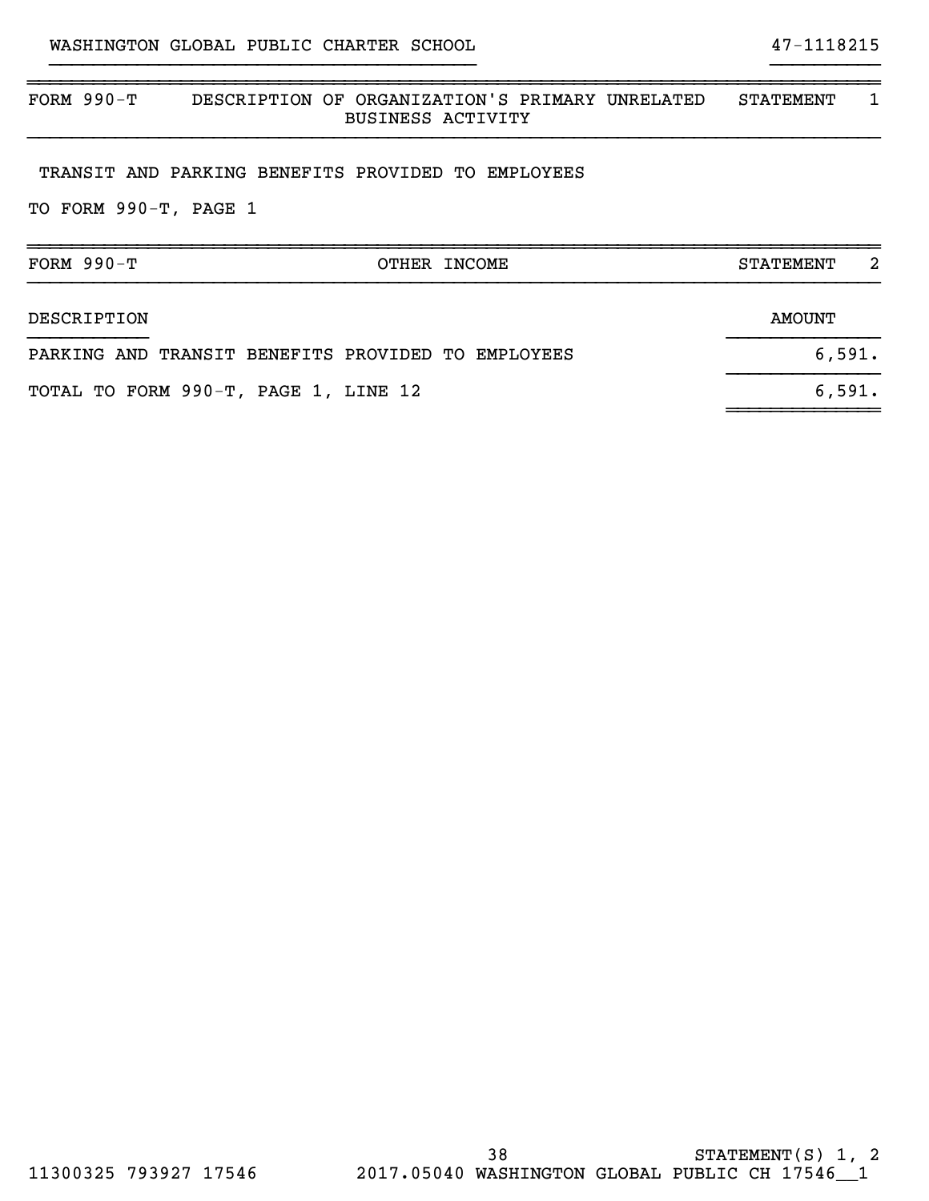WASHINGTON GLOBAL PUBLIC CHARTER SCHOOL 47-1118215

| FORM 990-T | DESCRIPTION OF ORGANIZATION'S PRIMARY UNRELATED BUSINESS ACTIVITY | STATEMENT 1 |
|---|---|---|

TRANSIT AND PARKING BENEFITS PROVIDED TO EMPLOYEES

TO FORM 990-T, PAGE 1

| FORM 990-T | OTHER INCOME | STATEMENT 2 |
|---|---|---|

| DESCRIPTION | AMOUNT |
|---|---|
| PARKING AND TRANSIT BENEFITS PROVIDED TO EMPLOYEES | 6,591. |
| TOTAL TO FORM 990-T, PAGE 1, LINE 12 | 6,591. |

STATEMENT(S) 1, 2

11300325 793927 17546 2017.05040 WASHINGTON GLOBAL PUBLIC CH 17546__1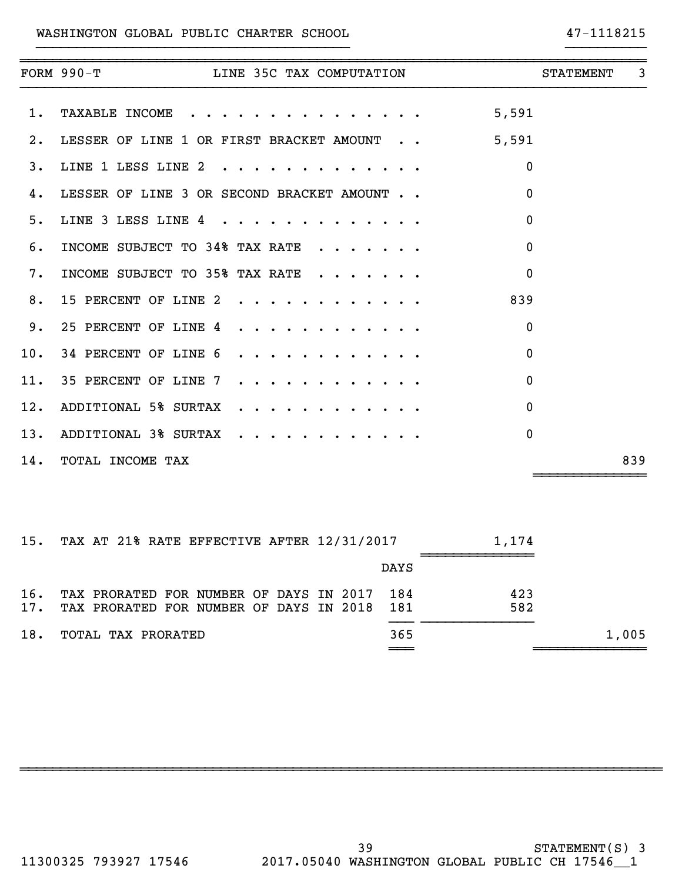WASHINGTON GLOBAL PUBLIC CHARTER SCHOOL 47-1118215

| FORM 990-T | LINE 35C TAX COMPUTATION | | STATEMENT 3 |
|---|---|---|---|
| 1. | TAXABLE INCOME | 5,591 | |
| 2. | LESSER OF LINE 1 OR FIRST BRACKET AMOUNT | 5,591 | |
| 3. | LINE 1 LESS LINE 2 | 0 | |
| 4. | LESSER OF LINE 3 OR SECOND BRACKET AMOUNT | 0 | |
| 5. | LINE 3 LESS LINE 4 | 0 | |
| 6. | INCOME SUBJECT TO 34% TAX RATE | 0 | |
| 7. | INCOME SUBJECT TO 35% TAX RATE | 0 | |
| 8. | 15 PERCENT OF LINE 2 | 839 | |
| 9. | 25 PERCENT OF LINE 4 | 0 | |
| 10. | 34 PERCENT OF LINE 6 | 0 | |
| 11. | 35 PERCENT OF LINE 7 | 0 | |
| 12. | ADDITIONAL 5% SURTAX | 0 | |
| 13. | ADDITIONAL 3% SURTAX | 0 | |
| 14. | TOTAL INCOME TAX | | 839 |

| | | DAYS | | |
|---|---|---|---|---|
| 15. | TAX AT 21% RATE EFFECTIVE AFTER 12/31/2017 | | 1,174 | |
| 16. | TAX PRORATED FOR NUMBER OF DAYS IN 2017 | 184 | 423 | |
| 17. | TAX PRORATED FOR NUMBER OF DAYS IN 2018 | 181 | 582 | |
| 18. | TOTAL TAX PRORATED | 365 | | 1,005 |

STATEMENT(S) 3

11300325 793927 17546 2017.05040 WASHINGTON GLOBAL PUBLIC CH 17546__1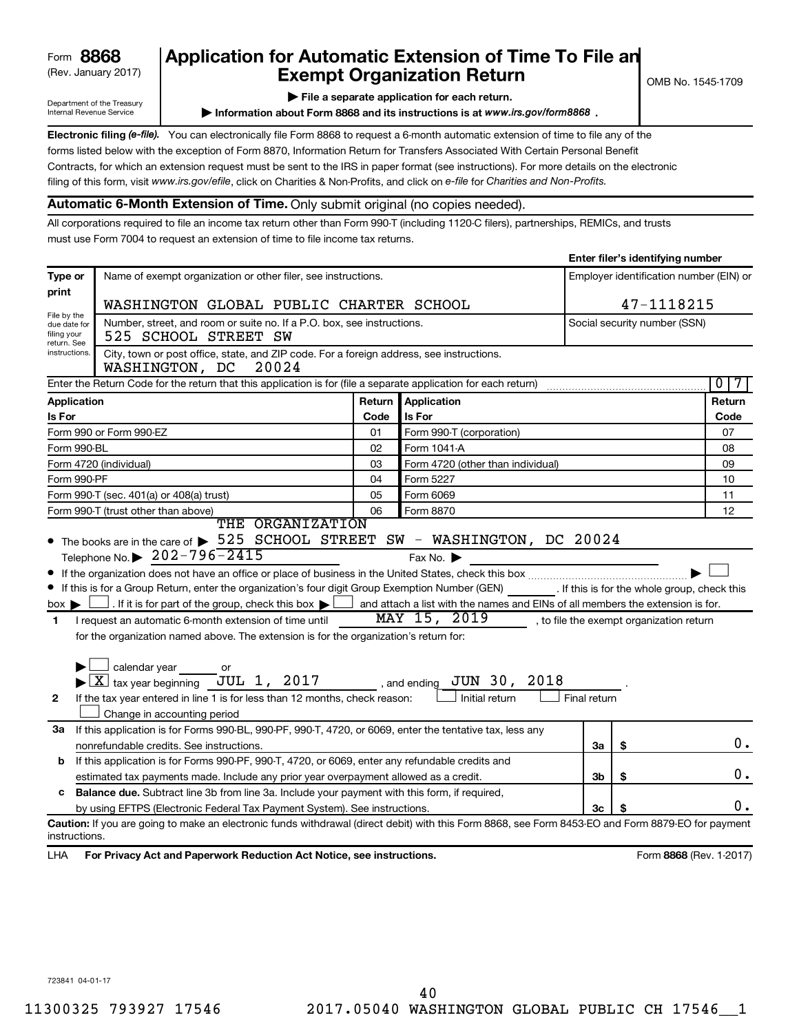Form **8868**
(Rev. January 2017)

Department of the Treasury
Internal Revenue Service

# Application for Automatic Extension of Time To File an Exempt Organization Return

OMB No. 1545-1709

▶ **File a separate application for each return.**

▶ **Information about Form 8868 and its instructions is at *www.irs.gov/form8868*.**

**Electronic filing *(e-file)*.** You can electronically file Form 8868 to request a 6-month automatic extension of time to file any of the forms listed below with the exception of Form 8870, Information Return for Transfers Associated With Certain Personal Benefit Contracts, for which an extension request must be sent to the IRS in paper format (see instructions). For more details on the electronic filing of this form, visit *www.irs.gov/efile*, click on Charities & Non-Profits, and click on *e-file* for *Charities and Non-Profits.*

## Automatic 6-Month Extension of Time. Only submit original (no copies needed).

All corporations required to file an income tax return other than Form 990-T (including 1120-C filers), partnerships, REMICs, and trusts must use Form 7004 to request an extension of time to file income tax returns.

**Enter filer's identifying number**

| | | |
|---|---|---|
| **Type or print** | Name of exempt organization or other filer, see instructions.<br>WASHINGTON GLOBAL PUBLIC CHARTER SCHOOL | Employer identification number (EIN) or<br>47-1118215 |
| File by the due date for filing your return. See instructions. | Number, street, and room or suite no. If a P.O. box, see instructions.<br>525 SCHOOL STREET SW | Social security number (SSN) |
| | City, town or post office, state, and ZIP code. For a foreign address, see instructions.<br>WASHINGTON, DC 20024 | |

Enter the Return Code for the return that this application is for (file a separate application for each return) .......... 0 7

| **Application Is For** | **Return Code** | **Application Is For** | **Return Code** |
|---|---|---|---|
| Form 990 or Form 990-EZ | 01 | Form 990-T (corporation) | 07 |
| Form 990-BL | 02 | Form 1041-A | 08 |
| Form 4720 (individual) | 03 | Form 4720 (other than individual) | 09 |
| Form 990-PF | 04 | Form 5227 | 10 |
| Form 990-T (sec. 401(a) or 408(a) trust) | 05 | Form 6069 | 11 |
| Form 990-T (trust other than above) | 06 | Form 8870 | 12 |

- The books are in the care of ▶ THE ORGANIZATION 525 SCHOOL STREET SW - WASHINGTON, DC 20024
  Telephone No. ▶ 202-796-2415 Fax No. ▶
- If the organization does not have an office or place of business in the United States, check this box .......... ▶ ☐
- If this is for a Group Return, enter the organization's four digit Group Exemption Number (GEN) ________. If this is for the whole group, check this box ▶ ☐. If it is for part of the group, check this box ▶ ☐ and attach a list with the names and EINs of all members the extension is for.

**1** I request an automatic 6-month extension of time until MAY 15, 2019, to file the exempt organization return for the organization named above. The extension is for the organization's return for:

▶ ☐ calendar year ______ or
▶ ☒ tax year beginning JUL 1, 2017, and ending JUN 30, 2018.

**2** If the tax year entered in line 1 is for less than 12 months, check reason: ☐ Initial return ☐ Final return
☐ Change in accounting period

| | | | |
|---|---|---|---|
| **3a** | If this application is for Forms 990-BL, 990-PF, 990-T, 4720, or 6069, enter the tentative tax, less any nonrefundable credits. See instructions. | **3a** | $ 0. |
| **b** | If this application is for Forms 990-PF, 990-T, 4720, or 6069, enter any refundable credits and estimated tax payments made. Include any prior year overpayment allowed as a credit. | **3b** | $ 0. |
| **c** | **Balance due.** Subtract line 3b from line 3a. Include your payment with this form, if required, by using EFTPS (Electronic Federal Tax Payment System). See instructions. | **3c** | $ 0. |

**Caution:** If you are going to make an electronic funds withdrawal (direct debit) with this Form 8868, see Form 8453-EO and Form 8879-EO for payment instructions.

LHA **For Privacy Act and Paperwork Reduction Act Notice, see instructions.** Form **8868** (Rev. 1-2017)

723841 04-01-17

11300325 793927 17546 2017.05040 WASHINGTON GLOBAL PUBLIC CH 17546__1